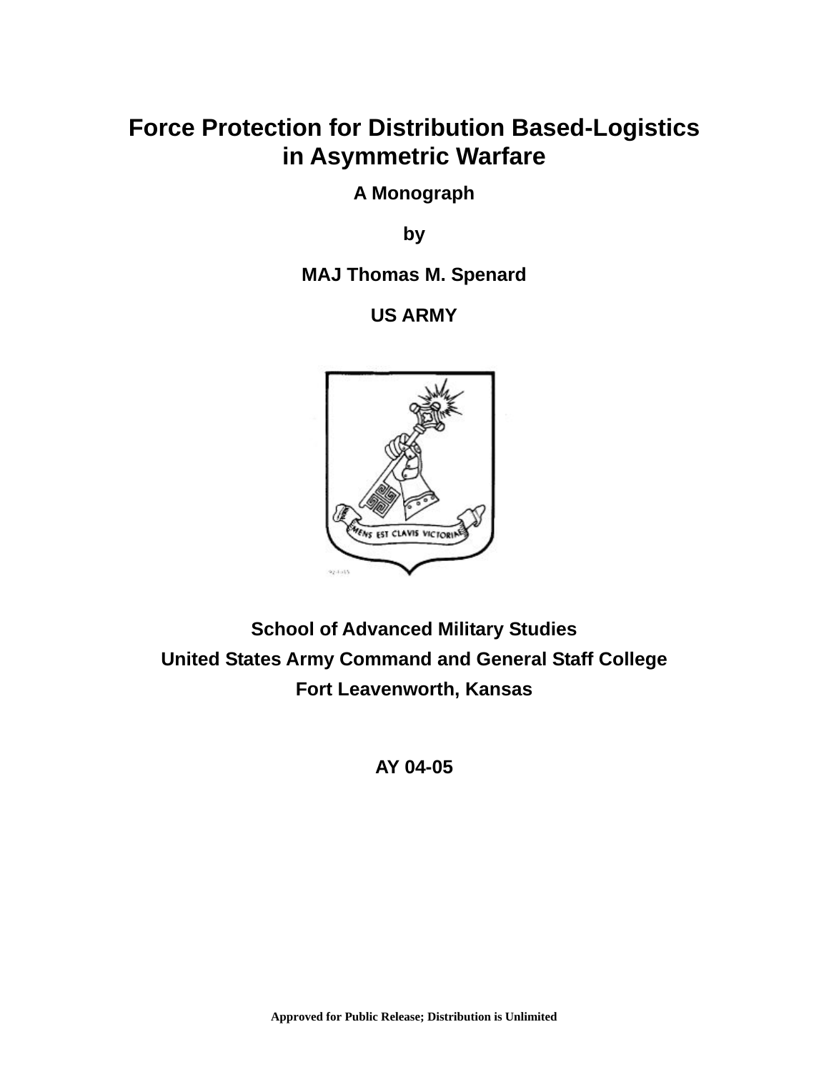# Force Protection for Distribution Based-Logistics in Asymmetric Warfare

**A Monograph**

**by**

**MAJ Thomas M. Spenard**

**US ARMY**

**School of Advanced Military Studies**

**United States Army Command and General Staff College**

**Fort Leavenworth, Kansas**

**AY 04-05**

**Approved for Public Release; Distribution is Unlimited**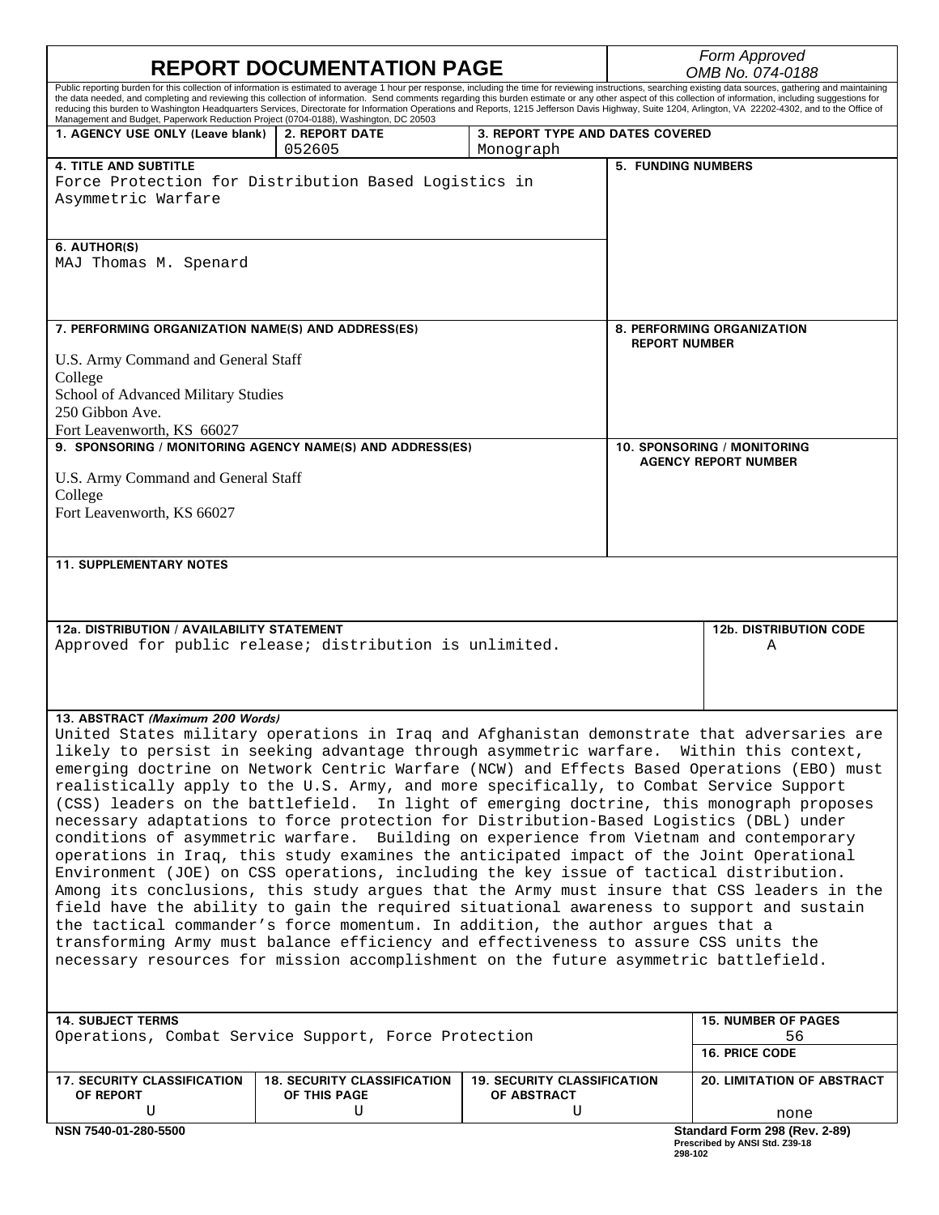# REPORT DOCUMENTATION PAGE

*Form Approved*
*OMB No. 074-0188*

Public reporting burden for this collection of information is estimated to average 1 hour per response, including the time for reviewing instructions, searching existing data sources, gathering and maintaining the data needed, and completing and reviewing this collection of information. Send comments regarding this burden estimate or any other aspect of this collection of information, including suggestions for reducing this burden to Washington Headquarters Services, Directorate for Information Operations and Reports, 1215 Jefferson Davis Highway, Suite 1204, Arlington, VA 22202-4302, and to the Office of Management and Budget, Paperwork Reduction Project (0704-0188), Washington, DC 20503

| 1. AGENCY USE ONLY (Leave blank) | 2. REPORT DATE | 3. REPORT TYPE AND DATES COVERED |
|---|---|---|
| | 052605 | Monograph |

**4. TITLE AND SUBTITLE**
Force Protection for Distribution Based Logistics in Asymmetric Warfare

**5. FUNDING NUMBERS**

**6. AUTHOR(S)**
MAJ Thomas M. Spenard

**7. PERFORMING ORGANIZATION NAME(S) AND ADDRESS(ES)**
U.S. Army Command and General Staff College
School of Advanced Military Studies
250 Gibbon Ave.
Fort Leavenworth, KS 66027

**8. PERFORMING ORGANIZATION REPORT NUMBER**

**9. SPONSORING / MONITORING AGENCY NAME(S) AND ADDRESS(ES)**
U.S. Army Command and General Staff College
Fort Leavenworth, KS 66027

**10. SPONSORING / MONITORING AGENCY REPORT NUMBER**

**11. SUPPLEMENTARY NOTES**

| 12a. DISTRIBUTION / AVAILABILITY STATEMENT | 12b. DISTRIBUTION CODE |
|---|---|
| Approved for public release; distribution is unlimited. | A |

**13. ABSTRACT *(Maximum 200 Words)***
United States military operations in Iraq and Afghanistan demonstrate that adversaries are likely to persist in seeking advantage through asymmetric warfare. Within this context, emerging doctrine on Network Centric Warfare (NCW) and Effects Based Operations (EBO) must realistically apply to the U.S. Army, and more specifically, to Combat Service Support (CSS) leaders on the battlefield. In light of emerging doctrine, this monograph proposes necessary adaptations to force protection for Distribution-Based Logistics (DBL) under conditions of asymmetric warfare. Building on experience from Vietnam and contemporary operations in Iraq, this study examines the anticipated impact of the Joint Operational Environment (JOE) on CSS operations, including the key issue of tactical distribution. Among its conclusions, this study argues that the Army must insure that CSS leaders in the field have the ability to gain the required situational awareness to support and sustain the tactical commander's force momentum. In addition, the author argues that a transforming Army must balance efficiency and effectiveness to assure CSS units the necessary resources for mission accomplishment on the future asymmetric battlefield.

| 14. SUBJECT TERMS | 15. NUMBER OF PAGES |
|---|---|
| Operations, Combat Service Support, Force Protection | 56 |
| | **16. PRICE CODE** |

| 17. SECURITY CLASSIFICATION OF REPORT | 18. SECURITY CLASSIFICATION OF THIS PAGE | 19. SECURITY CLASSIFICATION OF ABSTRACT | 20. LIMITATION OF ABSTRACT |
|---|---|---|---|
| U | U | U | none |

NSN 7540-01-280-5500

Standard Form 298 (Rev. 2-89)
Prescribed by ANSI Std. Z39-18
298-102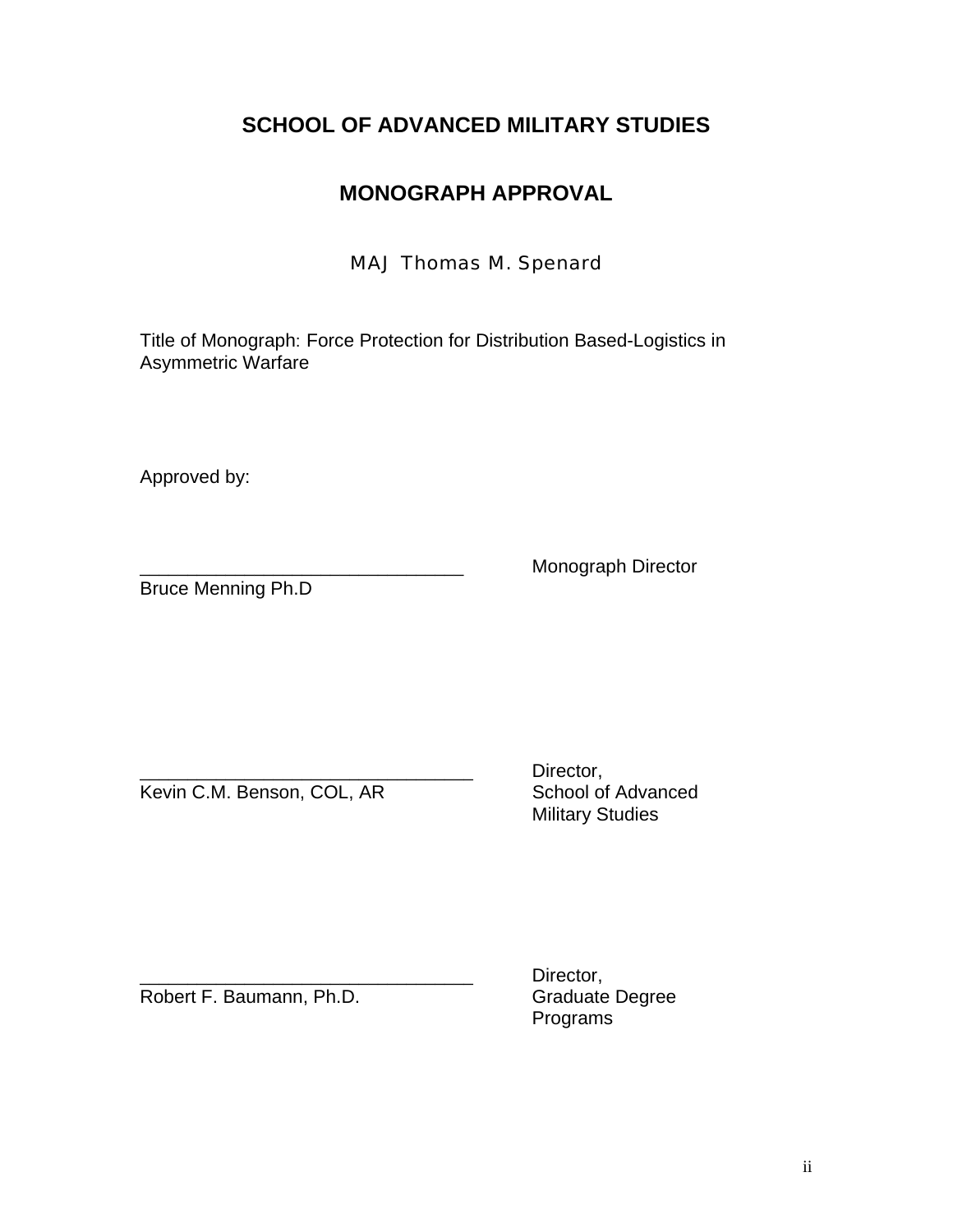# SCHOOL OF ADVANCED MILITARY STUDIES

## MONOGRAPH APPROVAL

MAJ Thomas M. Spenard

Title of Monograph: Force Protection for Distribution Based-Logistics in Asymmetric Warfare

Approved by:

________________________________ Monograph Director
Bruce Menning Ph.D

________________________________ Director,
Kevin C.M. Benson, COL, AR School of Advanced Military Studies

________________________________ Director,
Robert F. Baumann, Ph.D. Graduate Degree Programs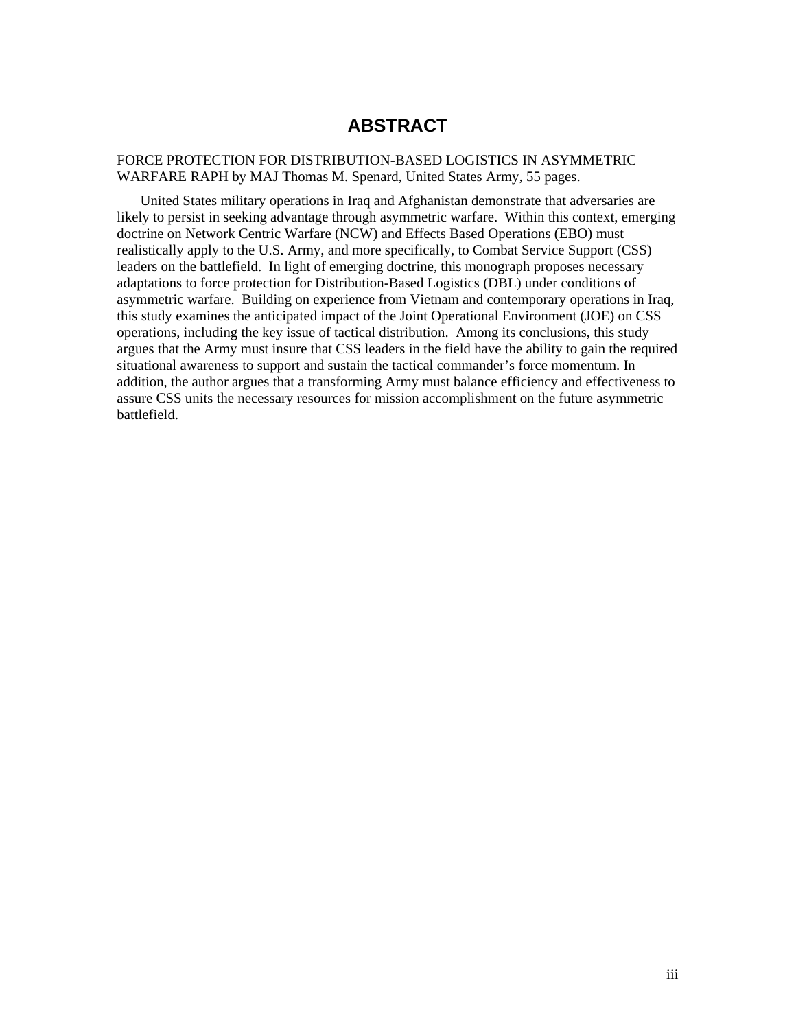# ABSTRACT

FORCE PROTECTION FOR DISTRIBUTION-BASED LOGISTICS IN ASYMMETRIC WARFARE RAPH by MAJ Thomas M. Spenard, United States Army, 55 pages.

United States military operations in Iraq and Afghanistan demonstrate that adversaries are likely to persist in seeking advantage through asymmetric warfare. Within this context, emerging doctrine on Network Centric Warfare (NCW) and Effects Based Operations (EBO) must realistically apply to the U.S. Army, and more specifically, to Combat Service Support (CSS) leaders on the battlefield. In light of emerging doctrine, this monograph proposes necessary adaptations to force protection for Distribution-Based Logistics (DBL) under conditions of asymmetric warfare. Building on experience from Vietnam and contemporary operations in Iraq, this study examines the anticipated impact of the Joint Operational Environment (JOE) on CSS operations, including the key issue of tactical distribution. Among its conclusions, this study argues that the Army must insure that CSS leaders in the field have the ability to gain the required situational awareness to support and sustain the tactical commander's force momentum. In addition, the author argues that a transforming Army must balance efficiency and effectiveness to assure CSS units the necessary resources for mission accomplishment on the future asymmetric battlefield.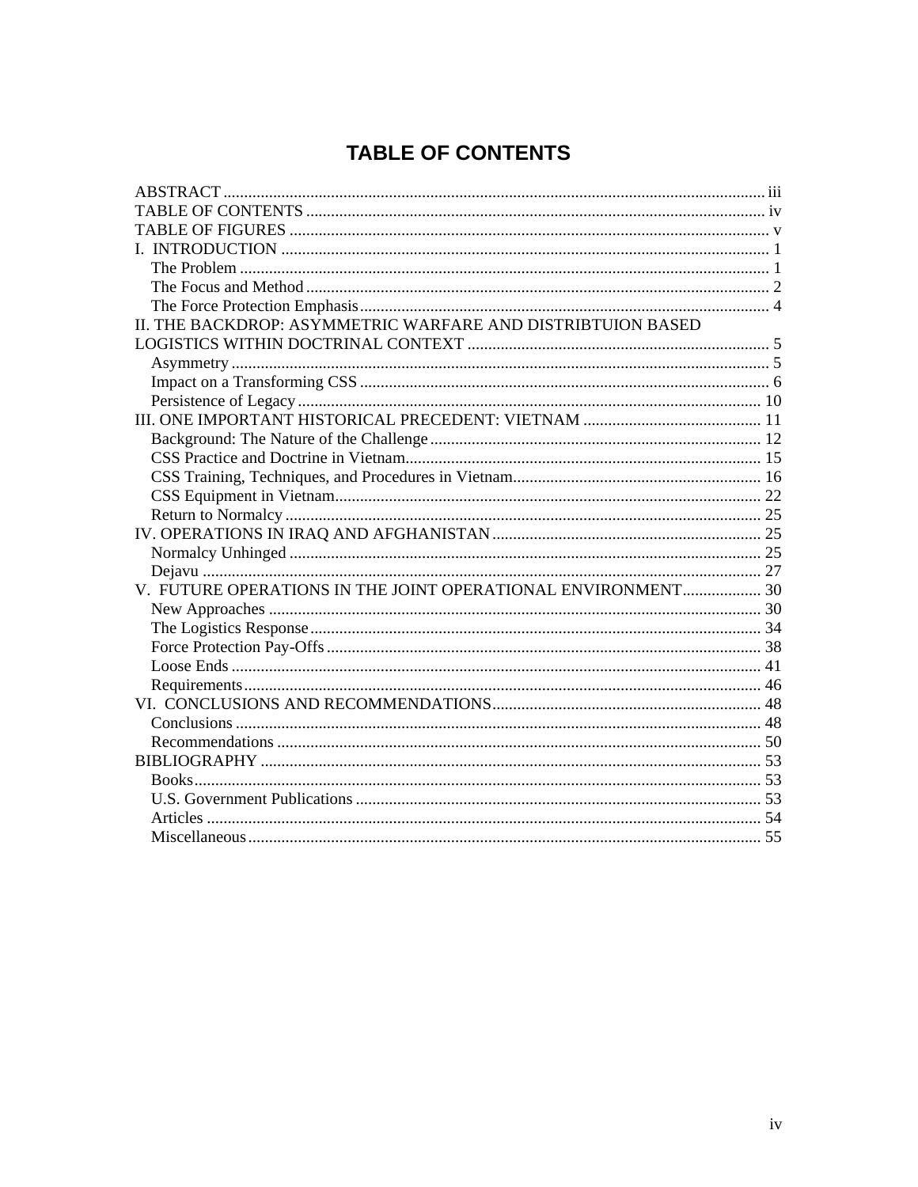# TABLE OF CONTENTS

ABSTRACT .......... iii
TABLE OF CONTENTS .......... iv
TABLE OF FIGURES .......... v
I. INTRODUCTION .......... 1
- The Problem .......... 1
- The Focus and Method .......... 2
- The Force Protection Emphasis .......... 4

II. THE BACKDROP: ASYMMETRIC WARFARE AND DISTRIBTUION BASED LOGISTICS WITHIN DOCTRINAL CONTEXT .......... 5
- Asymmetry .......... 5
- Impact on a Transforming CSS .......... 6
- Persistence of Legacy .......... 10

III. ONE IMPORTANT HISTORICAL PRECEDENT: VIETNAM .......... 11
- Background: The Nature of the Challenge .......... 12
- CSS Practice and Doctrine in Vietnam .......... 15
- CSS Training, Techniques, and Procedures in Vietnam .......... 16
- CSS Equipment in Vietnam .......... 22
- Return to Normalcy .......... 25

IV. OPERATIONS IN IRAQ AND AFGHANISTAN .......... 25
- Normalcy Unhinged .......... 25
- Dejavu .......... 27

V. FUTURE OPERATIONS IN THE JOINT OPERATIONAL ENVIRONMENT .......... 30
- New Approaches .......... 30
- The Logistics Response .......... 34
- Force Protection Pay-Offs .......... 38
- Loose Ends .......... 41
- Requirements .......... 46

VI. CONCLUSIONS AND RECOMMENDATIONS .......... 48
- Conclusions .......... 48
- Recommendations .......... 50

BIBLIOGRAPHY .......... 53
- Books .......... 53
- U.S. Government Publications .......... 53
- Articles .......... 54
- Miscellaneous .......... 55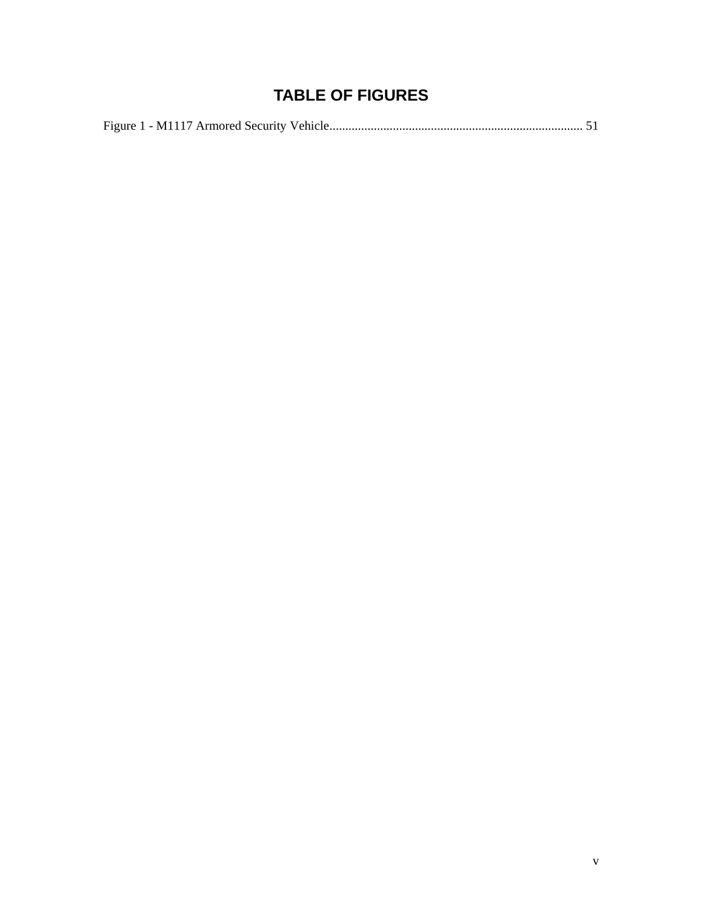# TABLE OF FIGURES

Figure 1 - M1117 Armored Security Vehicle................................................................................ 51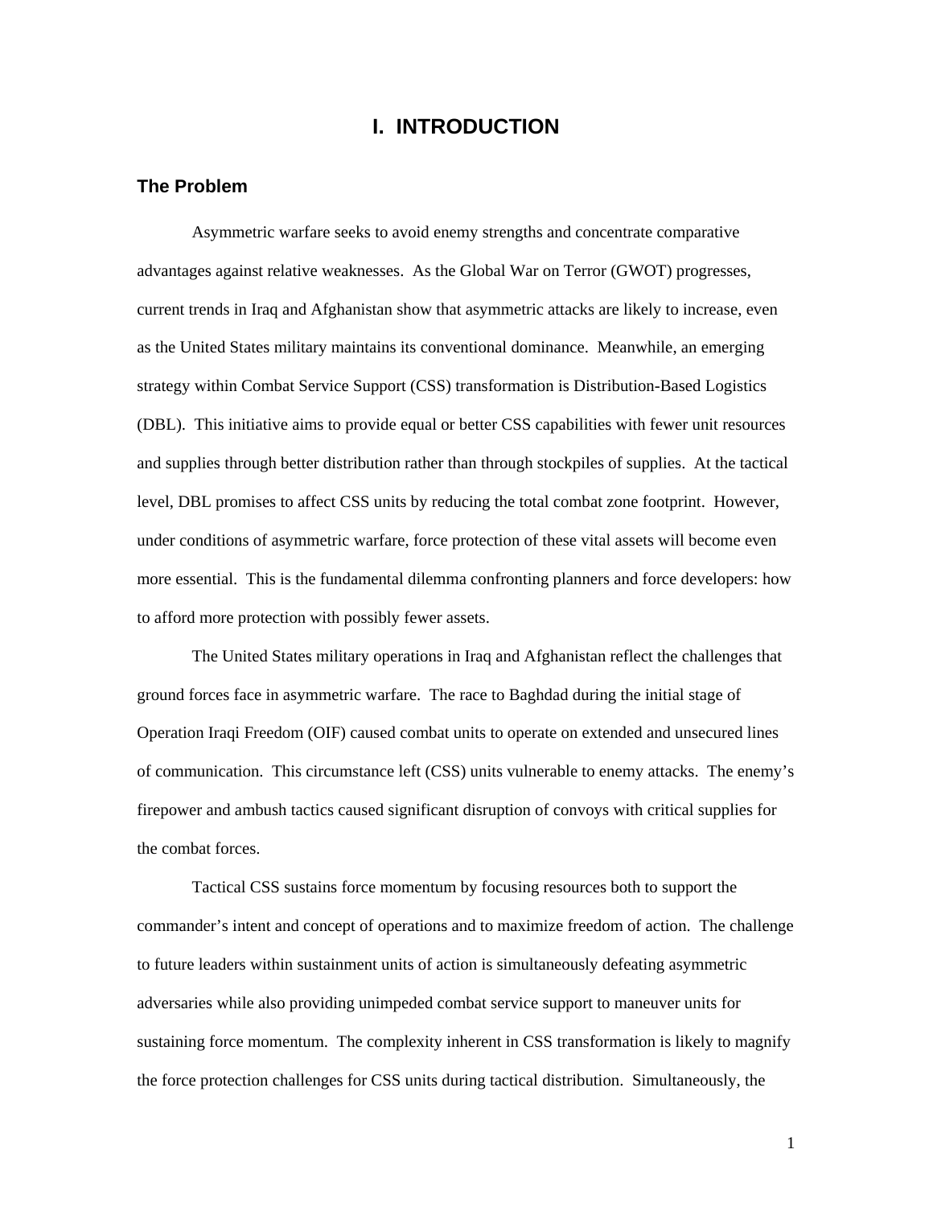# I. INTRODUCTION

## The Problem

Asymmetric warfare seeks to avoid enemy strengths and concentrate comparative advantages against relative weaknesses. As the Global War on Terror (GWOT) progresses, current trends in Iraq and Afghanistan show that asymmetric attacks are likely to increase, even as the United States military maintains its conventional dominance. Meanwhile, an emerging strategy within Combat Service Support (CSS) transformation is Distribution-Based Logistics (DBL). This initiative aims to provide equal or better CSS capabilities with fewer unit resources and supplies through better distribution rather than through stockpiles of supplies. At the tactical level, DBL promises to affect CSS units by reducing the total combat zone footprint. However, under conditions of asymmetric warfare, force protection of these vital assets will become even more essential. This is the fundamental dilemma confronting planners and force developers: how to afford more protection with possibly fewer assets.

The United States military operations in Iraq and Afghanistan reflect the challenges that ground forces face in asymmetric warfare. The race to Baghdad during the initial stage of Operation Iraqi Freedom (OIF) caused combat units to operate on extended and unsecured lines of communication. This circumstance left (CSS) units vulnerable to enemy attacks. The enemy's firepower and ambush tactics caused significant disruption of convoys with critical supplies for the combat forces.

Tactical CSS sustains force momentum by focusing resources both to support the commander's intent and concept of operations and to maximize freedom of action. The challenge to future leaders within sustainment units of action is simultaneously defeating asymmetric adversaries while also providing unimpeded combat service support to maneuver units for sustaining force momentum. The complexity inherent in CSS transformation is likely to magnify the force protection challenges for CSS units during tactical distribution. Simultaneously, the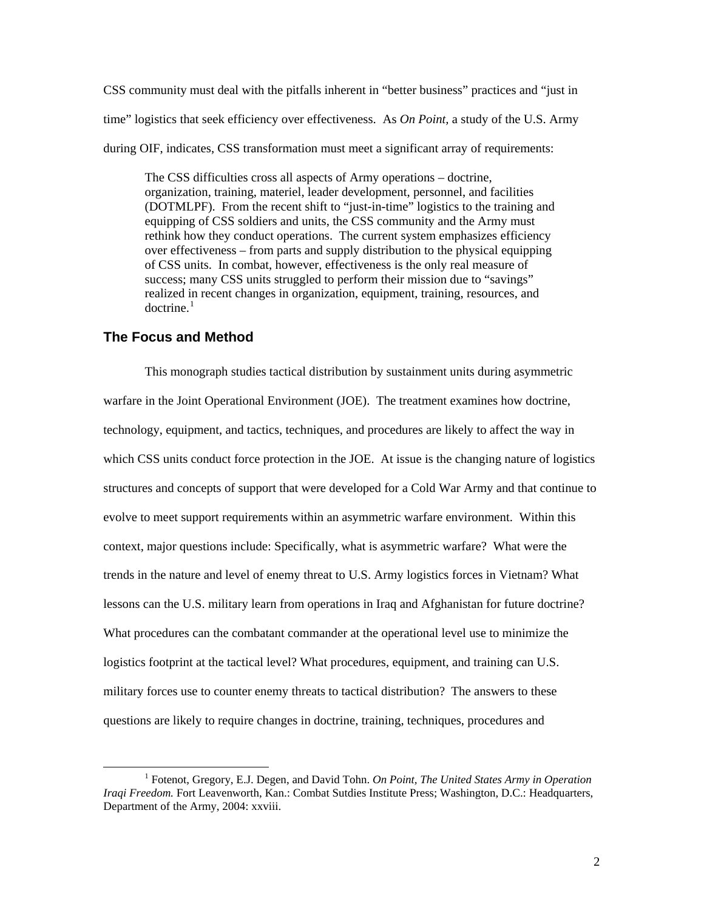CSS community must deal with the pitfalls inherent in "better business" practices and "just in time" logistics that seek efficiency over effectiveness. As *On Point,* a study of the U.S. Army during OIF, indicates, CSS transformation must meet a significant array of requirements:

> The CSS difficulties cross all aspects of Army operations – doctrine, organization, training, materiel, leader development, personnel, and facilities (DOTMLPF). From the recent shift to "just-in-time" logistics to the training and equipping of CSS soldiers and units, the CSS community and the Army must rethink how they conduct operations. The current system emphasizes efficiency over effectiveness – from parts and supply distribution to the physical equipping of CSS units. In combat, however, effectiveness is the only real measure of success; many CSS units struggled to perform their mission due to "savings" realized in recent changes in organization, equipment, training, resources, and doctrine.[1]

## The Focus and Method

This monograph studies tactical distribution by sustainment units during asymmetric warfare in the Joint Operational Environment (JOE). The treatment examines how doctrine, technology, equipment, and tactics, techniques, and procedures are likely to affect the way in which CSS units conduct force protection in the JOE. At issue is the changing nature of logistics structures and concepts of support that were developed for a Cold War Army and that continue to evolve to meet support requirements within an asymmetric warfare environment. Within this context, major questions include: Specifically, what is asymmetric warfare? What were the trends in the nature and level of enemy threat to U.S. Army logistics forces in Vietnam? What lessons can the U.S. military learn from operations in Iraq and Afghanistan for future doctrine? What procedures can the combatant commander at the operational level use to minimize the logistics footprint at the tactical level? What procedures, equipment, and training can U.S. military forces use to counter enemy threats to tactical distribution? The answers to these questions are likely to require changes in doctrine, training, techniques, procedures and

---

[1] Fotenot, Gregory, E.J. Degen, and David Tohn. *On Point, The United States Army in Operation Iraqi Freedom.* Fort Leavenworth, Kan.: Combat Sutdies Institute Press; Washington, D.C.: Headquarters, Department of the Army, 2004: xxviii.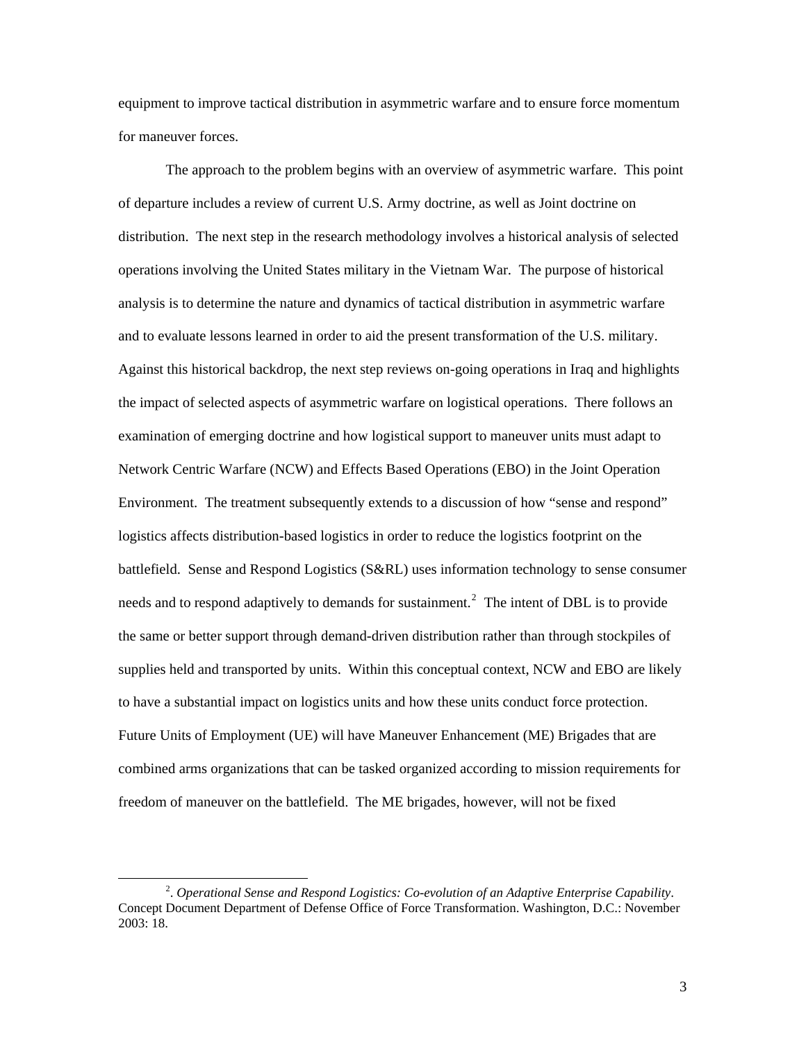equipment to improve tactical distribution in asymmetric warfare and to ensure force momentum for maneuver forces.

The approach to the problem begins with an overview of asymmetric warfare. This point of departure includes a review of current U.S. Army doctrine, as well as Joint doctrine on distribution. The next step in the research methodology involves a historical analysis of selected operations involving the United States military in the Vietnam War. The purpose of historical analysis is to determine the nature and dynamics of tactical distribution in asymmetric warfare and to evaluate lessons learned in order to aid the present transformation of the U.S. military. Against this historical backdrop, the next step reviews on-going operations in Iraq and highlights the impact of selected aspects of asymmetric warfare on logistical operations. There follows an examination of emerging doctrine and how logistical support to maneuver units must adapt to Network Centric Warfare (NCW) and Effects Based Operations (EBO) in the Joint Operation Environment. The treatment subsequently extends to a discussion of how "sense and respond" logistics affects distribution-based logistics in order to reduce the logistics footprint on the battlefield. Sense and Respond Logistics (S&RL) uses information technology to sense consumer needs and to respond adaptively to demands for sustainment.[2] The intent of DBL is to provide the same or better support through demand-driven distribution rather than through stockpiles of supplies held and transported by units. Within this conceptual context, NCW and EBO are likely to have a substantial impact on logistics units and how these units conduct force protection. Future Units of Employment (UE) will have Maneuver Enhancement (ME) Brigades that are combined arms organizations that can be tasked organized according to mission requirements for freedom of maneuver on the battlefield. The ME brigades, however, will not be fixed

---

[2]. *Operational Sense and Respond Logistics: Co-evolution of an Adaptive Enterprise Capability*. Concept Document Department of Defense Office of Force Transformation. Washington, D.C.: November 2003: 18.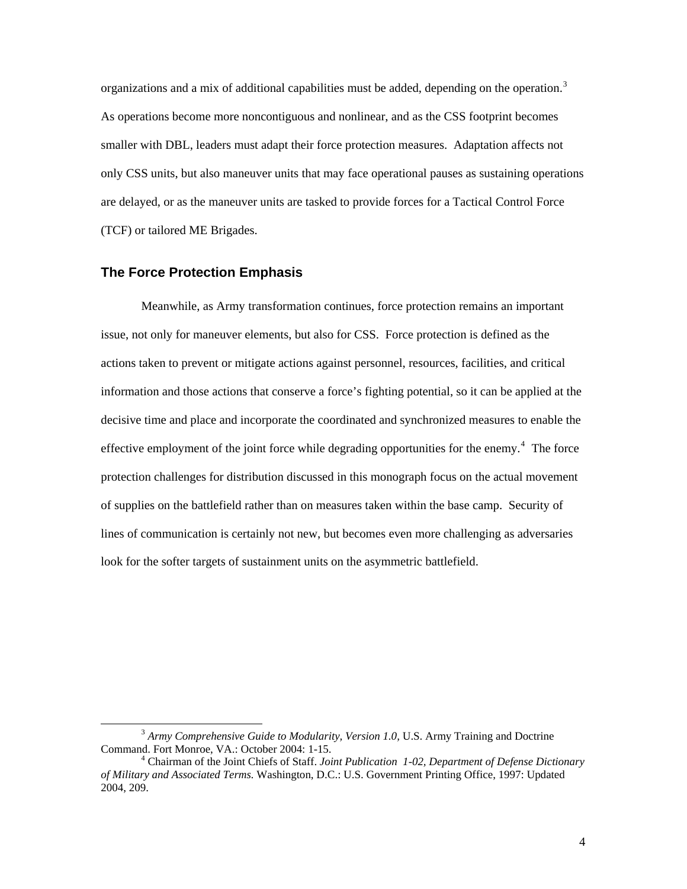organizations and a mix of additional capabilities must be added, depending on the operation.[3] As operations become more noncontiguous and nonlinear, and as the CSS footprint becomes smaller with DBL, leaders must adapt their force protection measures. Adaptation affects not only CSS units, but also maneuver units that may face operational pauses as sustaining operations are delayed, or as the maneuver units are tasked to provide forces for a Tactical Control Force (TCF) or tailored ME Brigades.

## The Force Protection Emphasis

Meanwhile, as Army transformation continues, force protection remains an important issue, not only for maneuver elements, but also for CSS. Force protection is defined as the actions taken to prevent or mitigate actions against personnel, resources, facilities, and critical information and those actions that conserve a force's fighting potential, so it can be applied at the decisive time and place and incorporate the coordinated and synchronized measures to enable the effective employment of the joint force while degrading opportunities for the enemy.[4] The force protection challenges for distribution discussed in this monograph focus on the actual movement of supplies on the battlefield rather than on measures taken within the base camp. Security of lines of communication is certainly not new, but becomes even more challenging as adversaries look for the softer targets of sustainment units on the asymmetric battlefield.

---

[3] *Army Comprehensive Guide to Modularity, Version 1.0,* U.S. Army Training and Doctrine Command. Fort Monroe, VA.: October 2004: 1-15.

[4] Chairman of the Joint Chiefs of Staff. *Joint Publication 1-02, Department of Defense Dictionary of Military and Associated Terms.* Washington, D.C.: U.S. Government Printing Office, 1997: Updated 2004, 209.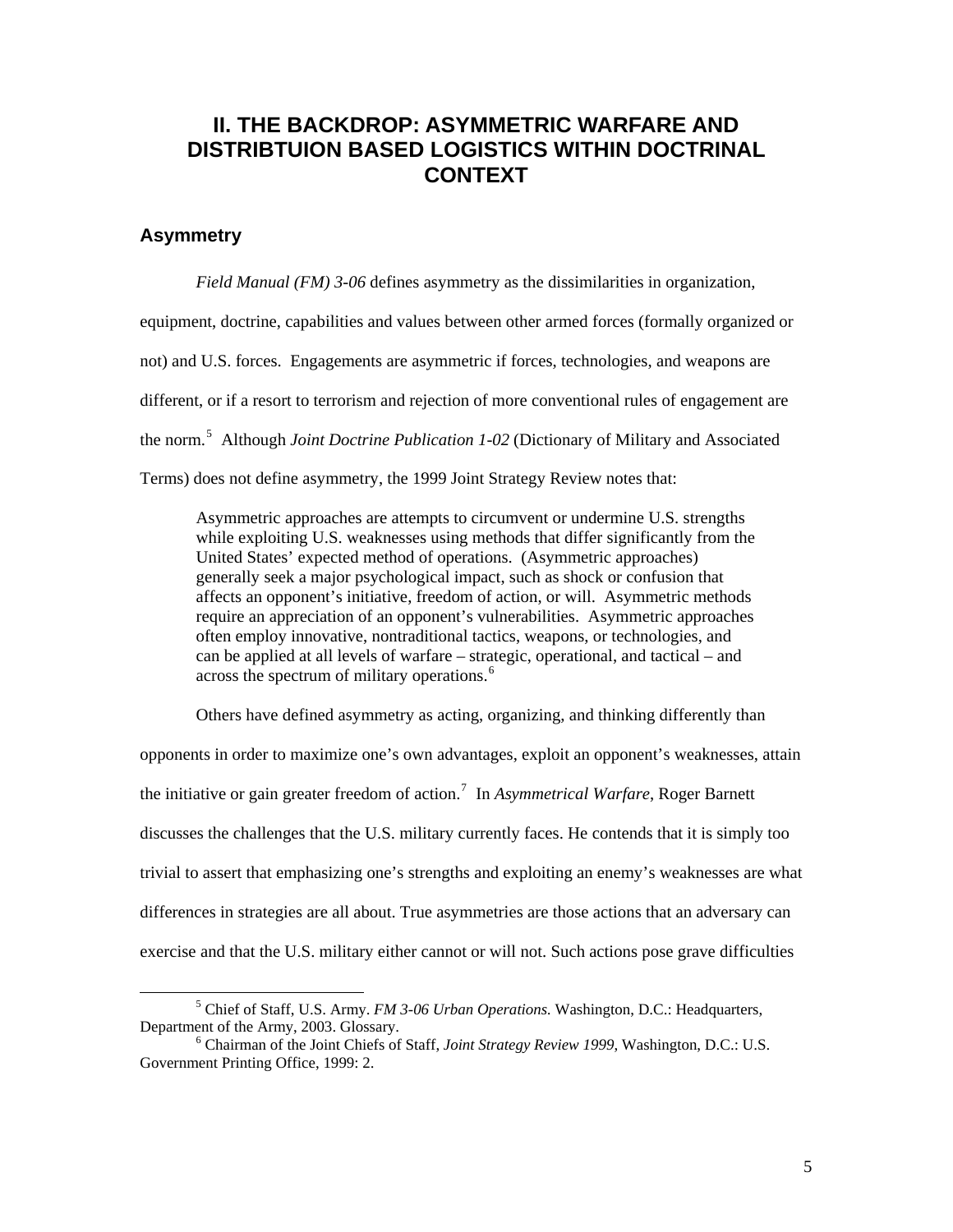# II. THE BACKDROP: ASYMMETRIC WARFARE AND DISTRIBTUION BASED LOGISTICS WITHIN DOCTRINAL CONTEXT

## Asymmetry

*Field Manual (FM) 3-06* defines asymmetry as the dissimilarities in organization, equipment, doctrine, capabilities and values between other armed forces (formally organized or not) and U.S. forces. Engagements are asymmetric if forces, technologies, and weapons are different, or if a resort to terrorism and rejection of more conventional rules of engagement are the norm.[5] Although *Joint Doctrine Publication 1-02* (Dictionary of Military and Associated Terms) does not define asymmetry, the 1999 Joint Strategy Review notes that:

> Asymmetric approaches are attempts to circumvent or undermine U.S. strengths while exploiting U.S. weaknesses using methods that differ significantly from the United States' expected method of operations. (Asymmetric approaches) generally seek a major psychological impact, such as shock or confusion that affects an opponent's initiative, freedom of action, or will. Asymmetric methods require an appreciation of an opponent's vulnerabilities. Asymmetric approaches often employ innovative, nontraditional tactics, weapons, or technologies, and can be applied at all levels of warfare – strategic, operational, and tactical – and across the spectrum of military operations.[6]

Others have defined asymmetry as acting, organizing, and thinking differently than opponents in order to maximize one's own advantages, exploit an opponent's weaknesses, attain the initiative or gain greater freedom of action.[7] In *Asymmetrical Warfare*, Roger Barnett discusses the challenges that the U.S. military currently faces. He contends that it is simply too trivial to assert that emphasizing one's strengths and exploiting an enemy's weaknesses are what differences in strategies are all about. True asymmetries are those actions that an adversary can exercise and that the U.S. military either cannot or will not. Such actions pose grave difficulties

---

[5] Chief of Staff, U.S. Army. *FM 3-06 Urban Operations.* Washington, D.C.: Headquarters, Department of the Army, 2003. Glossary.

[6] Chairman of the Joint Chiefs of Staff, *Joint Strategy Review 1999*, Washington, D.C.: U.S. Government Printing Office, 1999: 2.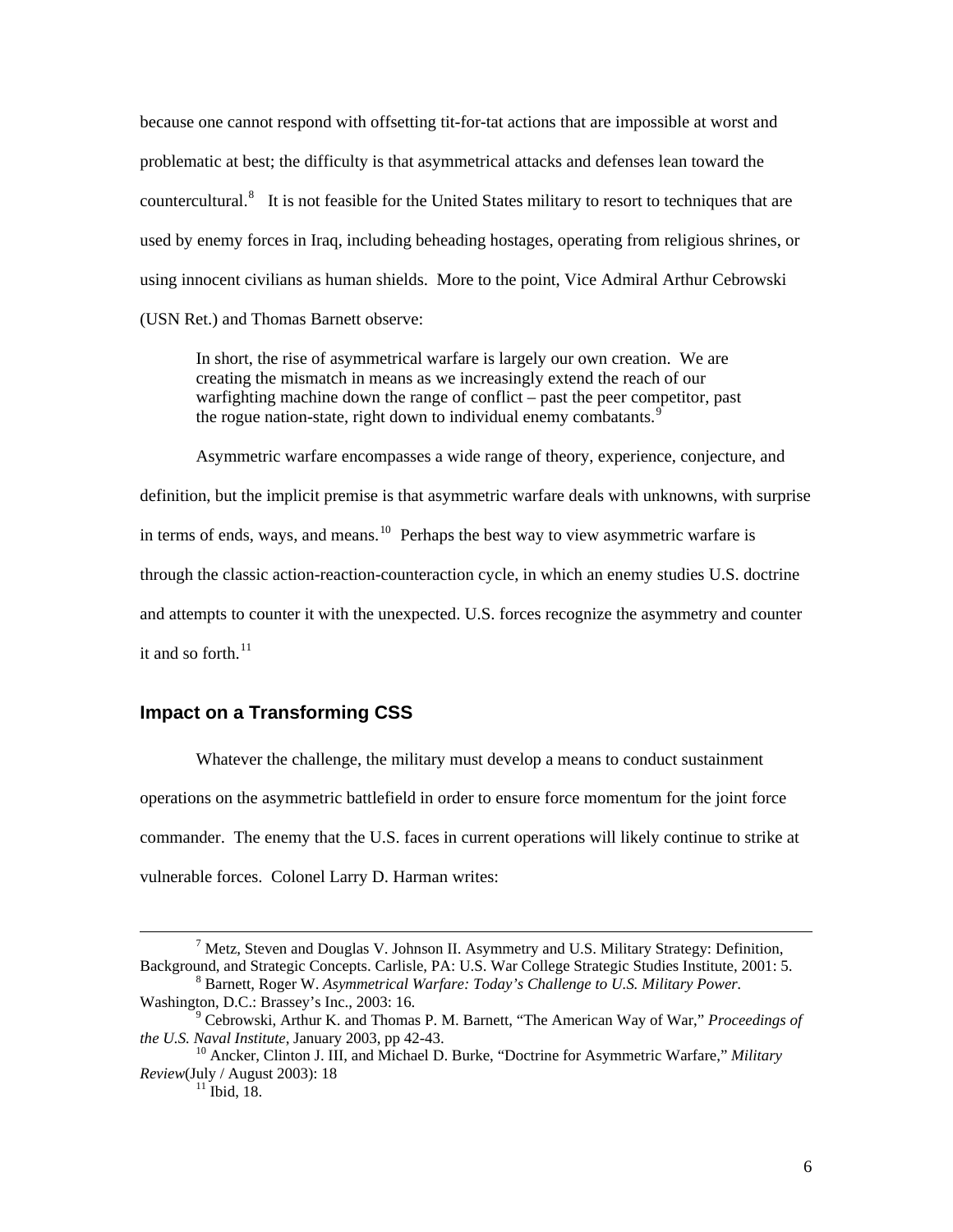because one cannot respond with offsetting tit-for-tat actions that are impossible at worst and problematic at best; the difficulty is that asymmetrical attacks and defenses lean toward the countercultural.[8] It is not feasible for the United States military to resort to techniques that are used by enemy forces in Iraq, including beheading hostages, operating from religious shrines, or using innocent civilians as human shields. More to the point, Vice Admiral Arthur Cebrowski (USN Ret.) and Thomas Barnett observe:

> In short, the rise of asymmetrical warfare is largely our own creation. We are creating the mismatch in means as we increasingly extend the reach of our warfighting machine down the range of conflict – past the peer competitor, past the rogue nation-state, right down to individual enemy combatants.[9]

Asymmetric warfare encompasses a wide range of theory, experience, conjecture, and definition, but the implicit premise is that asymmetric warfare deals with unknowns, with surprise in terms of ends, ways, and means.[10] Perhaps the best way to view asymmetric warfare is through the classic action-reaction-counteraction cycle, in which an enemy studies U.S. doctrine and attempts to counter it with the unexpected. U.S. forces recognize the asymmetry and counter it and so forth.[11]

## Impact on a Transforming CSS

Whatever the challenge, the military must develop a means to conduct sustainment operations on the asymmetric battlefield in order to ensure force momentum for the joint force commander. The enemy that the U.S. faces in current operations will likely continue to strike at vulnerable forces. Colonel Larry D. Harman writes:

---

[7] Metz, Steven and Douglas V. Johnson II. Asymmetry and U.S. Military Strategy: Definition, Background, and Strategic Concepts. Carlisle, PA: U.S. War College Strategic Studies Institute, 2001: 5.

[8] Barnett, Roger W. *Asymmetrical Warfare: Today's Challenge to U.S. Military Power.* Washington, D.C.: Brassey's Inc., 2003: 16.

[9] Cebrowski, Arthur K. and Thomas P. M. Barnett, "The American Way of War," *Proceedings of the U.S. Naval Institute*, January 2003, pp 42-43.

[10] Ancker, Clinton J. III, and Michael D. Burke, "Doctrine for Asymmetric Warfare," *Military Review*(July / August 2003): 18

[11] Ibid, 18.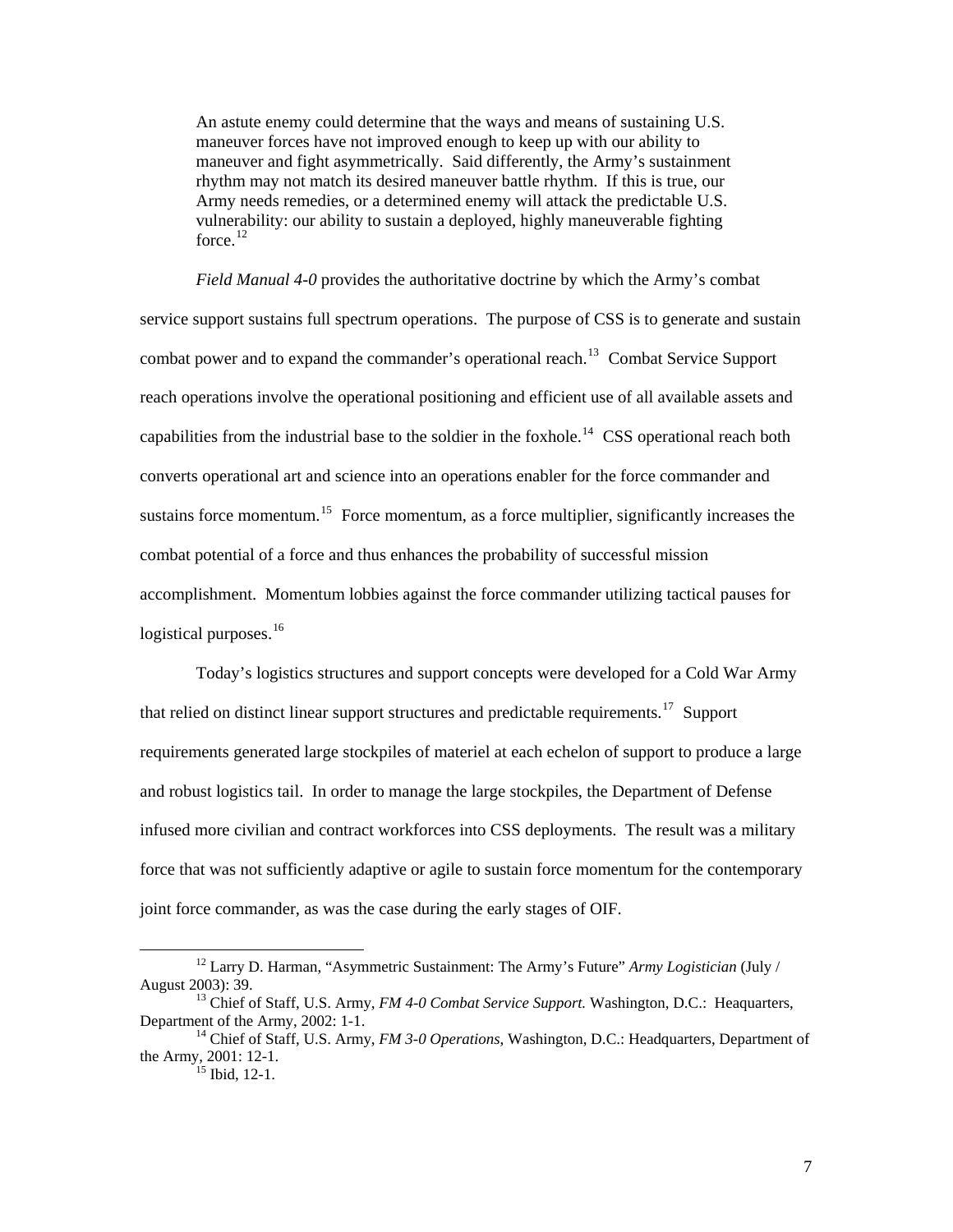> An astute enemy could determine that the ways and means of sustaining U.S. maneuver forces have not improved enough to keep up with our ability to maneuver and fight asymmetrically. Said differently, the Army's sustainment rhythm may not match its desired maneuver battle rhythm. If this is true, our Army needs remedies, or a determined enemy will attack the predictable U.S. vulnerability: our ability to sustain a deployed, highly maneuverable fighting force.[12]

*Field Manual 4-0* provides the authoritative doctrine by which the Army's combat service support sustains full spectrum operations. The purpose of CSS is to generate and sustain combat power and to expand the commander's operational reach.[13] Combat Service Support reach operations involve the operational positioning and efficient use of all available assets and capabilities from the industrial base to the soldier in the foxhole.[14] CSS operational reach both converts operational art and science into an operations enabler for the force commander and sustains force momentum.[15] Force momentum, as a force multiplier, significantly increases the combat potential of a force and thus enhances the probability of successful mission accomplishment. Momentum lobbies against the force commander utilizing tactical pauses for logistical purposes.[16]

Today's logistics structures and support concepts were developed for a Cold War Army that relied on distinct linear support structures and predictable requirements.[17] Support requirements generated large stockpiles of materiel at each echelon of support to produce a large and robust logistics tail. In order to manage the large stockpiles, the Department of Defense infused more civilian and contract workforces into CSS deployments. The result was a military force that was not sufficiently adaptive or agile to sustain force momentum for the contemporary joint force commander, as was the case during the early stages of OIF.

---

[12] Larry D. Harman, "Asymmetric Sustainment: The Army's Future" *Army Logistician* (July / August 2003): 39.

[13] Chief of Staff, U.S. Army, *FM 4-0 Combat Service Support.* Washington, D.C.: Heaquarters, Department of the Army, 2002: 1-1.

[14] Chief of Staff, U.S. Army, *FM 3-0 Operations*, Washington, D.C.: Headquarters, Department of the Army, 2001: 12-1.

[15] Ibid, 12-1.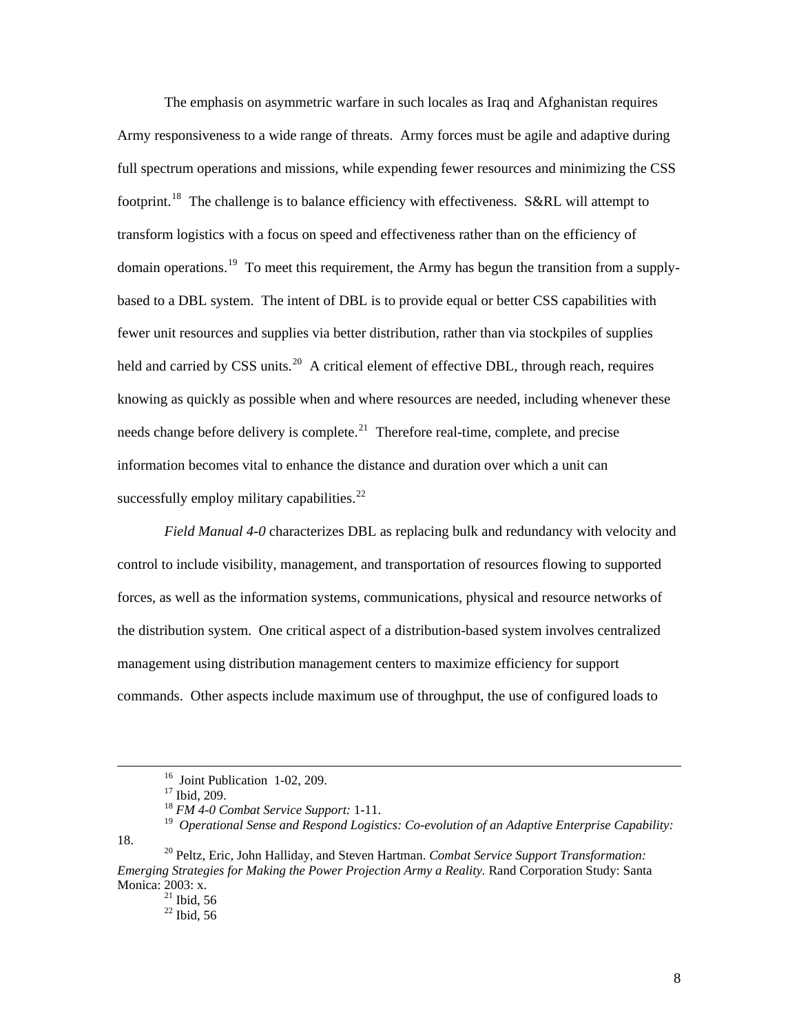The emphasis on asymmetric warfare in such locales as Iraq and Afghanistan requires Army responsiveness to a wide range of threats. Army forces must be agile and adaptive during full spectrum operations and missions, while expending fewer resources and minimizing the CSS footprint.[18] The challenge is to balance efficiency with effectiveness. S&RL will attempt to transform logistics with a focus on speed and effectiveness rather than on the efficiency of domain operations.[19] To meet this requirement, the Army has begun the transition from a supply-based to a DBL system. The intent of DBL is to provide equal or better CSS capabilities with fewer unit resources and supplies via better distribution, rather than via stockpiles of supplies held and carried by CSS units.[20] A critical element of effective DBL, through reach, requires knowing as quickly as possible when and where resources are needed, including whenever these needs change before delivery is complete.[21] Therefore real-time, complete, and precise information becomes vital to enhance the distance and duration over which a unit can successfully employ military capabilities.[22]

*Field Manual 4-0* characterizes DBL as replacing bulk and redundancy with velocity and control to include visibility, management, and transportation of resources flowing to supported forces, as well as the information systems, communications, physical and resource networks of the distribution system. One critical aspect of a distribution-based system involves centralized management using distribution management centers to maximize efficiency for support commands. Other aspects include maximum use of throughput, the use of configured loads to

---

[16] Joint Publication 1-02, 209.

[17] Ibid, 209.

[18] *FM 4-0 Combat Service Support:* 1-11.

[19] *Operational Sense and Respond Logistics: Co-evolution of an Adaptive Enterprise Capability:* 18.

[20] Peltz, Eric, John Halliday, and Steven Hartman. *Combat Service Support Transformation: Emerging Strategies for Making the Power Projection Army a Reality.* Rand Corporation Study: Santa Monica: 2003: x.

[21] Ibid, 56

[22] Ibid, 56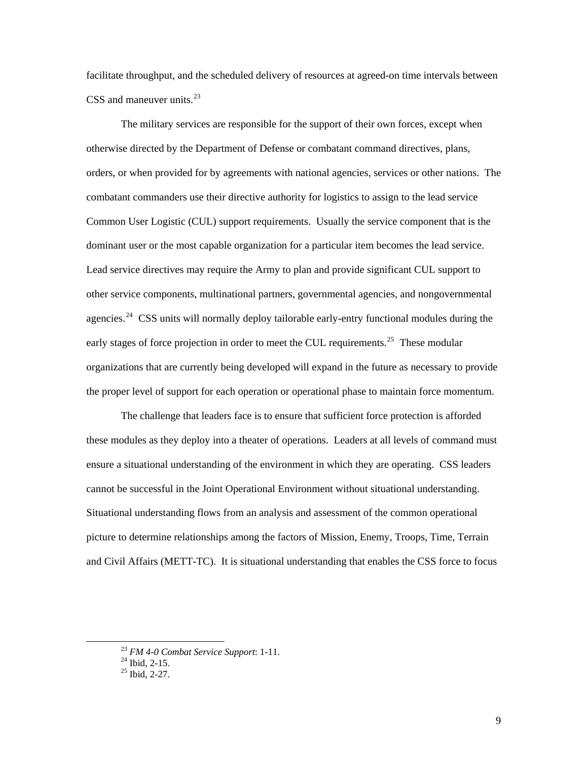facilitate throughput, and the scheduled delivery of resources at agreed-on time intervals between CSS and maneuver units.[23]

The military services are responsible for the support of their own forces, except when otherwise directed by the Department of Defense or combatant command directives, plans, orders, or when provided for by agreements with national agencies, services or other nations. The combatant commanders use their directive authority for logistics to assign to the lead service Common User Logistic (CUL) support requirements. Usually the service component that is the dominant user or the most capable organization for a particular item becomes the lead service. Lead service directives may require the Army to plan and provide significant CUL support to other service components, multinational partners, governmental agencies, and nongovernmental agencies.[24] CSS units will normally deploy tailorable early-entry functional modules during the early stages of force projection in order to meet the CUL requirements.[25] These modular organizations that are currently being developed will expand in the future as necessary to provide the proper level of support for each operation or operational phase to maintain force momentum.

The challenge that leaders face is to ensure that sufficient force protection is afforded these modules as they deploy into a theater of operations. Leaders at all levels of command must ensure a situational understanding of the environment in which they are operating. CSS leaders cannot be successful in the Joint Operational Environment without situational understanding. Situational understanding flows from an analysis and assessment of the common operational picture to determine relationships among the factors of Mission, Enemy, Troops, Time, Terrain and Civil Affairs (METT-TC). It is situational understanding that enables the CSS force to focus

---

[23] *FM 4-0 Combat Service Support*: 1-11.
[24] Ibid, 2-15.
[25] Ibid, 2-27.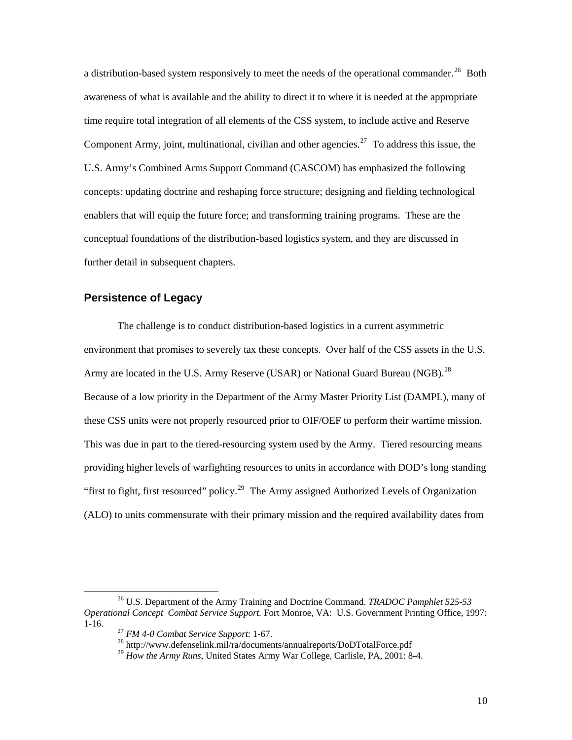a distribution-based system responsively to meet the needs of the operational commander.[26] Both awareness of what is available and the ability to direct it to where it is needed at the appropriate time require total integration of all elements of the CSS system, to include active and Reserve Component Army, joint, multinational, civilian and other agencies.[27] To address this issue, the U.S. Army's Combined Arms Support Command (CASCOM) has emphasized the following concepts: updating doctrine and reshaping force structure; designing and fielding technological enablers that will equip the future force; and transforming training programs. These are the conceptual foundations of the distribution-based logistics system, and they are discussed in further detail in subsequent chapters.

## Persistence of Legacy

The challenge is to conduct distribution-based logistics in a current asymmetric environment that promises to severely tax these concepts. Over half of the CSS assets in the U.S. Army are located in the U.S. Army Reserve (USAR) or National Guard Bureau (NGB).[28] Because of a low priority in the Department of the Army Master Priority List (DAMPL), many of these CSS units were not properly resourced prior to OIF/OEF to perform their wartime mission. This was due in part to the tiered-resourcing system used by the Army. Tiered resourcing means providing higher levels of warfighting resources to units in accordance with DOD's long standing "first to fight, first resourced" policy.[29] The Army assigned Authorized Levels of Organization (ALO) to units commensurate with their primary mission and the required availability dates from

---

[26] U.S. Department of the Army Training and Doctrine Command. *TRADOC Pamphlet 525-53 Operational Concept Combat Service Support.* Fort Monroe, VA: U.S. Government Printing Office, 1997: 1-16.

[27] *FM 4-0 Combat Service Support*: 1-67.

[28] http://www.defenselink.mil/ra/documents/annualreports/DoDTotalForce.pdf

[29] *How the Army Runs*, United States Army War College, Carlisle, PA, 2001: 8-4.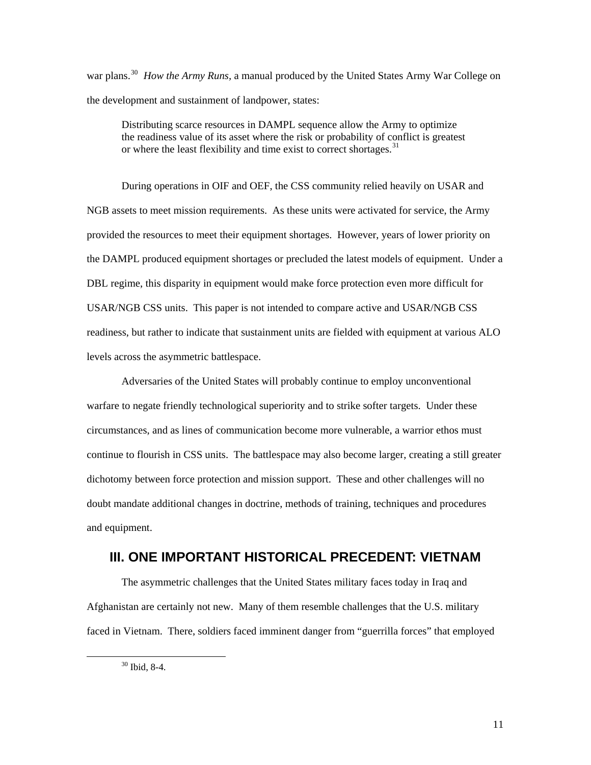war plans.[30] *How the Army Runs*, a manual produced by the United States Army War College on the development and sustainment of landpower, states:

> Distributing scarce resources in DAMPL sequence allow the Army to optimize the readiness value of its asset where the risk or probability of conflict is greatest or where the least flexibility and time exist to correct shortages.[31]

During operations in OIF and OEF, the CSS community relied heavily on USAR and NGB assets to meet mission requirements. As these units were activated for service, the Army provided the resources to meet their equipment shortages. However, years of lower priority on the DAMPL produced equipment shortages or precluded the latest models of equipment. Under a DBL regime, this disparity in equipment would make force protection even more difficult for USAR/NGB CSS units. This paper is not intended to compare active and USAR/NGB CSS readiness, but rather to indicate that sustainment units are fielded with equipment at various ALO levels across the asymmetric battlespace.

Adversaries of the United States will probably continue to employ unconventional warfare to negate friendly technological superiority and to strike softer targets. Under these circumstances, and as lines of communication become more vulnerable, a warrior ethos must continue to flourish in CSS units. The battlespace may also become larger, creating a still greater dichotomy between force protection and mission support. These and other challenges will no doubt mandate additional changes in doctrine, methods of training, techniques and procedures and equipment.

## III. ONE IMPORTANT HISTORICAL PRECEDENT: VIETNAM

The asymmetric challenges that the United States military faces today in Iraq and Afghanistan are certainly not new. Many of them resemble challenges that the U.S. military faced in Vietnam. There, soldiers faced imminent danger from "guerrilla forces" that employed

---

[30] Ibid, 8-4.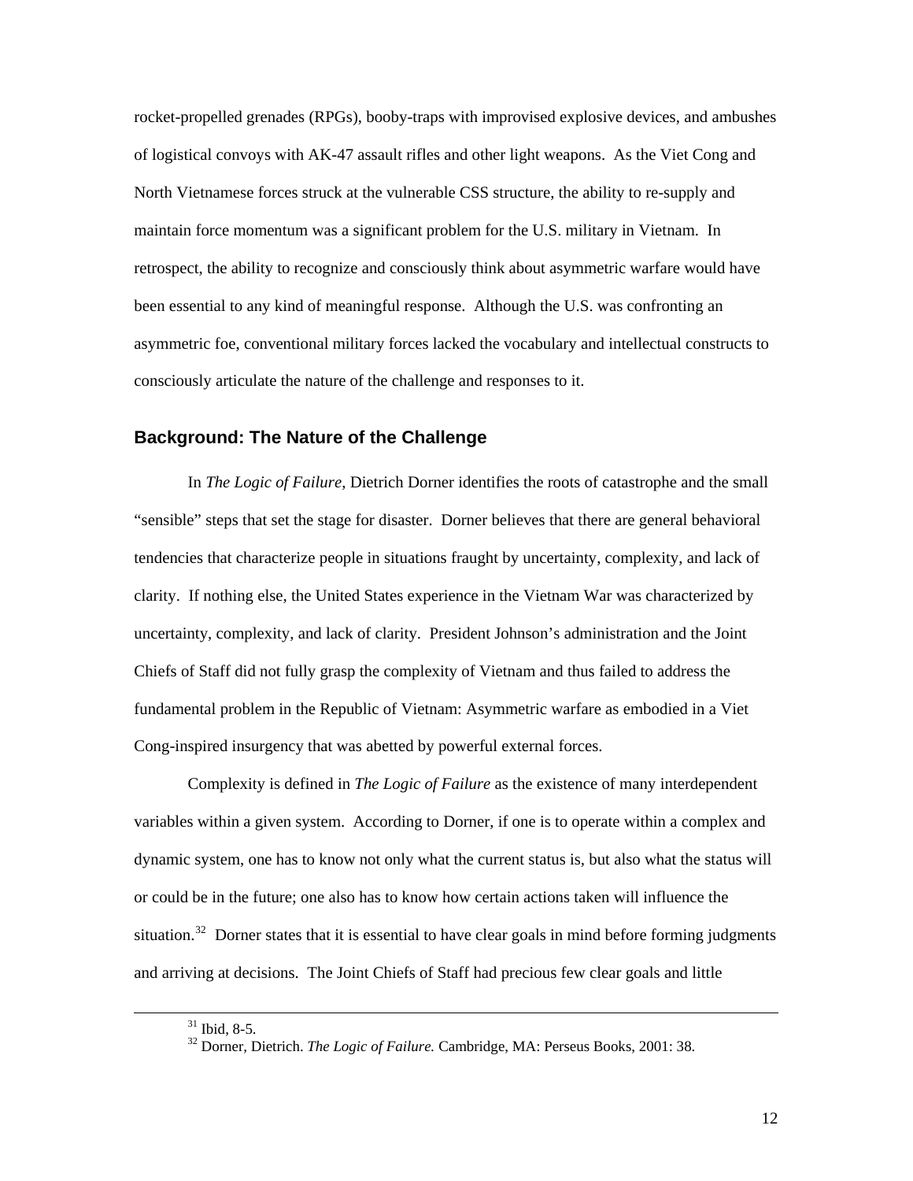rocket-propelled grenades (RPGs), booby-traps with improvised explosive devices, and ambushes of logistical convoys with AK-47 assault rifles and other light weapons. As the Viet Cong and North Vietnamese forces struck at the vulnerable CSS structure, the ability to re-supply and maintain force momentum was a significant problem for the U.S. military in Vietnam. In retrospect, the ability to recognize and consciously think about asymmetric warfare would have been essential to any kind of meaningful response. Although the U.S. was confronting an asymmetric foe, conventional military forces lacked the vocabulary and intellectual constructs to consciously articulate the nature of the challenge and responses to it.

## Background: The Nature of the Challenge

In *The Logic of Failure*, Dietrich Dorner identifies the roots of catastrophe and the small "sensible" steps that set the stage for disaster. Dorner believes that there are general behavioral tendencies that characterize people in situations fraught by uncertainty, complexity, and lack of clarity. If nothing else, the United States experience in the Vietnam War was characterized by uncertainty, complexity, and lack of clarity. President Johnson's administration and the Joint Chiefs of Staff did not fully grasp the complexity of Vietnam and thus failed to address the fundamental problem in the Republic of Vietnam: Asymmetric warfare as embodied in a Viet Cong-inspired insurgency that was abetted by powerful external forces.

Complexity is defined in *The Logic of Failure* as the existence of many interdependent variables within a given system. According to Dorner, if one is to operate within a complex and dynamic system, one has to know not only what the current status is, but also what the status will or could be in the future; one also has to know how certain actions taken will influence the situation.[32] Dorner states that it is essential to have clear goals in mind before forming judgments and arriving at decisions. The Joint Chiefs of Staff had precious few clear goals and little

---

[31] Ibid, 8-5.

[32] Dorner, Dietrich. *The Logic of Failure.* Cambridge, MA: Perseus Books, 2001: 38.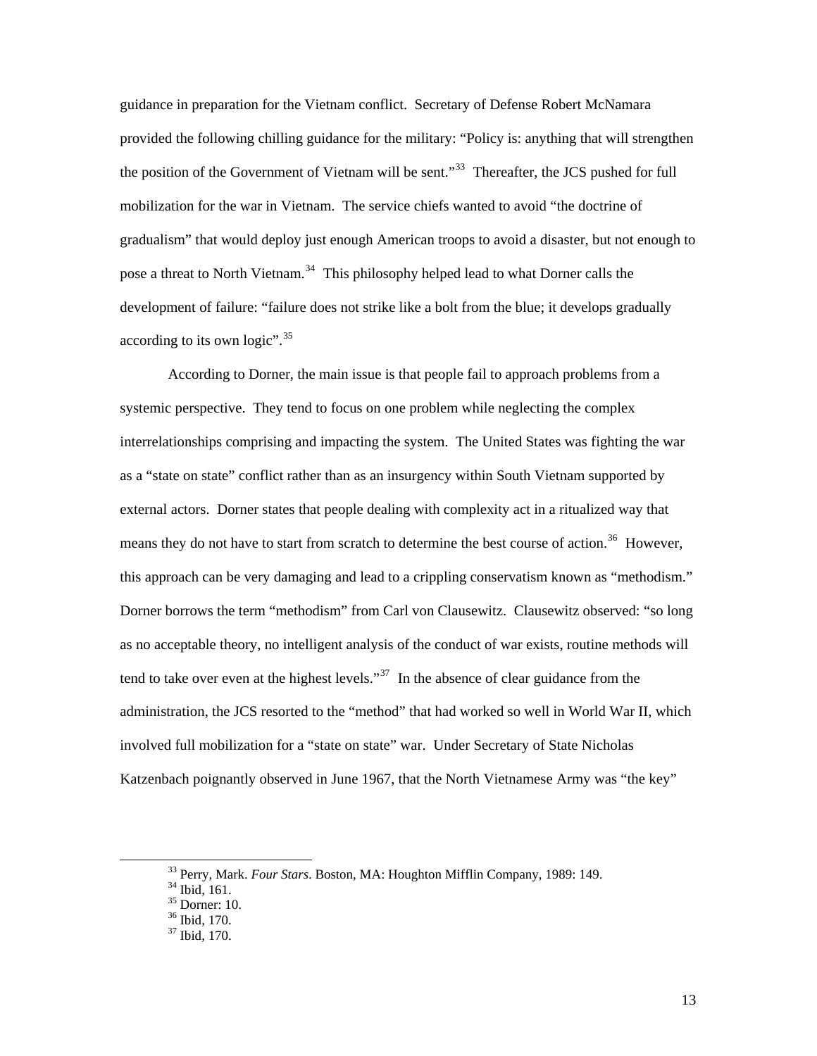guidance in preparation for the Vietnam conflict. Secretary of Defense Robert McNamara provided the following chilling guidance for the military: "Policy is: anything that will strengthen the position of the Government of Vietnam will be sent."[33] Thereafter, the JCS pushed for full mobilization for the war in Vietnam. The service chiefs wanted to avoid "the doctrine of gradualism" that would deploy just enough American troops to avoid a disaster, but not enough to pose a threat to North Vietnam.[34] This philosophy helped lead to what Dorner calls the development of failure: "failure does not strike like a bolt from the blue; it develops gradually according to its own logic".[35]

According to Dorner, the main issue is that people fail to approach problems from a systemic perspective. They tend to focus on one problem while neglecting the complex interrelationships comprising and impacting the system. The United States was fighting the war as a "state on state" conflict rather than as an insurgency within South Vietnam supported by external actors. Dorner states that people dealing with complexity act in a ritualized way that means they do not have to start from scratch to determine the best course of action.[36] However, this approach can be very damaging and lead to a crippling conservatism known as "methodism." Dorner borrows the term "methodism" from Carl von Clausewitz. Clausewitz observed: "so long as no acceptable theory, no intelligent analysis of the conduct of war exists, routine methods will tend to take over even at the highest levels."[37] In the absence of clear guidance from the administration, the JCS resorted to the "method" that had worked so well in World War II, which involved full mobilization for a "state on state" war. Under Secretary of State Nicholas Katzenbach poignantly observed in June 1967, that the North Vietnamese Army was "the key"

---

[33] Perry, Mark. *Four Stars*. Boston, MA: Houghton Mifflin Company, 1989: 149.
[34] Ibid, 161.
[35] Dorner: 10.
[36] Ibid, 170.
[37] Ibid, 170.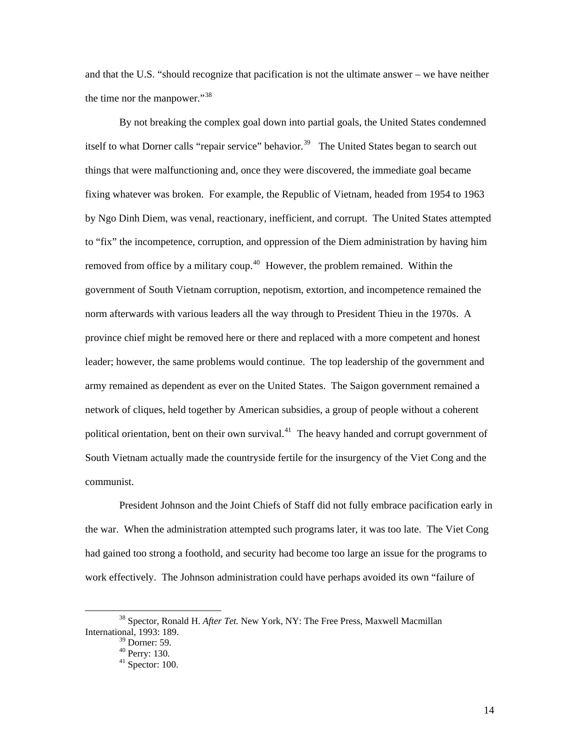and that the U.S. "should recognize that pacification is not the ultimate answer – we have neither the time nor the manpower."[38]

By not breaking the complex goal down into partial goals, the United States condemned itself to what Dorner calls "repair service" behavior.[39] The United States began to search out things that were malfunctioning and, once they were discovered, the immediate goal became fixing whatever was broken. For example, the Republic of Vietnam, headed from 1954 to 1963 by Ngo Dinh Diem, was venal, reactionary, inefficient, and corrupt. The United States attempted to "fix" the incompetence, corruption, and oppression of the Diem administration by having him removed from office by a military coup.[40] However, the problem remained. Within the government of South Vietnam corruption, nepotism, extortion, and incompetence remained the norm afterwards with various leaders all the way through to President Thieu in the 1970s. A province chief might be removed here or there and replaced with a more competent and honest leader; however, the same problems would continue. The top leadership of the government and army remained as dependent as ever on the United States. The Saigon government remained a network of cliques, held together by American subsidies, a group of people without a coherent political orientation, bent on their own survival.[41] The heavy handed and corrupt government of South Vietnam actually made the countryside fertile for the insurgency of the Viet Cong and the communist.

President Johnson and the Joint Chiefs of Staff did not fully embrace pacification early in the war. When the administration attempted such programs later, it was too late. The Viet Cong had gained too strong a foothold, and security had become too large an issue for the programs to work effectively. The Johnson administration could have perhaps avoided its own "failure of

---

[38] Spector, Ronald H. *After Tet.* New York, NY: The Free Press, Maxwell Macmillan International, 1993: 189.

[39] Dorner: 59.

[40] Perry: 130.

[41] Spector: 100.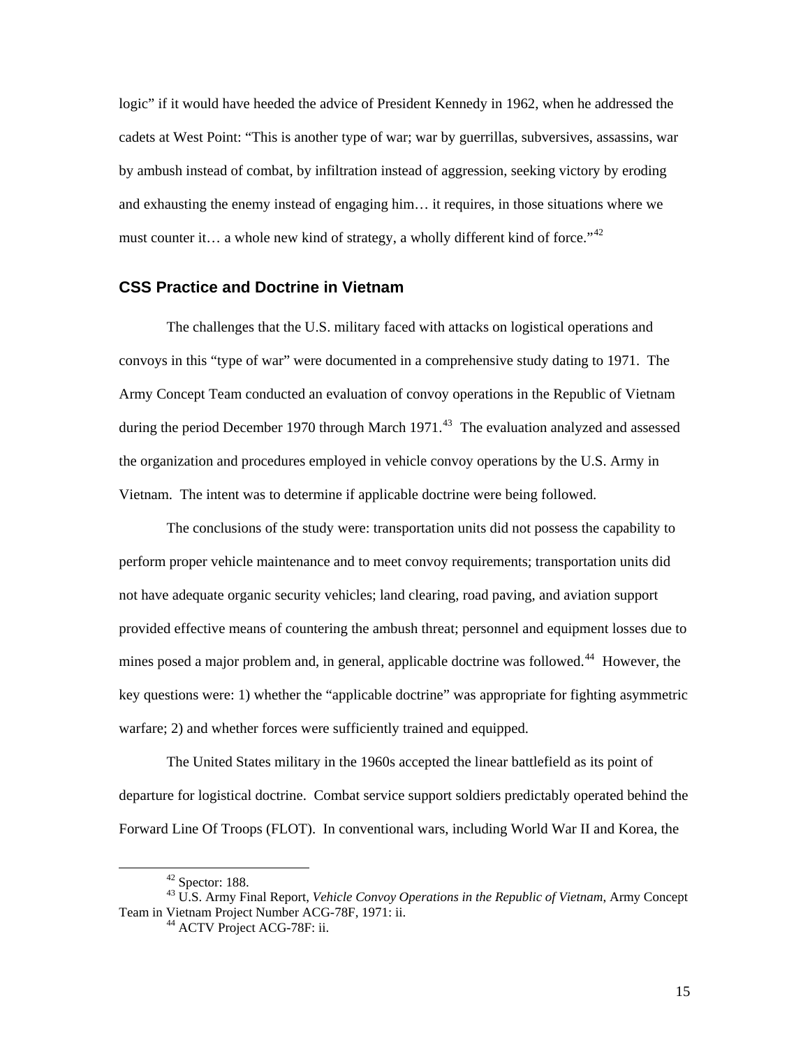logic" if it would have heeded the advice of President Kennedy in 1962, when he addressed the cadets at West Point: "This is another type of war; war by guerrillas, subversives, assassins, war by ambush instead of combat, by infiltration instead of aggression, seeking victory by eroding and exhausting the enemy instead of engaging him… it requires, in those situations where we must counter it… a whole new kind of strategy, a wholly different kind of force."[42]

## CSS Practice and Doctrine in Vietnam

The challenges that the U.S. military faced with attacks on logistical operations and convoys in this "type of war" were documented in a comprehensive study dating to 1971. The Army Concept Team conducted an evaluation of convoy operations in the Republic of Vietnam during the period December 1970 through March 1971.[43] The evaluation analyzed and assessed the organization and procedures employed in vehicle convoy operations by the U.S. Army in Vietnam. The intent was to determine if applicable doctrine were being followed.

The conclusions of the study were: transportation units did not possess the capability to perform proper vehicle maintenance and to meet convoy requirements; transportation units did not have adequate organic security vehicles; land clearing, road paving, and aviation support provided effective means of countering the ambush threat; personnel and equipment losses due to mines posed a major problem and, in general, applicable doctrine was followed.[44] However, the key questions were: 1) whether the "applicable doctrine" was appropriate for fighting asymmetric warfare; 2) and whether forces were sufficiently trained and equipped.

The United States military in the 1960s accepted the linear battlefield as its point of departure for logistical doctrine. Combat service support soldiers predictably operated behind the Forward Line Of Troops (FLOT). In conventional wars, including World War II and Korea, the

---

[42] Spector: 188.

[43] U.S. Army Final Report, *Vehicle Convoy Operations in the Republic of Vietnam*, Army Concept Team in Vietnam Project Number ACG-78F, 1971: ii.

[44] ACTV Project ACG-78F: ii.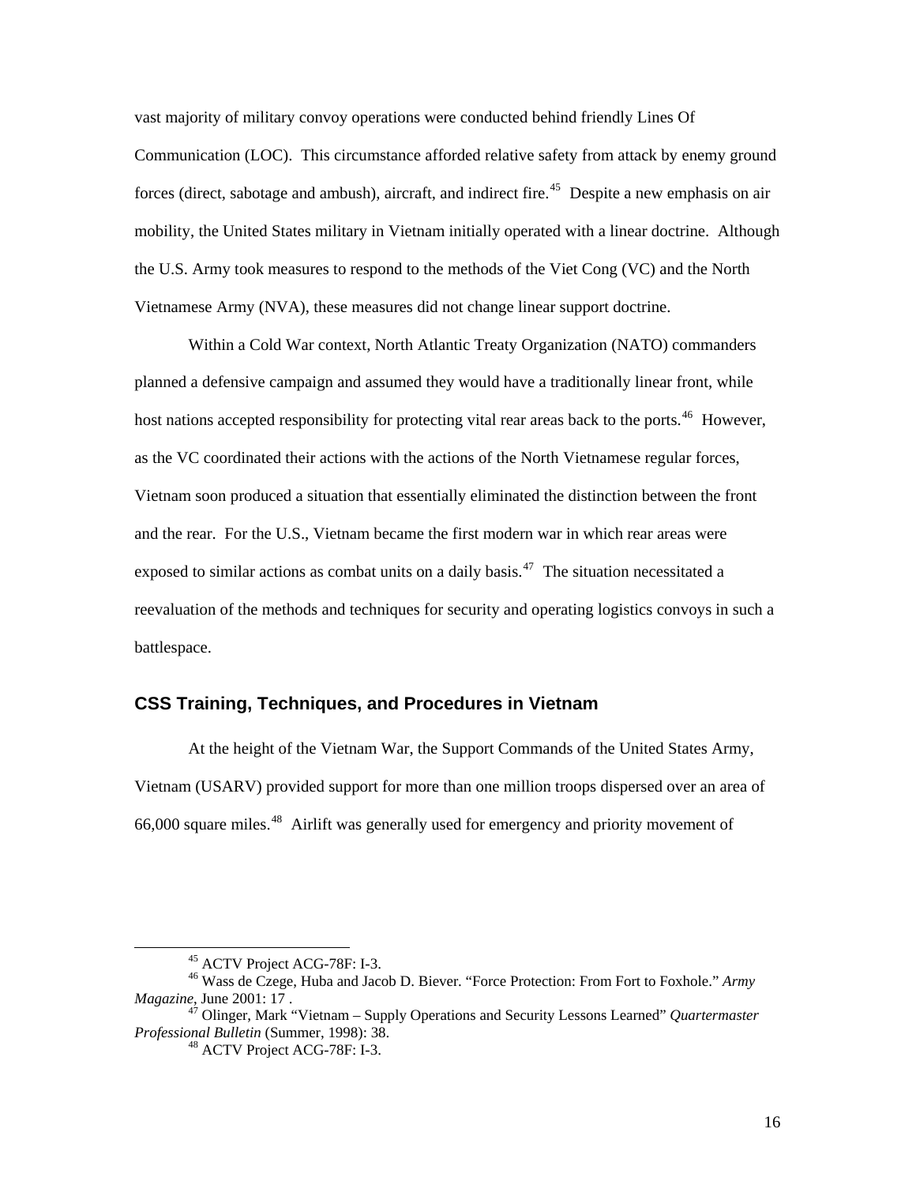vast majority of military convoy operations were conducted behind friendly Lines Of Communication (LOC). This circumstance afforded relative safety from attack by enemy ground forces (direct, sabotage and ambush), aircraft, and indirect fire.[45] Despite a new emphasis on air mobility, the United States military in Vietnam initially operated with a linear doctrine. Although the U.S. Army took measures to respond to the methods of the Viet Cong (VC) and the North Vietnamese Army (NVA), these measures did not change linear support doctrine.

Within a Cold War context, North Atlantic Treaty Organization (NATO) commanders planned a defensive campaign and assumed they would have a traditionally linear front, while host nations accepted responsibility for protecting vital rear areas back to the ports.[46] However, as the VC coordinated their actions with the actions of the North Vietnamese regular forces, Vietnam soon produced a situation that essentially eliminated the distinction between the front and the rear. For the U.S., Vietnam became the first modern war in which rear areas were exposed to similar actions as combat units on a daily basis.[47] The situation necessitated a reevaluation of the methods and techniques for security and operating logistics convoys in such a battlespace.

## CSS Training, Techniques, and Procedures in Vietnam

At the height of the Vietnam War, the Support Commands of the United States Army, Vietnam (USARV) provided support for more than one million troops dispersed over an area of 66,000 square miles.[48] Airlift was generally used for emergency and priority movement of

---

[45] ACTV Project ACG-78F: I-3.

[46] Wass de Czege, Huba and Jacob D. Biever. "Force Protection: From Fort to Foxhole." *Army Magazine*, June 2001: 17 .

[47] Olinger, Mark "Vietnam – Supply Operations and Security Lessons Learned" *Quartermaster Professional Bulletin* (Summer, 1998): 38.

[48] ACTV Project ACG-78F: I-3.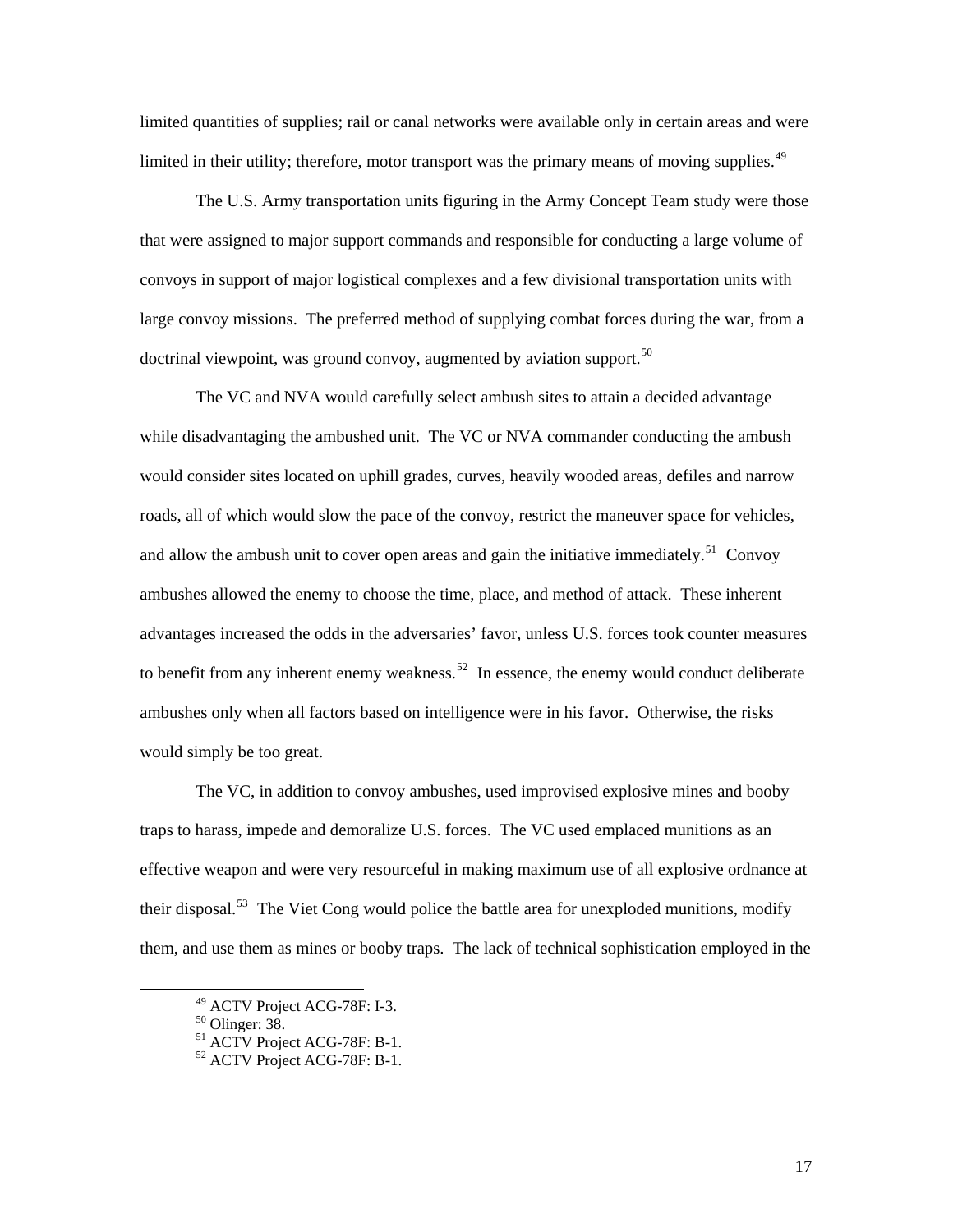limited quantities of supplies; rail or canal networks were available only in certain areas and were limited in their utility; therefore, motor transport was the primary means of moving supplies.[49]

The U.S. Army transportation units figuring in the Army Concept Team study were those that were assigned to major support commands and responsible for conducting a large volume of convoys in support of major logistical complexes and a few divisional transportation units with large convoy missions. The preferred method of supplying combat forces during the war, from a doctrinal viewpoint, was ground convoy, augmented by aviation support.[50]

The VC and NVA would carefully select ambush sites to attain a decided advantage while disadvantaging the ambushed unit. The VC or NVA commander conducting the ambush would consider sites located on uphill grades, curves, heavily wooded areas, defiles and narrow roads, all of which would slow the pace of the convoy, restrict the maneuver space for vehicles, and allow the ambush unit to cover open areas and gain the initiative immediately.[51] Convoy ambushes allowed the enemy to choose the time, place, and method of attack. These inherent advantages increased the odds in the adversaries' favor, unless U.S. forces took counter measures to benefit from any inherent enemy weakness.[52] In essence, the enemy would conduct deliberate ambushes only when all factors based on intelligence were in his favor. Otherwise, the risks would simply be too great.

The VC, in addition to convoy ambushes, used improvised explosive mines and booby traps to harass, impede and demoralize U.S. forces. The VC used emplaced munitions as an effective weapon and were very resourceful in making maximum use of all explosive ordnance at their disposal.[53] The Viet Cong would police the battle area for unexploded munitions, modify them, and use them as mines or booby traps. The lack of technical sophistication employed in the

---

[49] ACTV Project ACG-78F: I-3.
[50] Olinger: 38.
[51] ACTV Project ACG-78F: B-1.
[52] ACTV Project ACG-78F: B-1.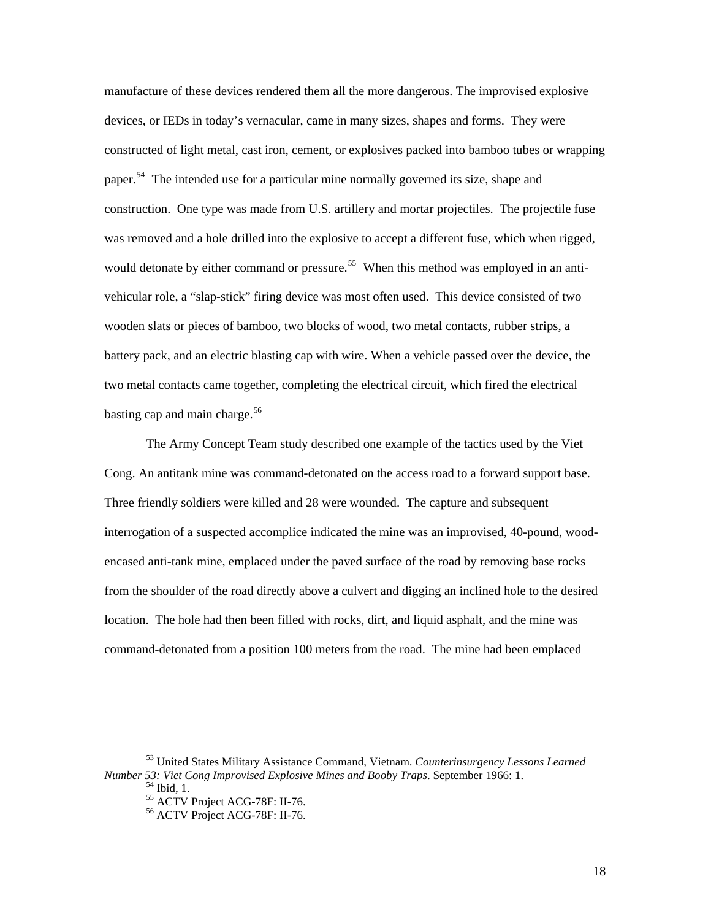manufacture of these devices rendered them all the more dangerous. The improvised explosive devices, or IEDs in today's vernacular, came in many sizes, shapes and forms. They were constructed of light metal, cast iron, cement, or explosives packed into bamboo tubes or wrapping paper.[54] The intended use for a particular mine normally governed its size, shape and construction. One type was made from U.S. artillery and mortar projectiles. The projectile fuse was removed and a hole drilled into the explosive to accept a different fuse, which when rigged, would detonate by either command or pressure.[55] When this method was employed in an anti-vehicular role, a "slap-stick" firing device was most often used. This device consisted of two wooden slats or pieces of bamboo, two blocks of wood, two metal contacts, rubber strips, a battery pack, and an electric blasting cap with wire. When a vehicle passed over the device, the two metal contacts came together, completing the electrical circuit, which fired the electrical basting cap and main charge.[56]

The Army Concept Team study described one example of the tactics used by the Viet Cong. An antitank mine was command-detonated on the access road to a forward support base. Three friendly soldiers were killed and 28 were wounded. The capture and subsequent interrogation of a suspected accomplice indicated the mine was an improvised, 40-pound, wood-encased anti-tank mine, emplaced under the paved surface of the road by removing base rocks from the shoulder of the road directly above a culvert and digging an inclined hole to the desired location. The hole had then been filled with rocks, dirt, and liquid asphalt, and the mine was command-detonated from a position 100 meters from the road. The mine had been emplaced

---

[53] United States Military Assistance Command, Vietnam. *Counterinsurgency Lessons Learned Number 53: Viet Cong Improvised Explosive Mines and Booby Traps*. September 1966: 1.

[54] Ibid, 1.

[55] ACTV Project ACG-78F: II-76.

[56] ACTV Project ACG-78F: II-76.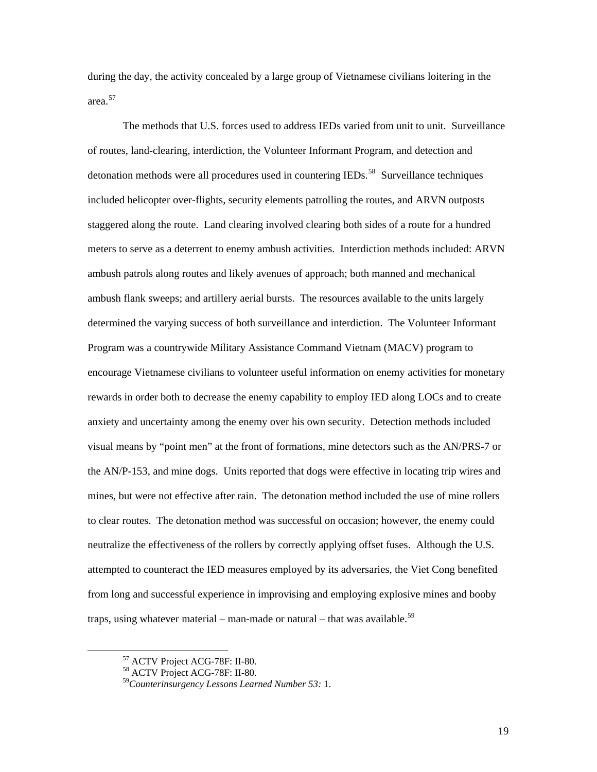during the day, the activity concealed by a large group of Vietnamese civilians loitering in the area.[57]

The methods that U.S. forces used to address IEDs varied from unit to unit. Surveillance of routes, land-clearing, interdiction, the Volunteer Informant Program, and detection and detonation methods were all procedures used in countering IEDs.[58] Surveillance techniques included helicopter over-flights, security elements patrolling the routes, and ARVN outposts staggered along the route. Land clearing involved clearing both sides of a route for a hundred meters to serve as a deterrent to enemy ambush activities. Interdiction methods included: ARVN ambush patrols along routes and likely avenues of approach; both manned and mechanical ambush flank sweeps; and artillery aerial bursts. The resources available to the units largely determined the varying success of both surveillance and interdiction. The Volunteer Informant Program was a countrywide Military Assistance Command Vietnam (MACV) program to encourage Vietnamese civilians to volunteer useful information on enemy activities for monetary rewards in order both to decrease the enemy capability to employ IED along LOCs and to create anxiety and uncertainty among the enemy over his own security. Detection methods included visual means by "point men" at the front of formations, mine detectors such as the AN/PRS-7 or the AN/P-153, and mine dogs. Units reported that dogs were effective in locating trip wires and mines, but were not effective after rain. The detonation method included the use of mine rollers to clear routes. The detonation method was successful on occasion; however, the enemy could neutralize the effectiveness of the rollers by correctly applying offset fuses. Although the U.S. attempted to counteract the IED measures employed by its adversaries, the Viet Cong benefited from long and successful experience in improvising and employing explosive mines and booby traps, using whatever material – man-made or natural – that was available.[59]

---

[57] ACTV Project ACG-78F: II-80.

[58] ACTV Project ACG-78F: II-80.

[59] *Counterinsurgency Lessons Learned Number 53:* 1.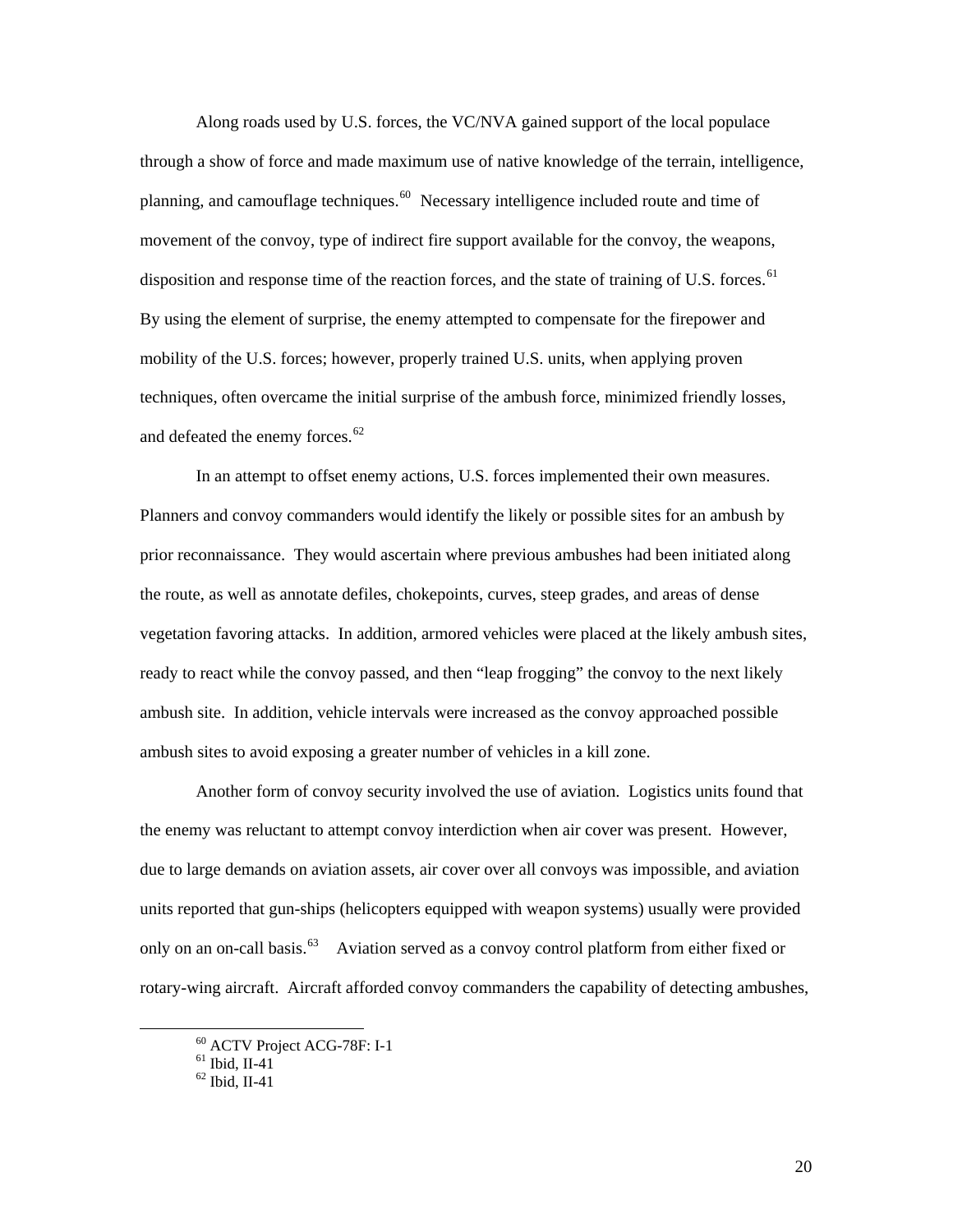Along roads used by U.S. forces, the VC/NVA gained support of the local populace through a show of force and made maximum use of native knowledge of the terrain, intelligence, planning, and camouflage techniques.[60] Necessary intelligence included route and time of movement of the convoy, type of indirect fire support available for the convoy, the weapons, disposition and response time of the reaction forces, and the state of training of U.S. forces.[61] By using the element of surprise, the enemy attempted to compensate for the firepower and mobility of the U.S. forces; however, properly trained U.S. units, when applying proven techniques, often overcame the initial surprise of the ambush force, minimized friendly losses, and defeated the enemy forces.[62]

In an attempt to offset enemy actions, U.S. forces implemented their own measures. Planners and convoy commanders would identify the likely or possible sites for an ambush by prior reconnaissance. They would ascertain where previous ambushes had been initiated along the route, as well as annotate defiles, chokepoints, curves, steep grades, and areas of dense vegetation favoring attacks. In addition, armored vehicles were placed at the likely ambush sites, ready to react while the convoy passed, and then "leap frogging" the convoy to the next likely ambush site. In addition, vehicle intervals were increased as the convoy approached possible ambush sites to avoid exposing a greater number of vehicles in a kill zone.

Another form of convoy security involved the use of aviation. Logistics units found that the enemy was reluctant to attempt convoy interdiction when air cover was present. However, due to large demands on aviation assets, air cover over all convoys was impossible, and aviation units reported that gun-ships (helicopters equipped with weapon systems) usually were provided only on an on-call basis.[63] Aviation served as a convoy control platform from either fixed or rotary-wing aircraft. Aircraft afforded convoy commanders the capability of detecting ambushes,

[60] ACTV Project ACG-78F: I-1
[61] Ibid, II-41
[62] Ibid, II-41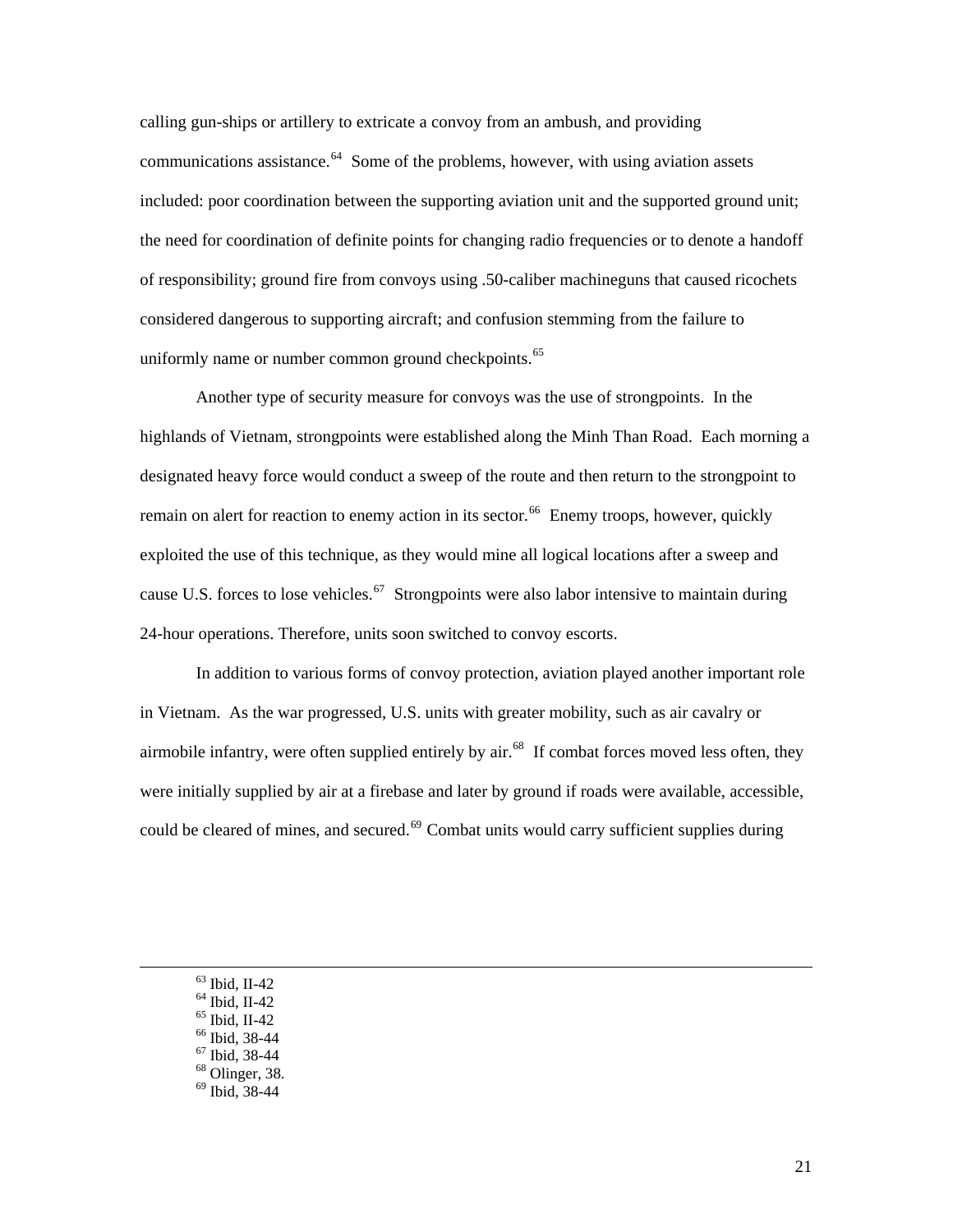calling gun-ships or artillery to extricate a convoy from an ambush, and providing communications assistance.[64] Some of the problems, however, with using aviation assets included: poor coordination between the supporting aviation unit and the supported ground unit; the need for coordination of definite points for changing radio frequencies or to denote a handoff of responsibility; ground fire from convoys using .50-caliber machineguns that caused ricochets considered dangerous to supporting aircraft; and confusion stemming from the failure to uniformly name or number common ground checkpoints.[65]

Another type of security measure for convoys was the use of strongpoints. In the highlands of Vietnam, strongpoints were established along the Minh Than Road. Each morning a designated heavy force would conduct a sweep of the route and then return to the strongpoint to remain on alert for reaction to enemy action in its sector.[66] Enemy troops, however, quickly exploited the use of this technique, as they would mine all logical locations after a sweep and cause U.S. forces to lose vehicles.[67] Strongpoints were also labor intensive to maintain during 24-hour operations. Therefore, units soon switched to convoy escorts.

In addition to various forms of convoy protection, aviation played another important role in Vietnam. As the war progressed, U.S. units with greater mobility, such as air cavalry or airmobile infantry, were often supplied entirely by air.[68] If combat forces moved less often, they were initially supplied by air at a firebase and later by ground if roads were available, accessible, could be cleared of mines, and secured.[69] Combat units would carry sufficient supplies during

---

[63] Ibid, II-42
[64] Ibid, II-42
[65] Ibid, II-42
[66] Ibid, 38-44
[67] Ibid, 38-44
[68] Olinger, 38.
[69] Ibid, 38-44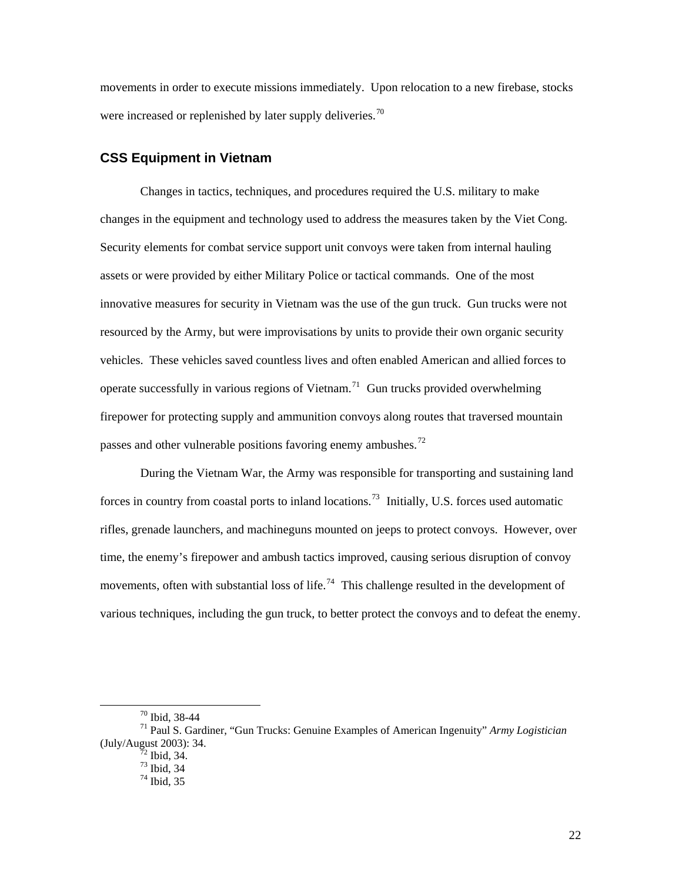movements in order to execute missions immediately. Upon relocation to a new firebase, stocks were increased or replenished by later supply deliveries.[70]

## CSS Equipment in Vietnam

Changes in tactics, techniques, and procedures required the U.S. military to make changes in the equipment and technology used to address the measures taken by the Viet Cong. Security elements for combat service support unit convoys were taken from internal hauling assets or were provided by either Military Police or tactical commands. One of the most innovative measures for security in Vietnam was the use of the gun truck. Gun trucks were not resourced by the Army, but were improvisations by units to provide their own organic security vehicles. These vehicles saved countless lives and often enabled American and allied forces to operate successfully in various regions of Vietnam.[71] Gun trucks provided overwhelming firepower for protecting supply and ammunition convoys along routes that traversed mountain passes and other vulnerable positions favoring enemy ambushes.[72]

During the Vietnam War, the Army was responsible for transporting and sustaining land forces in country from coastal ports to inland locations.[73] Initially, U.S. forces used automatic rifles, grenade launchers, and machineguns mounted on jeeps to protect convoys. However, over time, the enemy's firepower and ambush tactics improved, causing serious disruption of convoy movements, often with substantial loss of life.[74] This challenge resulted in the development of various techniques, including the gun truck, to better protect the convoys and to defeat the enemy.

---

[70] Ibid, 38-44

[71] Paul S. Gardiner, "Gun Trucks: Genuine Examples of American Ingenuity" *Army Logistician* (July/August 2003): 34.

[72] Ibid, 34.

[73] Ibid, 34

[74] Ibid, 35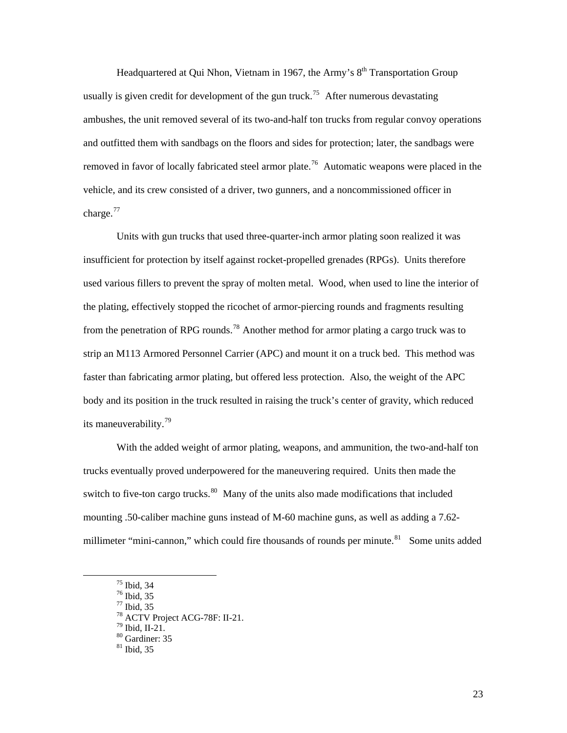Headquartered at Qui Nhon, Vietnam in 1967, the Army's 8th Transportation Group usually is given credit for development of the gun truck.[75] After numerous devastating ambushes, the unit removed several of its two-and-half ton trucks from regular convoy operations and outfitted them with sandbags on the floors and sides for protection; later, the sandbags were removed in favor of locally fabricated steel armor plate.[76] Automatic weapons were placed in the vehicle, and its crew consisted of a driver, two gunners, and a noncommissioned officer in charge.[77]

Units with gun trucks that used three-quarter-inch armor plating soon realized it was insufficient for protection by itself against rocket-propelled grenades (RPGs). Units therefore used various fillers to prevent the spray of molten metal. Wood, when used to line the interior of the plating, effectively stopped the ricochet of armor-piercing rounds and fragments resulting from the penetration of RPG rounds.[78] Another method for armor plating a cargo truck was to strip an M113 Armored Personnel Carrier (APC) and mount it on a truck bed. This method was faster than fabricating armor plating, but offered less protection. Also, the weight of the APC body and its position in the truck resulted in raising the truck's center of gravity, which reduced its maneuverability.[79]

With the added weight of armor plating, weapons, and ammunition, the two-and-half ton trucks eventually proved underpowered for the maneuvering required. Units then made the switch to five-ton cargo trucks.[80] Many of the units also made modifications that included mounting .50-caliber machine guns instead of M-60 machine guns, as well as adding a 7.62-millimeter "mini-cannon," which could fire thousands of rounds per minute.[81] Some units added

---

[75] Ibid, 34
[76] Ibid, 35
[77] Ibid, 35
[78] ACTV Project ACG-78F: II-21.
[79] Ibid, II-21.
[80] Gardiner: 35
[81] Ibid, 35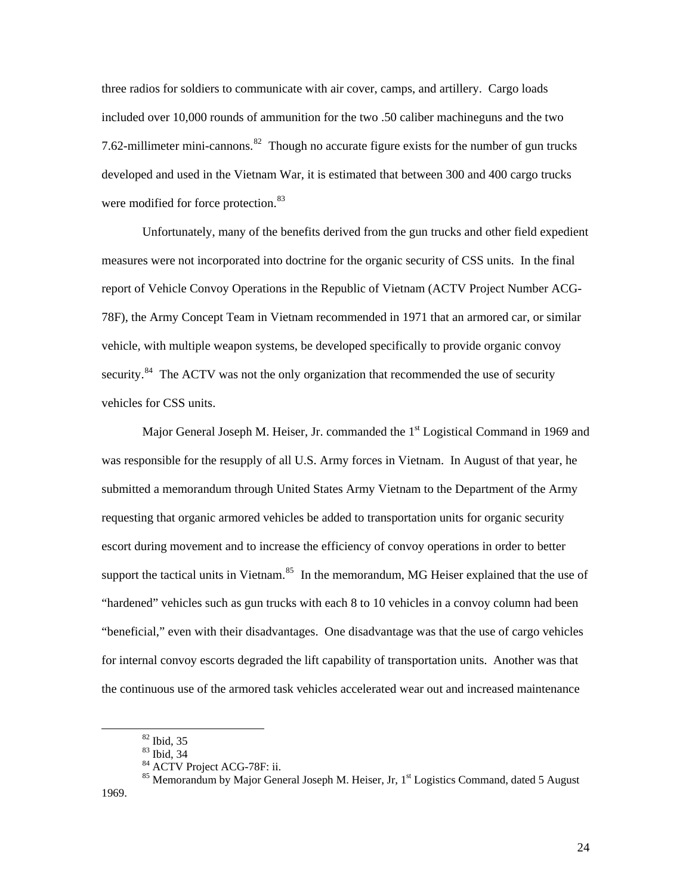three radios for soldiers to communicate with air cover, camps, and artillery. Cargo loads included over 10,000 rounds of ammunition for the two .50 caliber machineguns and the two 7.62-millimeter mini-cannons.[82] Though no accurate figure exists for the number of gun trucks developed and used in the Vietnam War, it is estimated that between 300 and 400 cargo trucks were modified for force protection.[83]

Unfortunately, many of the benefits derived from the gun trucks and other field expedient measures were not incorporated into doctrine for the organic security of CSS units. In the final report of Vehicle Convoy Operations in the Republic of Vietnam (ACTV Project Number ACG-78F), the Army Concept Team in Vietnam recommended in 1971 that an armored car, or similar vehicle, with multiple weapon systems, be developed specifically to provide organic convoy security.[84] The ACTV was not the only organization that recommended the use of security vehicles for CSS units.

Major General Joseph M. Heiser, Jr. commanded the 1st Logistical Command in 1969 and was responsible for the resupply of all U.S. Army forces in Vietnam. In August of that year, he submitted a memorandum through United States Army Vietnam to the Department of the Army requesting that organic armored vehicles be added to transportation units for organic security escort during movement and to increase the efficiency of convoy operations in order to better support the tactical units in Vietnam.[85] In the memorandum, MG Heiser explained that the use of "hardened" vehicles such as gun trucks with each 8 to 10 vehicles in a convoy column had been "beneficial," even with their disadvantages. One disadvantage was that the use of cargo vehicles for internal convoy escorts degraded the lift capability of transportation units. Another was that the continuous use of the armored task vehicles accelerated wear out and increased maintenance

---

[82] Ibid, 35

[83] Ibid, 34

[84] ACTV Project ACG-78F: ii.

[85] Memorandum by Major General Joseph M. Heiser, Jr, 1st Logistics Command, dated 5 August 1969.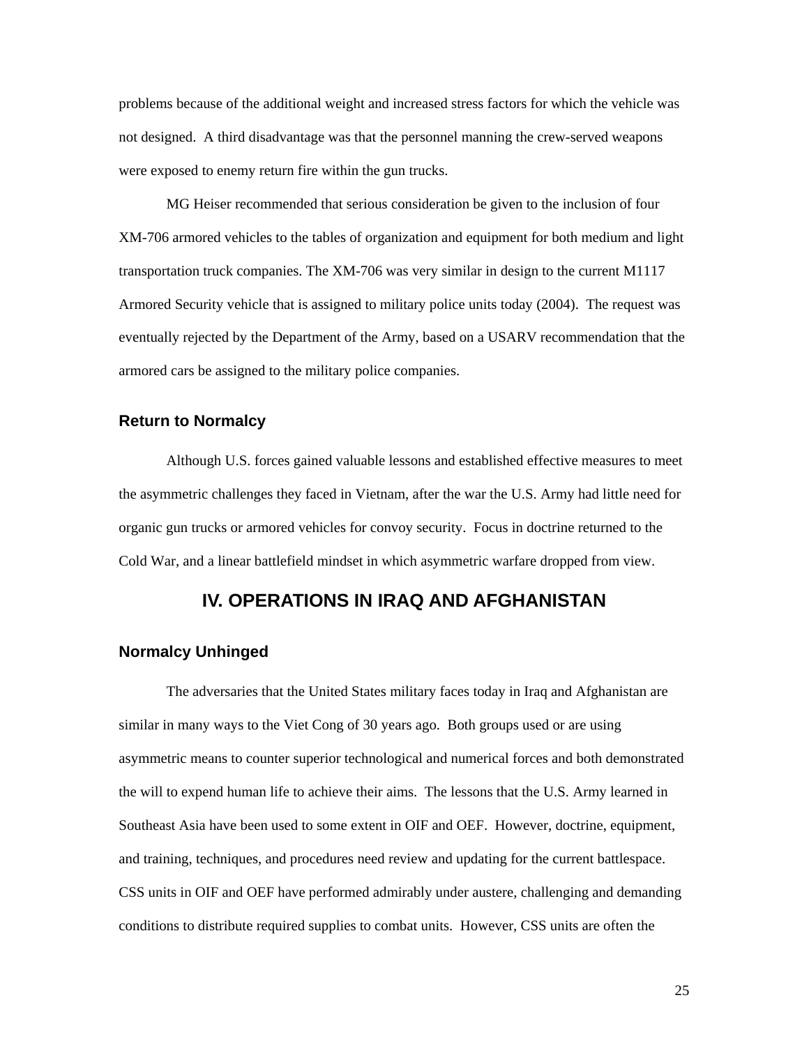problems because of the additional weight and increased stress factors for which the vehicle was not designed. A third disadvantage was that the personnel manning the crew-served weapons were exposed to enemy return fire within the gun trucks.

MG Heiser recommended that serious consideration be given to the inclusion of four XM-706 armored vehicles to the tables of organization and equipment for both medium and light transportation truck companies. The XM-706 was very similar in design to the current M1117 Armored Security vehicle that is assigned to military police units today (2004). The request was eventually rejected by the Department of the Army, based on a USARV recommendation that the armored cars be assigned to the military police companies.

### Return to Normalcy

Although U.S. forces gained valuable lessons and established effective measures to meet the asymmetric challenges they faced in Vietnam, after the war the U.S. Army had little need for organic gun trucks or armored vehicles for convoy security. Focus in doctrine returned to the Cold War, and a linear battlefield mindset in which asymmetric warfare dropped from view.

## IV. OPERATIONS IN IRAQ AND AFGHANISTAN

### Normalcy Unhinged

The adversaries that the United States military faces today in Iraq and Afghanistan are similar in many ways to the Viet Cong of 30 years ago. Both groups used or are using asymmetric means to counter superior technological and numerical forces and both demonstrated the will to expend human life to achieve their aims. The lessons that the U.S. Army learned in Southeast Asia have been used to some extent in OIF and OEF. However, doctrine, equipment, and training, techniques, and procedures need review and updating for the current battlespace. CSS units in OIF and OEF have performed admirably under austere, challenging and demanding conditions to distribute required supplies to combat units. However, CSS units are often the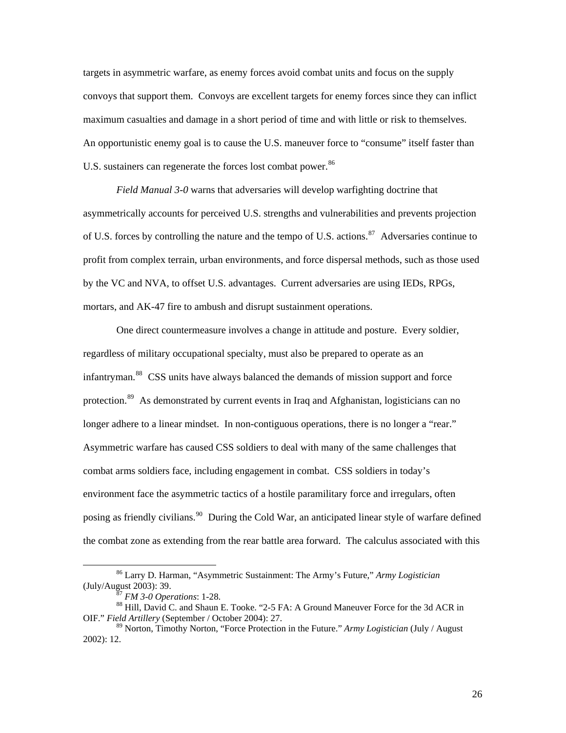targets in asymmetric warfare, as enemy forces avoid combat units and focus on the supply convoys that support them. Convoys are excellent targets for enemy forces since they can inflict maximum casualties and damage in a short period of time and with little or risk to themselves. An opportunistic enemy goal is to cause the U.S. maneuver force to "consume" itself faster than U.S. sustainers can regenerate the forces lost combat power.[86]

*Field Manual 3-0* warns that adversaries will develop warfighting doctrine that asymmetrically accounts for perceived U.S. strengths and vulnerabilities and prevents projection of U.S. forces by controlling the nature and the tempo of U.S. actions.[87] Adversaries continue to profit from complex terrain, urban environments, and force dispersal methods, such as those used by the VC and NVA, to offset U.S. advantages. Current adversaries are using IEDs, RPGs, mortars, and AK-47 fire to ambush and disrupt sustainment operations.

One direct countermeasure involves a change in attitude and posture. Every soldier, regardless of military occupational specialty, must also be prepared to operate as an infantryman.[88] CSS units have always balanced the demands of mission support and force protection.[89] As demonstrated by current events in Iraq and Afghanistan, logisticians can no longer adhere to a linear mindset. In non-contiguous operations, there is no longer a "rear." Asymmetric warfare has caused CSS soldiers to deal with many of the same challenges that combat arms soldiers face, including engagement in combat. CSS soldiers in today's environment face the asymmetric tactics of a hostile paramilitary force and irregulars, often posing as friendly civilians.[90] During the Cold War, an anticipated linear style of warfare defined the combat zone as extending from the rear battle area forward. The calculus associated with this

---

[86] Larry D. Harman, "Asymmetric Sustainment: The Army's Future," *Army Logistician* (July/August 2003): 39.

[87] *FM 3-0 Operations*: 1-28.

[88] Hill, David C. and Shaun E. Tooke. "2-5 FA: A Ground Maneuver Force for the 3d ACR in OIF." *Field Artillery* (September / October 2004): 27.

[89] Norton, Timothy Norton, "Force Protection in the Future." *Army Logistician* (July / August 2002): 12.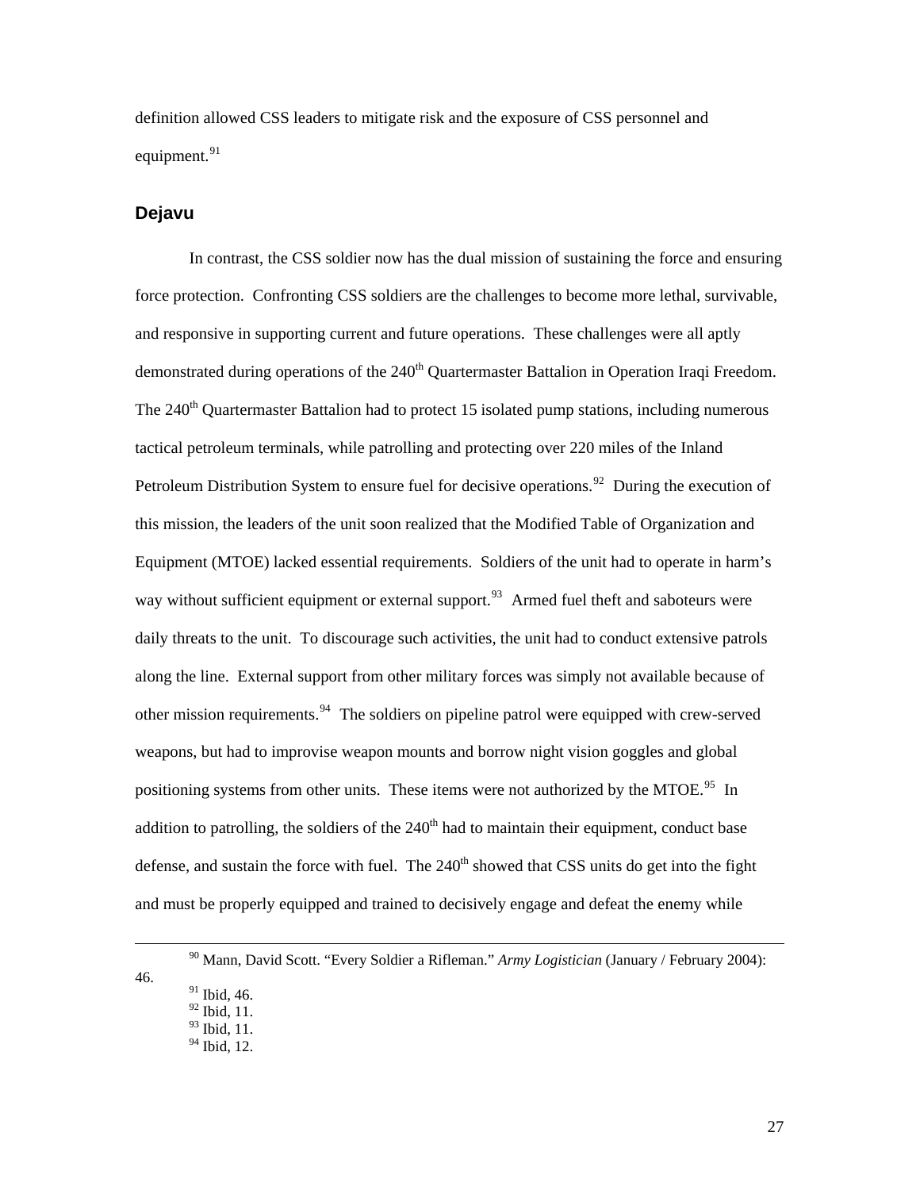definition allowed CSS leaders to mitigate risk and the exposure of CSS personnel and equipment.[91]

## Dejavu

In contrast, the CSS soldier now has the dual mission of sustaining the force and ensuring force protection. Confronting CSS soldiers are the challenges to become more lethal, survivable, and responsive in supporting current and future operations. These challenges were all aptly demonstrated during operations of the 240th Quartermaster Battalion in Operation Iraqi Freedom. The 240th Quartermaster Battalion had to protect 15 isolated pump stations, including numerous tactical petroleum terminals, while patrolling and protecting over 220 miles of the Inland Petroleum Distribution System to ensure fuel for decisive operations.[92] During the execution of this mission, the leaders of the unit soon realized that the Modified Table of Organization and Equipment (MTOE) lacked essential requirements. Soldiers of the unit had to operate in harm's way without sufficient equipment or external support.[93] Armed fuel theft and saboteurs were daily threats to the unit. To discourage such activities, the unit had to conduct extensive patrols along the line. External support from other military forces was simply not available because of other mission requirements.[94] The soldiers on pipeline patrol were equipped with crew-served weapons, but had to improvise weapon mounts and borrow night vision goggles and global positioning systems from other units. These items were not authorized by the MTOE.[95] In addition to patrolling, the soldiers of the 240th had to maintain their equipment, conduct base defense, and sustain the force with fuel. The 240th showed that CSS units do get into the fight and must be properly equipped and trained to decisively engage and defeat the enemy while

---

[90] Mann, David Scott. "Every Soldier a Rifleman." *Army Logistician* (January / February 2004): 46.

[91] Ibid, 46.

[92] Ibid, 11.

[93] Ibid, 11.

[94] Ibid, 12.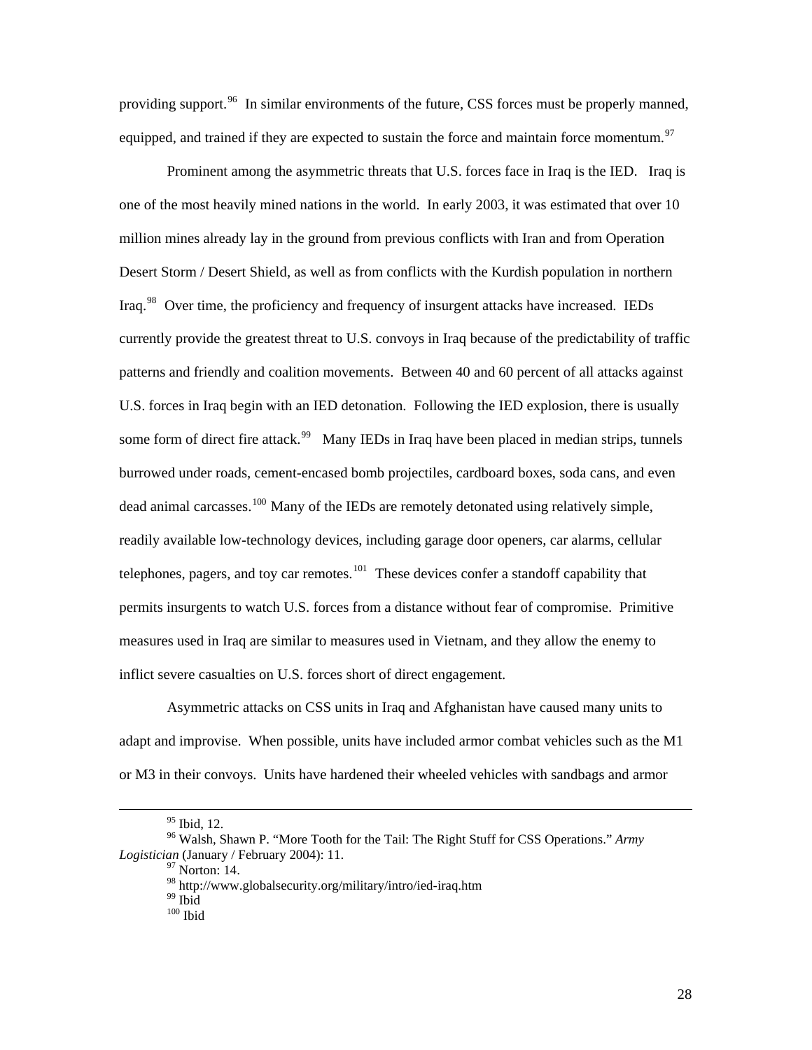providing support.[96] In similar environments of the future, CSS forces must be properly manned, equipped, and trained if they are expected to sustain the force and maintain force momentum.[97]

Prominent among the asymmetric threats that U.S. forces face in Iraq is the IED. Iraq is one of the most heavily mined nations in the world. In early 2003, it was estimated that over 10 million mines already lay in the ground from previous conflicts with Iran and from Operation Desert Storm / Desert Shield, as well as from conflicts with the Kurdish population in northern Iraq.[98] Over time, the proficiency and frequency of insurgent attacks have increased. IEDs currently provide the greatest threat to U.S. convoys in Iraq because of the predictability of traffic patterns and friendly and coalition movements. Between 40 and 60 percent of all attacks against U.S. forces in Iraq begin with an IED detonation. Following the IED explosion, there is usually some form of direct fire attack.[99] Many IEDs in Iraq have been placed in median strips, tunnels burrowed under roads, cement-encased bomb projectiles, cardboard boxes, soda cans, and even dead animal carcasses.[100] Many of the IEDs are remotely detonated using relatively simple, readily available low-technology devices, including garage door openers, car alarms, cellular telephones, pagers, and toy car remotes.[101] These devices confer a standoff capability that permits insurgents to watch U.S. forces from a distance without fear of compromise. Primitive measures used in Iraq are similar to measures used in Vietnam, and they allow the enemy to inflict severe casualties on U.S. forces short of direct engagement.

Asymmetric attacks on CSS units in Iraq and Afghanistan have caused many units to adapt and improvise. When possible, units have included armor combat vehicles such as the M1 or M3 in their convoys. Units have hardened their wheeled vehicles with sandbags and armor

---

[95] Ibid, 12.

[96] Walsh, Shawn P. "More Tooth for the Tail: The Right Stuff for CSS Operations." *Army Logistician* (January / February 2004): 11.

[97] Norton: 14.

[98] http://www.globalsecurity.org/military/intro/ied-iraq.htm

[99] Ibid

[100] Ibid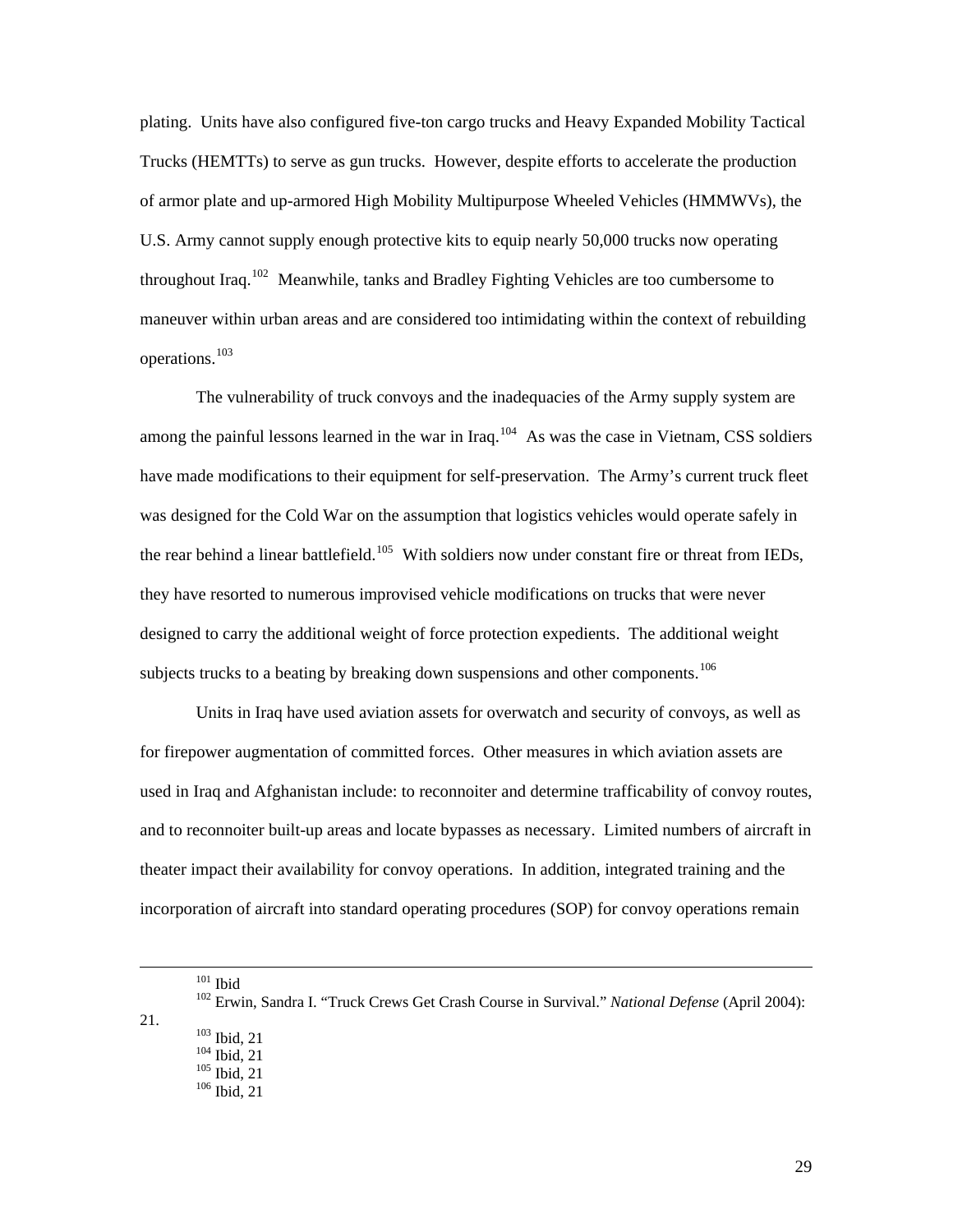plating. Units have also configured five-ton cargo trucks and Heavy Expanded Mobility Tactical Trucks (HEMTTs) to serve as gun trucks. However, despite efforts to accelerate the production of armor plate and up-armored High Mobility Multipurpose Wheeled Vehicles (HMMWVs), the U.S. Army cannot supply enough protective kits to equip nearly 50,000 trucks now operating throughout Iraq.[102] Meanwhile, tanks and Bradley Fighting Vehicles are too cumbersome to maneuver within urban areas and are considered too intimidating within the context of rebuilding operations.[103]

The vulnerability of truck convoys and the inadequacies of the Army supply system are among the painful lessons learned in the war in Iraq.[104] As was the case in Vietnam, CSS soldiers have made modifications to their equipment for self-preservation. The Army's current truck fleet was designed for the Cold War on the assumption that logistics vehicles would operate safely in the rear behind a linear battlefield.[105] With soldiers now under constant fire or threat from IEDs, they have resorted to numerous improvised vehicle modifications on trucks that were never designed to carry the additional weight of force protection expedients. The additional weight subjects trucks to a beating by breaking down suspensions and other components.[106]

Units in Iraq have used aviation assets for overwatch and security of convoys, as well as for firepower augmentation of committed forces. Other measures in which aviation assets are used in Iraq and Afghanistan include: to reconnoiter and determine trafficability of convoy routes, and to reconnoiter built-up areas and locate bypasses as necessary. Limited numbers of aircraft in theater impact their availability for convoy operations. In addition, integrated training and the incorporation of aircraft into standard operating procedures (SOP) for convoy operations remain

---

[101] Ibid

[102] Erwin, Sandra I. "Truck Crews Get Crash Course in Survival." *National Defense* (April 2004): 21.

[103] Ibid, 21

[104] Ibid, 21

[105] Ibid, 21

[106] Ibid, 21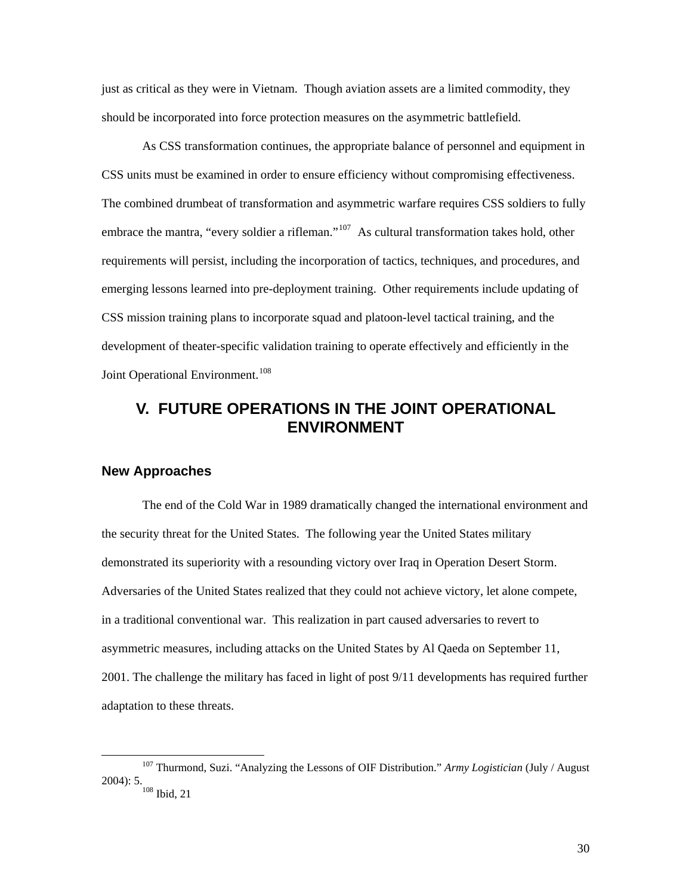just as critical as they were in Vietnam. Though aviation assets are a limited commodity, they should be incorporated into force protection measures on the asymmetric battlefield.

As CSS transformation continues, the appropriate balance of personnel and equipment in CSS units must be examined in order to ensure efficiency without compromising effectiveness. The combined drumbeat of transformation and asymmetric warfare requires CSS soldiers to fully embrace the mantra, "every soldier a rifleman."[107] As cultural transformation takes hold, other requirements will persist, including the incorporation of tactics, techniques, and procedures, and emerging lessons learned into pre-deployment training. Other requirements include updating of CSS mission training plans to incorporate squad and platoon-level tactical training, and the development of theater-specific validation training to operate effectively and efficiently in the Joint Operational Environment.[108]

# V. FUTURE OPERATIONS IN THE JOINT OPERATIONAL ENVIRONMENT

## New Approaches

The end of the Cold War in 1989 dramatically changed the international environment and the security threat for the United States. The following year the United States military demonstrated its superiority with a resounding victory over Iraq in Operation Desert Storm. Adversaries of the United States realized that they could not achieve victory, let alone compete, in a traditional conventional war. This realization in part caused adversaries to revert to asymmetric measures, including attacks on the United States by Al Qaeda on September 11, 2001. The challenge the military has faced in light of post 9/11 developments has required further adaptation to these threats.

---

[107] Thurmond, Suzi. "Analyzing the Lessons of OIF Distribution." *Army Logistician* (July / August 2004): 5.

[108] Ibid, 21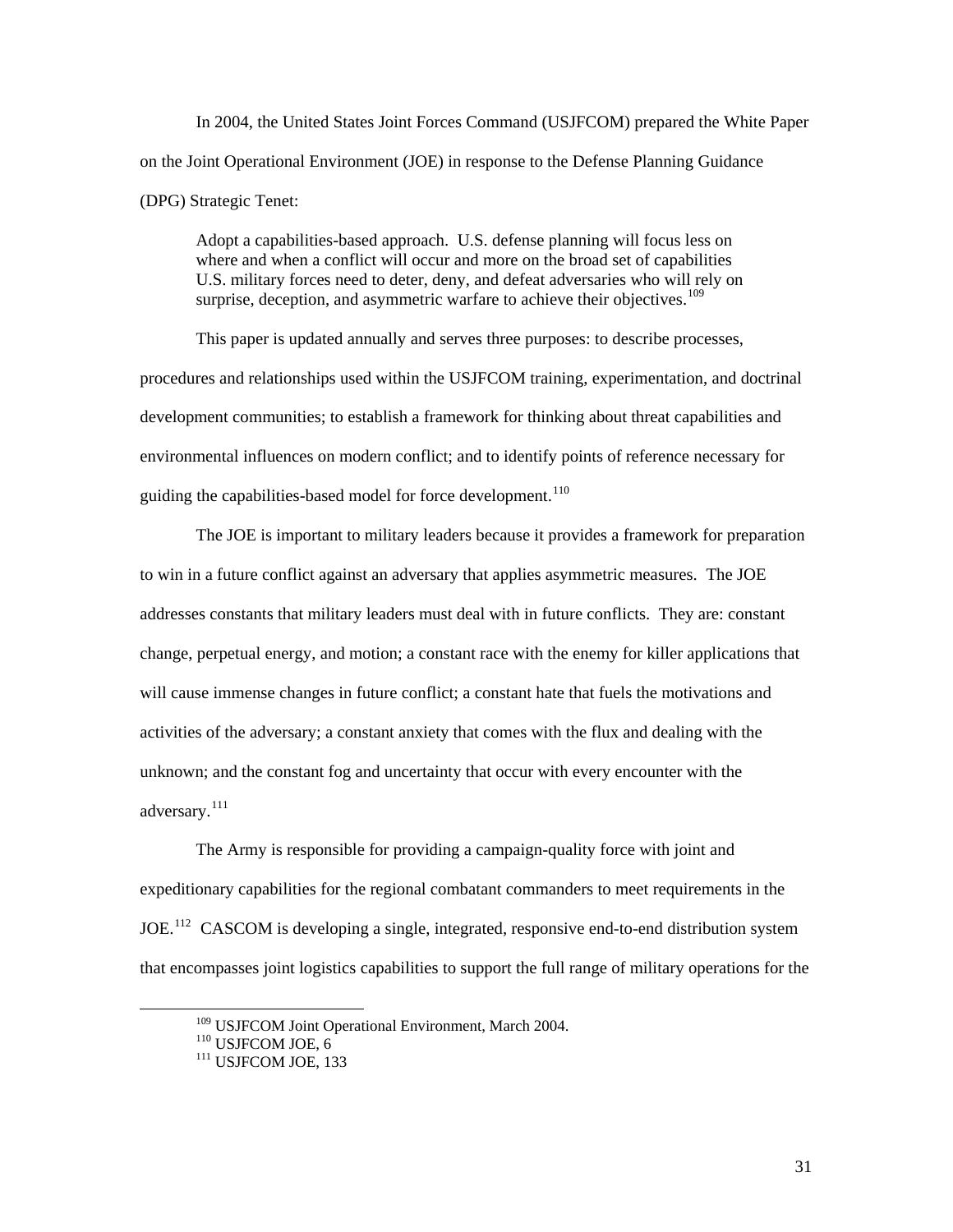In 2004, the United States Joint Forces Command (USJFCOM) prepared the White Paper on the Joint Operational Environment (JOE) in response to the Defense Planning Guidance (DPG) Strategic Tenet:

> Adopt a capabilities-based approach. U.S. defense planning will focus less on where and when a conflict will occur and more on the broad set of capabilities U.S. military forces need to deter, deny, and defeat adversaries who will rely on surprise, deception, and asymmetric warfare to achieve their objectives.[109]

This paper is updated annually and serves three purposes: to describe processes, procedures and relationships used within the USJFCOM training, experimentation, and doctrinal development communities; to establish a framework for thinking about threat capabilities and environmental influences on modern conflict; and to identify points of reference necessary for guiding the capabilities-based model for force development.[110]

The JOE is important to military leaders because it provides a framework for preparation to win in a future conflict against an adversary that applies asymmetric measures. The JOE addresses constants that military leaders must deal with in future conflicts. They are: constant change, perpetual energy, and motion; a constant race with the enemy for killer applications that will cause immense changes in future conflict; a constant hate that fuels the motivations and activities of the adversary; a constant anxiety that comes with the flux and dealing with the unknown; and the constant fog and uncertainty that occur with every encounter with the adversary.[111]

The Army is responsible for providing a campaign-quality force with joint and expeditionary capabilities for the regional combatant commanders to meet requirements in the JOE.[112] CASCOM is developing a single, integrated, responsive end-to-end distribution system that encompasses joint logistics capabilities to support the full range of military operations for the

---

[109] USJFCOM Joint Operational Environment, March 2004.
[110] USJFCOM JOE, 6
[111] USJFCOM JOE, 133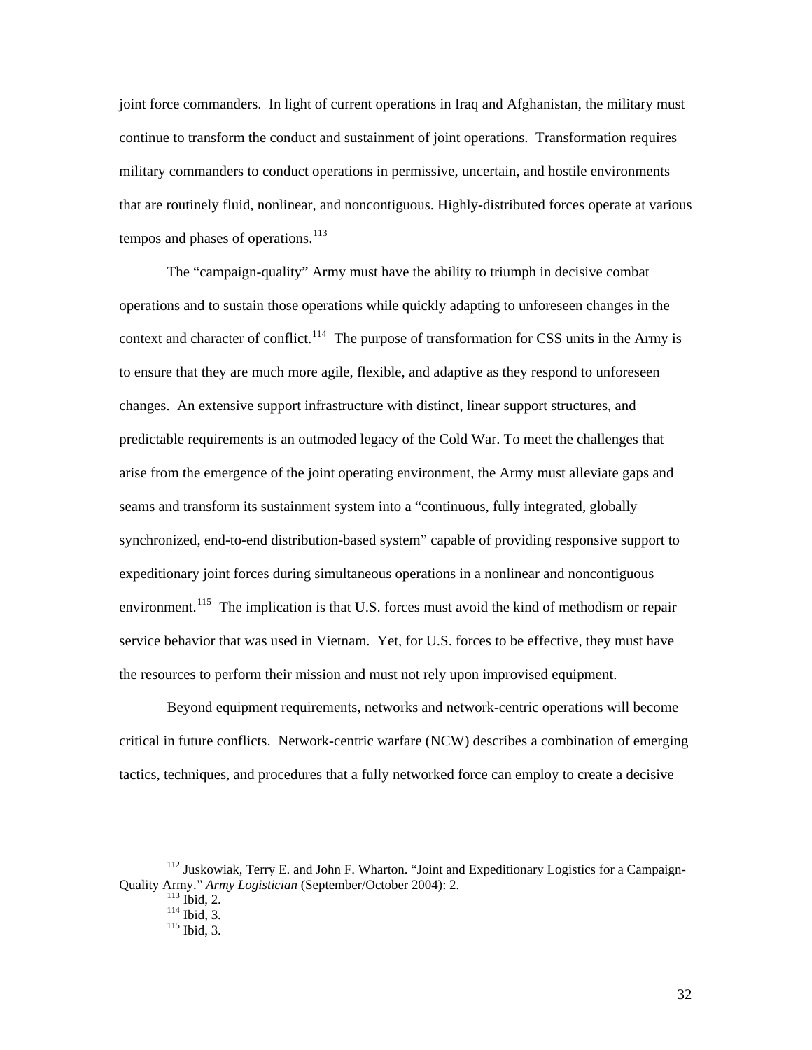joint force commanders. In light of current operations in Iraq and Afghanistan, the military must continue to transform the conduct and sustainment of joint operations. Transformation requires military commanders to conduct operations in permissive, uncertain, and hostile environments that are routinely fluid, nonlinear, and noncontiguous. Highly-distributed forces operate at various tempos and phases of operations.[113]

The "campaign-quality" Army must have the ability to triumph in decisive combat operations and to sustain those operations while quickly adapting to unforeseen changes in the context and character of conflict.[114] The purpose of transformation for CSS units in the Army is to ensure that they are much more agile, flexible, and adaptive as they respond to unforeseen changes. An extensive support infrastructure with distinct, linear support structures, and predictable requirements is an outmoded legacy of the Cold War. To meet the challenges that arise from the emergence of the joint operating environment, the Army must alleviate gaps and seams and transform its sustainment system into a "continuous, fully integrated, globally synchronized, end-to-end distribution-based system" capable of providing responsive support to expeditionary joint forces during simultaneous operations in a nonlinear and noncontiguous environment.[115] The implication is that U.S. forces must avoid the kind of methodism or repair service behavior that was used in Vietnam. Yet, for U.S. forces to be effective, they must have the resources to perform their mission and must not rely upon improvised equipment.

Beyond equipment requirements, networks and network-centric operations will become critical in future conflicts. Network-centric warfare (NCW) describes a combination of emerging tactics, techniques, and procedures that a fully networked force can employ to create a decisive

---

[112] Juskowiak, Terry E. and John F. Wharton. "Joint and Expeditionary Logistics for a Campaign-Quality Army." *Army Logistician* (September/October 2004): 2.

[113] Ibid, 2.

[114] Ibid, 3.

[115] Ibid, 3.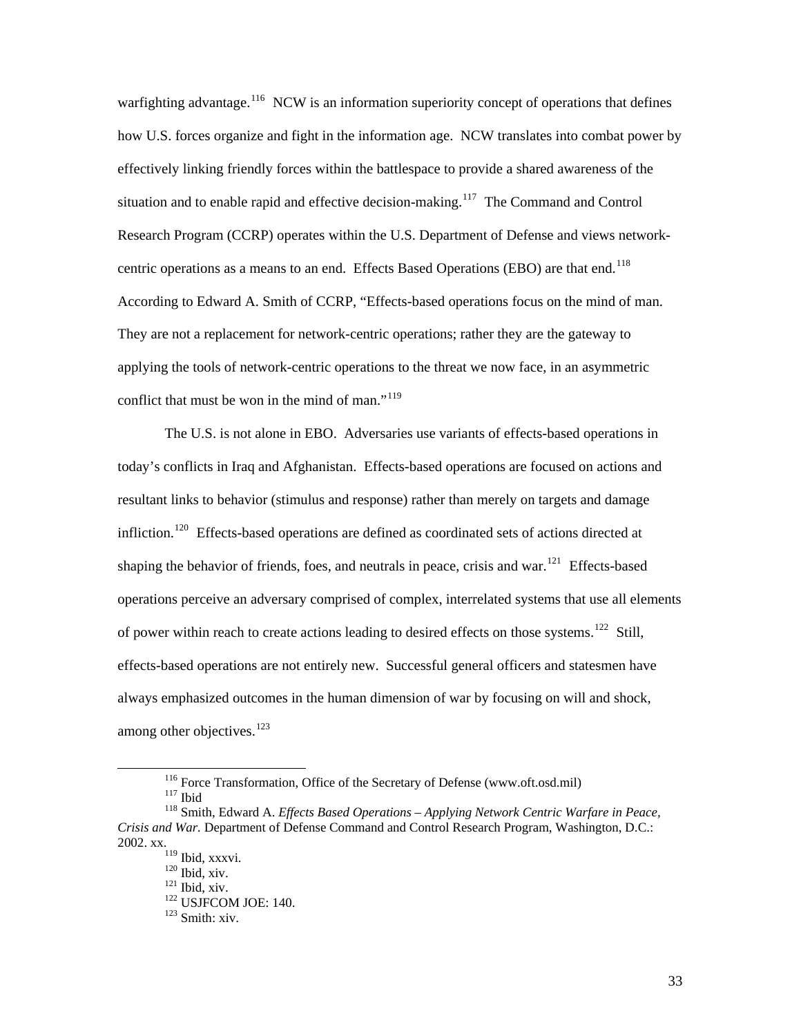warfighting advantage.[116] NCW is an information superiority concept of operations that defines how U.S. forces organize and fight in the information age. NCW translates into combat power by effectively linking friendly forces within the battlespace to provide a shared awareness of the situation and to enable rapid and effective decision-making.[117] The Command and Control Research Program (CCRP) operates within the U.S. Department of Defense and views network-centric operations as a means to an end. Effects Based Operations (EBO) are that end.[118] According to Edward A. Smith of CCRP, "Effects-based operations focus on the mind of man. They are not a replacement for network-centric operations; rather they are the gateway to applying the tools of network-centric operations to the threat we now face, in an asymmetric conflict that must be won in the mind of man."[119]

The U.S. is not alone in EBO. Adversaries use variants of effects-based operations in today's conflicts in Iraq and Afghanistan. Effects-based operations are focused on actions and resultant links to behavior (stimulus and response) rather than merely on targets and damage infliction.[120] Effects-based operations are defined as coordinated sets of actions directed at shaping the behavior of friends, foes, and neutrals in peace, crisis and war.[121] Effects-based operations perceive an adversary comprised of complex, interrelated systems that use all elements of power within reach to create actions leading to desired effects on those systems.[122] Still, effects-based operations are not entirely new. Successful general officers and statesmen have always emphasized outcomes in the human dimension of war by focusing on will and shock, among other objectives.[123]

---

[116] Force Transformation, Office of the Secretary of Defense (www.oft.osd.mil)

[117] Ibid

[118] Smith, Edward A. *Effects Based Operations – Applying Network Centric Warfare in Peace, Crisis and War.* Department of Defense Command and Control Research Program, Washington, D.C.: 2002. xx.

[119] Ibid, xxxvi.

[120] Ibid, xiv.

[121] Ibid, xiv.

[122] USJFCOM JOE: 140.

[123] Smith: xiv.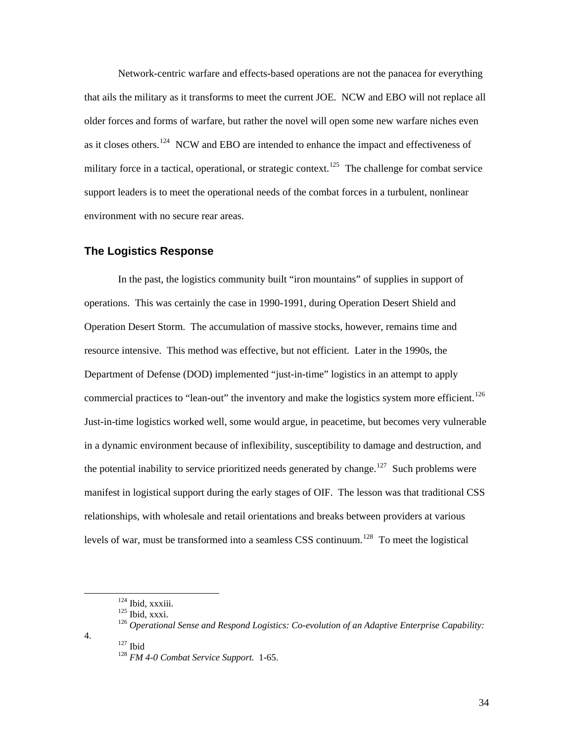Network-centric warfare and effects-based operations are not the panacea for everything that ails the military as it transforms to meet the current JOE. NCW and EBO will not replace all older forces and forms of warfare, but rather the novel will open some new warfare niches even as it closes others.[124] NCW and EBO are intended to enhance the impact and effectiveness of military force in a tactical, operational, or strategic context.[125] The challenge for combat service support leaders is to meet the operational needs of the combat forces in a turbulent, nonlinear environment with no secure rear areas.

## The Logistics Response

In the past, the logistics community built "iron mountains" of supplies in support of operations. This was certainly the case in 1990-1991, during Operation Desert Shield and Operation Desert Storm. The accumulation of massive stocks, however, remains time and resource intensive. This method was effective, but not efficient. Later in the 1990s, the Department of Defense (DOD) implemented "just-in-time" logistics in an attempt to apply commercial practices to "lean-out" the inventory and make the logistics system more efficient.[126] Just-in-time logistics worked well, some would argue, in peacetime, but becomes very vulnerable in a dynamic environment because of inflexibility, susceptibility to damage and destruction, and the potential inability to service prioritized needs generated by change.[127] Such problems were manifest in logistical support during the early stages of OIF. The lesson was that traditional CSS relationships, with wholesale and retail orientations and breaks between providers at various levels of war, must be transformed into a seamless CSS continuum.[128] To meet the logistical

---

[124] Ibid, xxxiii.
[125] Ibid, xxxi.
[126] *Operational Sense and Respond Logistics: Co-evolution of an Adaptive Enterprise Capability:* 4.
[127] Ibid
[128] *FM 4-0 Combat Service Support.* 1-65.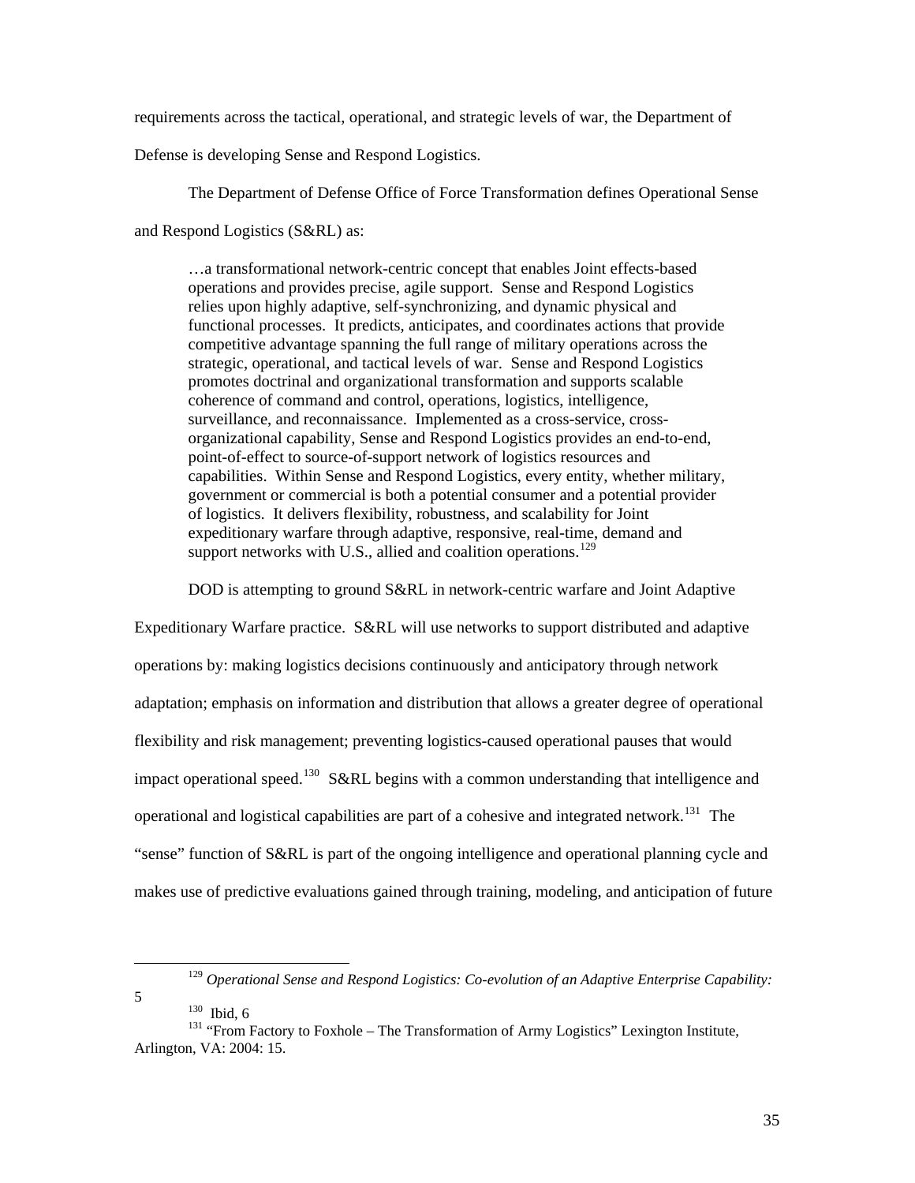requirements across the tactical, operational, and strategic levels of war, the Department of Defense is developing Sense and Respond Logistics.

The Department of Defense Office of Force Transformation defines Operational Sense and Respond Logistics (S&RL) as:

> …a transformational network-centric concept that enables Joint effects-based operations and provides precise, agile support. Sense and Respond Logistics relies upon highly adaptive, self-synchronizing, and dynamic physical and functional processes. It predicts, anticipates, and coordinates actions that provide competitive advantage spanning the full range of military operations across the strategic, operational, and tactical levels of war. Sense and Respond Logistics promotes doctrinal and organizational transformation and supports scalable coherence of command and control, operations, logistics, intelligence, surveillance, and reconnaissance. Implemented as a cross-service, cross-organizational capability, Sense and Respond Logistics provides an end-to-end, point-of-effect to source-of-support network of logistics resources and capabilities. Within Sense and Respond Logistics, every entity, whether military, government or commercial is both a potential consumer and a potential provider of logistics. It delivers flexibility, robustness, and scalability for Joint expeditionary warfare through adaptive, responsive, real-time, demand and support networks with U.S., allied and coalition operations.[129]

DOD is attempting to ground S&RL in network-centric warfare and Joint Adaptive Expeditionary Warfare practice. S&RL will use networks to support distributed and adaptive operations by: making logistics decisions continuously and anticipatory through network adaptation; emphasis on information and distribution that allows a greater degree of operational flexibility and risk management; preventing logistics-caused operational pauses that would impact operational speed.[130] S&RL begins with a common understanding that intelligence and operational and logistical capabilities are part of a cohesive and integrated network.[131] The "sense" function of S&RL is part of the ongoing intelligence and operational planning cycle and makes use of predictive evaluations gained through training, modeling, and anticipation of future

---

[129] *Operational Sense and Respond Logistics: Co-evolution of an Adaptive Enterprise Capability:* 5

[130] Ibid, 6

[131] "From Factory to Foxhole – The Transformation of Army Logistics" Lexington Institute, Arlington, VA: 2004: 15.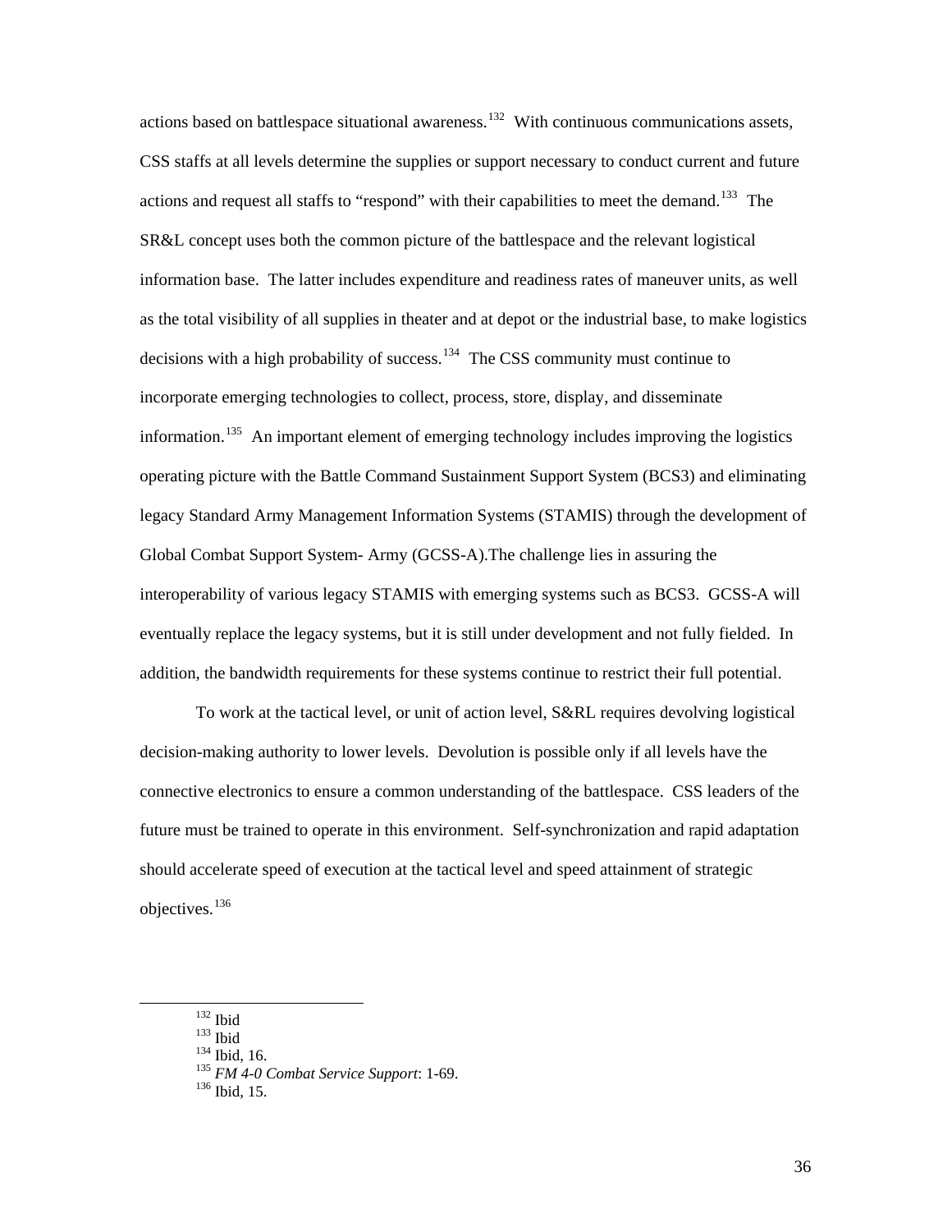actions based on battlespace situational awareness.[132] With continuous communications assets, CSS staffs at all levels determine the supplies or support necessary to conduct current and future actions and request all staffs to "respond" with their capabilities to meet the demand.[133] The SR&L concept uses both the common picture of the battlespace and the relevant logistical information base. The latter includes expenditure and readiness rates of maneuver units, as well as the total visibility of all supplies in theater and at depot or the industrial base, to make logistics decisions with a high probability of success.[134] The CSS community must continue to incorporate emerging technologies to collect, process, store, display, and disseminate information.[135] An important element of emerging technology includes improving the logistics operating picture with the Battle Command Sustainment Support System (BCS3) and eliminating legacy Standard Army Management Information Systems (STAMIS) through the development of Global Combat Support System- Army (GCSS-A).The challenge lies in assuring the interoperability of various legacy STAMIS with emerging systems such as BCS3. GCSS-A will eventually replace the legacy systems, but it is still under development and not fully fielded. In addition, the bandwidth requirements for these systems continue to restrict their full potential.

To work at the tactical level, or unit of action level, S&RL requires devolving logistical decision-making authority to lower levels. Devolution is possible only if all levels have the connective electronics to ensure a common understanding of the battlespace. CSS leaders of the future must be trained to operate in this environment. Self-synchronization and rapid adaptation should accelerate speed of execution at the tactical level and speed attainment of strategic objectives.[136]

---

[132] Ibid

[133] Ibid

[134] Ibid, 16.

[135] *FM 4-0 Combat Service Support*: 1-69.

[136] Ibid, 15.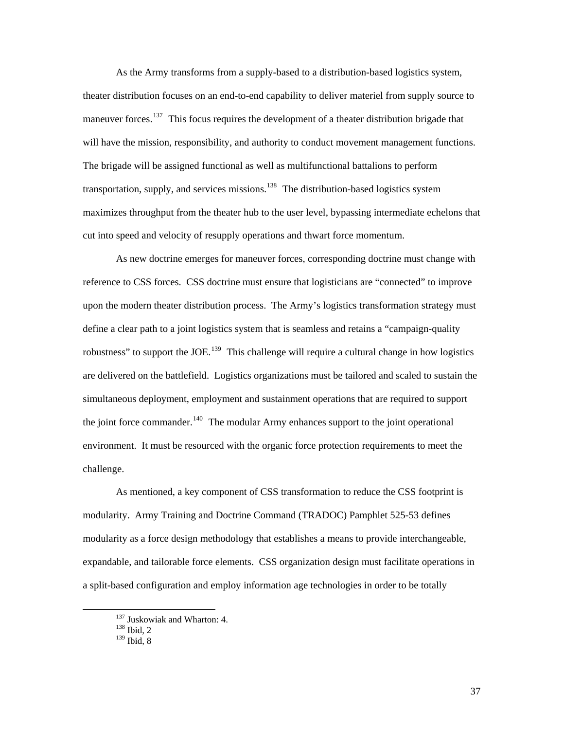As the Army transforms from a supply-based to a distribution-based logistics system, theater distribution focuses on an end-to-end capability to deliver materiel from supply source to maneuver forces.[137] This focus requires the development of a theater distribution brigade that will have the mission, responsibility, and authority to conduct movement management functions. The brigade will be assigned functional as well as multifunctional battalions to perform transportation, supply, and services missions.[138] The distribution-based logistics system maximizes throughput from the theater hub to the user level, bypassing intermediate echelons that cut into speed and velocity of resupply operations and thwart force momentum.

As new doctrine emerges for maneuver forces, corresponding doctrine must change with reference to CSS forces. CSS doctrine must ensure that logisticians are "connected" to improve upon the modern theater distribution process. The Army's logistics transformation strategy must define a clear path to a joint logistics system that is seamless and retains a "campaign-quality robustness" to support the JOE.[139] This challenge will require a cultural change in how logistics are delivered on the battlefield. Logistics organizations must be tailored and scaled to sustain the simultaneous deployment, employment and sustainment operations that are required to support the joint force commander.[140] The modular Army enhances support to the joint operational environment. It must be resourced with the organic force protection requirements to meet the challenge.

As mentioned, a key component of CSS transformation to reduce the CSS footprint is modularity. Army Training and Doctrine Command (TRADOC) Pamphlet 525-53 defines modularity as a force design methodology that establishes a means to provide interchangeable, expandable, and tailorable force elements. CSS organization design must facilitate operations in a split-based configuration and employ information age technologies in order to be totally

---

[137] Juskowiak and Wharton: 4.
[138] Ibid, 2
[139] Ibid, 8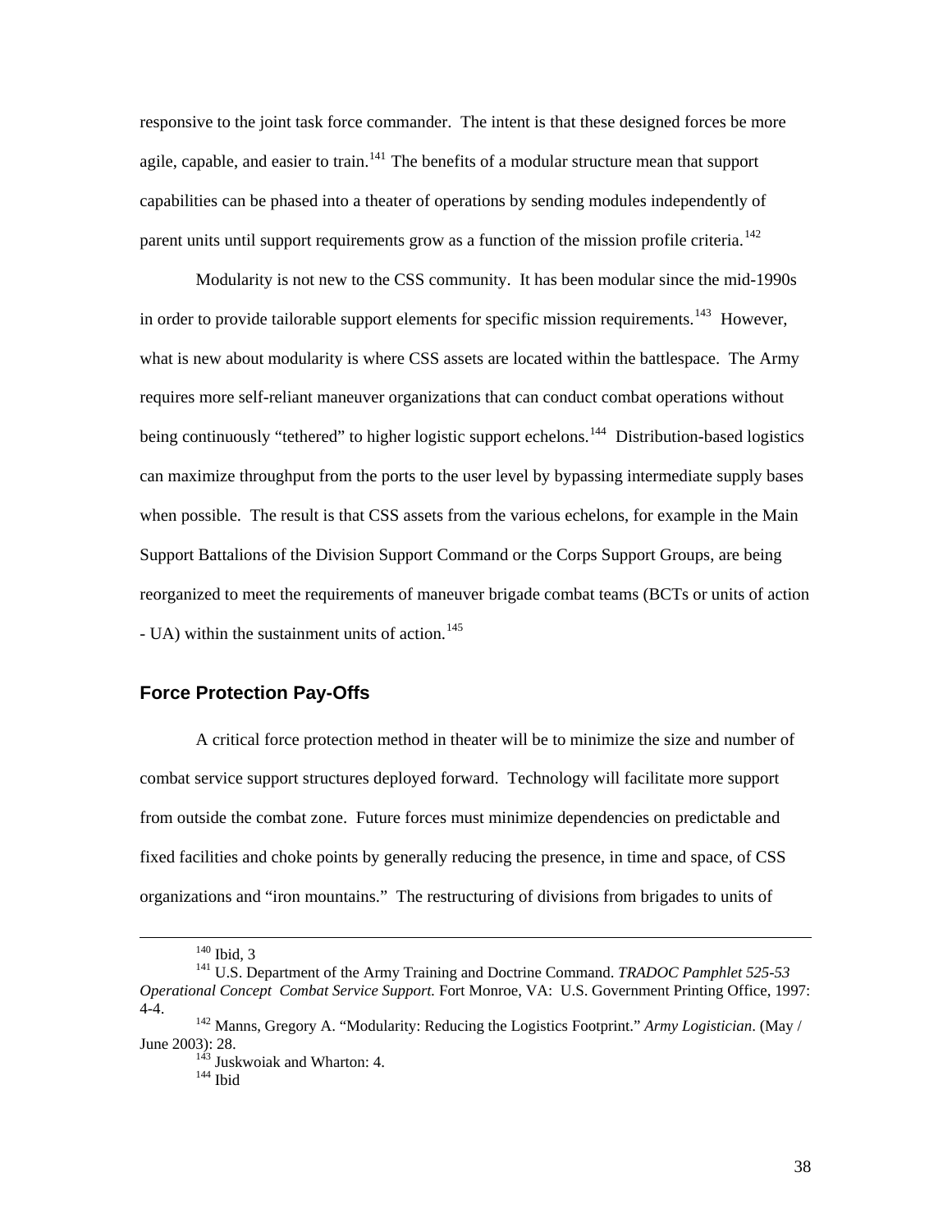responsive to the joint task force commander.  The intent is that these designed forces be more agile, capable, and easier to train.[141] The benefits of a modular structure mean that support capabilities can be phased into a theater of operations by sending modules independently of parent units until support requirements grow as a function of the mission profile criteria.[142]

Modularity is not new to the CSS community.  It has been modular since the mid-1990s in order to provide tailorable support elements for specific mission requirements.[143]  However, what is new about modularity is where CSS assets are located within the battlespace.  The Army requires more self-reliant maneuver organizations that can conduct combat operations without being continuously "tethered" to higher logistic support echelons.[144]  Distribution-based logistics can maximize throughput from the ports to the user level by bypassing intermediate supply bases when possible.  The result is that CSS assets from the various echelons, for example in the Main Support Battalions of the Division Support Command or the Corps Support Groups, are being reorganized to meet the requirements of maneuver brigade combat teams (BCTs or units of action - UA) within the sustainment units of action.[145]

## Force Protection Pay-Offs

A critical force protection method in theater will be to minimize the size and number of combat service support structures deployed forward.  Technology will facilitate more support from outside the combat zone.  Future forces must minimize dependencies on predictable and fixed facilities and choke points by generally reducing the presence, in time and space, of CSS organizations and "iron mountains."  The restructuring of divisions from brigades to units of

---

[140] Ibid, 3

[141] U.S. Department of the Army Training and Doctrine Command. *TRADOC Pamphlet 525-53 Operational Concept  Combat Service Support.* Fort Monroe, VA:  U.S. Government Printing Office, 1997: 4-4.

[142] Manns, Gregory A. "Modularity: Reducing the Logistics Footprint." *Army Logistician*. (May / June 2003): 28.

[143] Juskwoiak and Wharton: 4.

[144] Ibid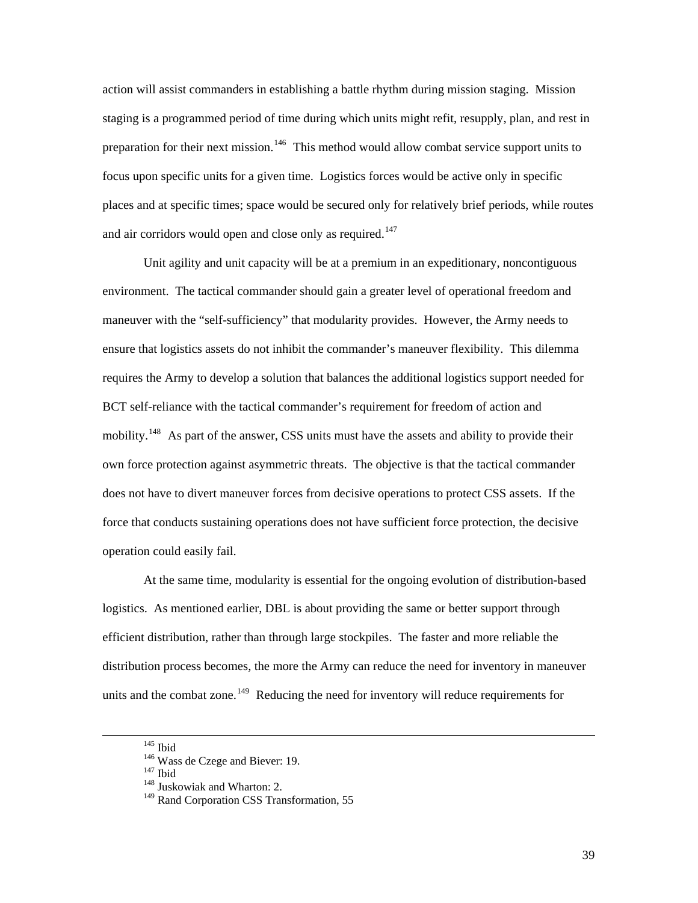action will assist commanders in establishing a battle rhythm during mission staging. Mission staging is a programmed period of time during which units might refit, resupply, plan, and rest in preparation for their next mission.[146] This method would allow combat service support units to focus upon specific units for a given time. Logistics forces would be active only in specific places and at specific times; space would be secured only for relatively brief periods, while routes and air corridors would open and close only as required.[147]

Unit agility and unit capacity will be at a premium in an expeditionary, noncontiguous environment. The tactical commander should gain a greater level of operational freedom and maneuver with the "self-sufficiency" that modularity provides. However, the Army needs to ensure that logistics assets do not inhibit the commander's maneuver flexibility. This dilemma requires the Army to develop a solution that balances the additional logistics support needed for BCT self-reliance with the tactical commander's requirement for freedom of action and mobility.[148] As part of the answer, CSS units must have the assets and ability to provide their own force protection against asymmetric threats. The objective is that the tactical commander does not have to divert maneuver forces from decisive operations to protect CSS assets. If the force that conducts sustaining operations does not have sufficient force protection, the decisive operation could easily fail.

At the same time, modularity is essential for the ongoing evolution of distribution-based logistics. As mentioned earlier, DBL is about providing the same or better support through efficient distribution, rather than through large stockpiles. The faster and more reliable the distribution process becomes, the more the Army can reduce the need for inventory in maneuver units and the combat zone.[149] Reducing the need for inventory will reduce requirements for

---

[145] Ibid
[146] Wass de Czege and Biever: 19.
[147] Ibid
[148] Juskowiak and Wharton: 2.
[149] Rand Corporation CSS Transformation, 55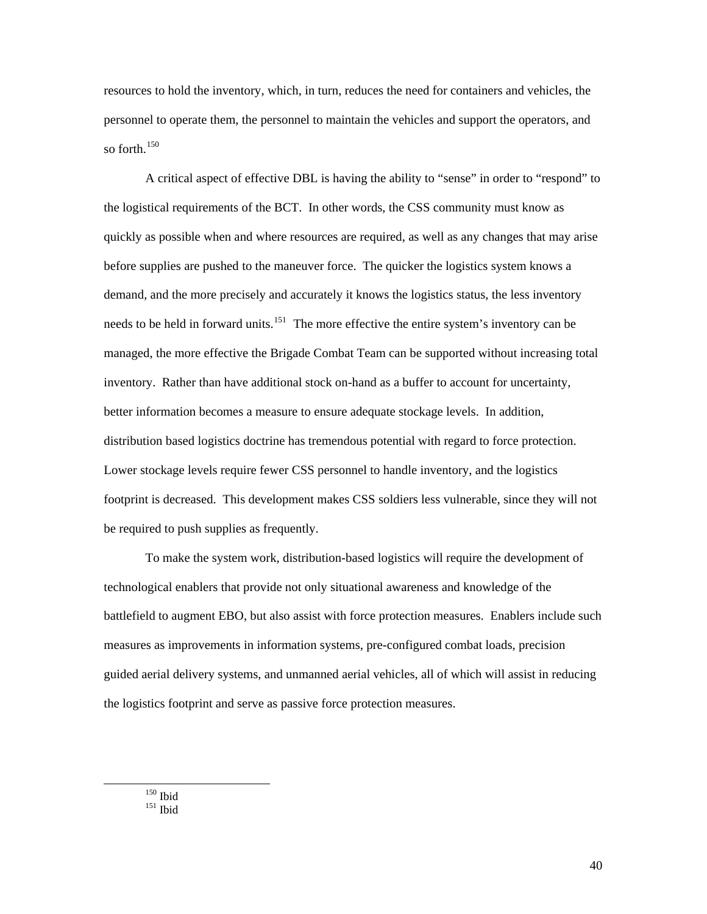resources to hold the inventory, which, in turn, reduces the need for containers and vehicles, the personnel to operate them, the personnel to maintain the vehicles and support the operators, and so forth.[150]

A critical aspect of effective DBL is having the ability to "sense" in order to "respond" to the logistical requirements of the BCT. In other words, the CSS community must know as quickly as possible when and where resources are required, as well as any changes that may arise before supplies are pushed to the maneuver force. The quicker the logistics system knows a demand, and the more precisely and accurately it knows the logistics status, the less inventory needs to be held in forward units.[151] The more effective the entire system's inventory can be managed, the more effective the Brigade Combat Team can be supported without increasing total inventory. Rather than have additional stock on-hand as a buffer to account for uncertainty, better information becomes a measure to ensure adequate stockage levels. In addition, distribution based logistics doctrine has tremendous potential with regard to force protection. Lower stockage levels require fewer CSS personnel to handle inventory, and the logistics footprint is decreased. This development makes CSS soldiers less vulnerable, since they will not be required to push supplies as frequently.

To make the system work, distribution-based logistics will require the development of technological enablers that provide not only situational awareness and knowledge of the battlefield to augment EBO, but also assist with force protection measures. Enablers include such measures as improvements in information systems, pre-configured combat loads, precision guided aerial delivery systems, and unmanned aerial vehicles, all of which will assist in reducing the logistics footprint and serve as passive force protection measures.

---

[150] Ibid

[151] Ibid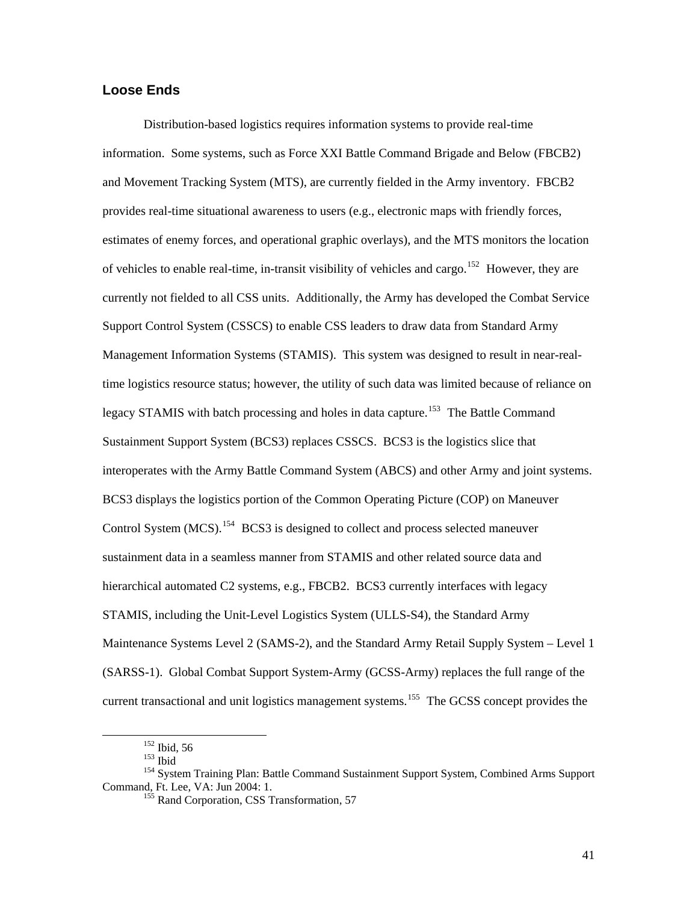## Loose Ends

Distribution-based logistics requires information systems to provide real-time information. Some systems, such as Force XXI Battle Command Brigade and Below (FBCB2) and Movement Tracking System (MTS), are currently fielded in the Army inventory. FBCB2 provides real-time situational awareness to users (e.g., electronic maps with friendly forces, estimates of enemy forces, and operational graphic overlays), and the MTS monitors the location of vehicles to enable real-time, in-transit visibility of vehicles and cargo.[152] However, they are currently not fielded to all CSS units. Additionally, the Army has developed the Combat Service Support Control System (CSSCS) to enable CSS leaders to draw data from Standard Army Management Information Systems (STAMIS). This system was designed to result in near-real-time logistics resource status; however, the utility of such data was limited because of reliance on legacy STAMIS with batch processing and holes in data capture.[153] The Battle Command Sustainment Support System (BCS3) replaces CSSCS. BCS3 is the logistics slice that interoperates with the Army Battle Command System (ABCS) and other Army and joint systems. BCS3 displays the logistics portion of the Common Operating Picture (COP) on Maneuver Control System (MCS).[154] BCS3 is designed to collect and process selected maneuver sustainment data in a seamless manner from STAMIS and other related source data and hierarchical automated C2 systems, e.g., FBCB2. BCS3 currently interfaces with legacy STAMIS, including the Unit-Level Logistics System (ULLS-S4), the Standard Army Maintenance Systems Level 2 (SAMS-2), and the Standard Army Retail Supply System – Level 1 (SARSS-1). Global Combat Support System-Army (GCSS-Army) replaces the full range of the current transactional and unit logistics management systems.[155] The GCSS concept provides the

---

[152] Ibid, 56

[153] Ibid

[154] System Training Plan: Battle Command Sustainment Support System, Combined Arms Support Command, Ft. Lee, VA: Jun 2004: 1.

[155] Rand Corporation, CSS Transformation, 57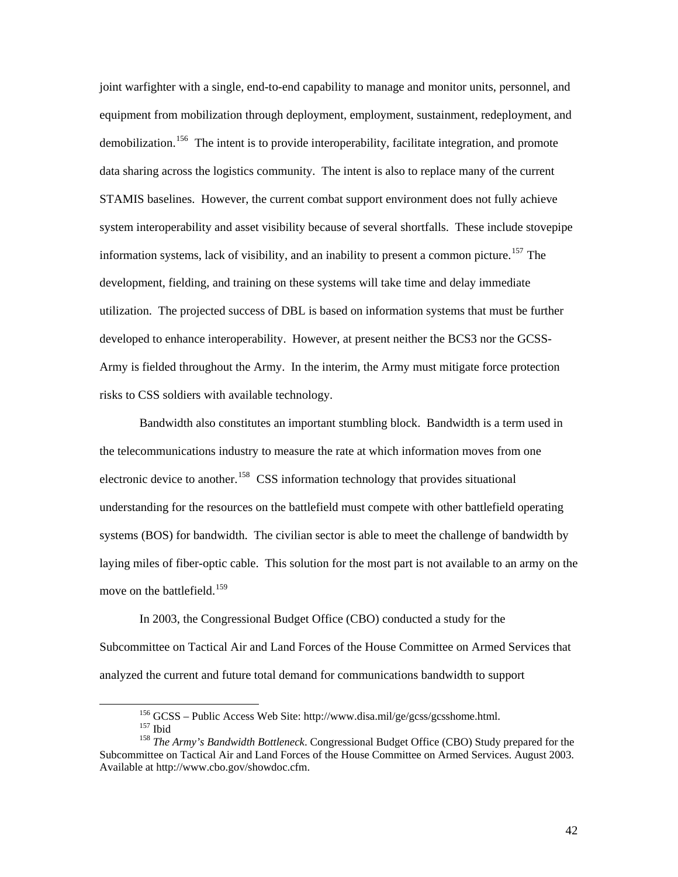joint warfighter with a single, end-to-end capability to manage and monitor units, personnel, and equipment from mobilization through deployment, employment, sustainment, redeployment, and demobilization.[156] The intent is to provide interoperability, facilitate integration, and promote data sharing across the logistics community. The intent is also to replace many of the current STAMIS baselines. However, the current combat support environment does not fully achieve system interoperability and asset visibility because of several shortfalls. These include stovepipe information systems, lack of visibility, and an inability to present a common picture.[157] The development, fielding, and training on these systems will take time and delay immediate utilization. The projected success of DBL is based on information systems that must be further developed to enhance interoperability. However, at present neither the BCS3 nor the GCSS-Army is fielded throughout the Army. In the interim, the Army must mitigate force protection risks to CSS soldiers with available technology.

Bandwidth also constitutes an important stumbling block. Bandwidth is a term used in the telecommunications industry to measure the rate at which information moves from one electronic device to another.[158] CSS information technology that provides situational understanding for the resources on the battlefield must compete with other battlefield operating systems (BOS) for bandwidth. The civilian sector is able to meet the challenge of bandwidth by laying miles of fiber-optic cable. This solution for the most part is not available to an army on the move on the battlefield.[159]

In 2003, the Congressional Budget Office (CBO) conducted a study for the Subcommittee on Tactical Air and Land Forces of the House Committee on Armed Services that analyzed the current and future total demand for communications bandwidth to support

---

[156] GCSS – Public Access Web Site: http://www.disa.mil/ge/gcss/gcsshome.html.

[157] Ibid

[158] *The Army's Bandwidth Bottleneck*. Congressional Budget Office (CBO) Study prepared for the Subcommittee on Tactical Air and Land Forces of the House Committee on Armed Services. August 2003. Available at http://www.cbo.gov/showdoc.cfm.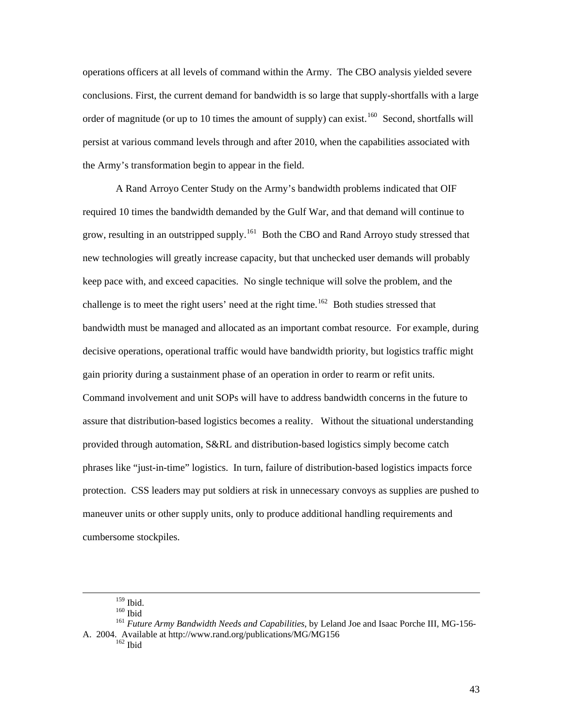operations officers at all levels of command within the Army. The CBO analysis yielded severe conclusions. First, the current demand for bandwidth is so large that supply-shortfalls with a large order of magnitude (or up to 10 times the amount of supply) can exist.[160] Second, shortfalls will persist at various command levels through and after 2010, when the capabilities associated with the Army's transformation begin to appear in the field.

A Rand Arroyo Center Study on the Army's bandwidth problems indicated that OIF required 10 times the bandwidth demanded by the Gulf War, and that demand will continue to grow, resulting in an outstripped supply.[161] Both the CBO and Rand Arroyo study stressed that new technologies will greatly increase capacity, but that unchecked user demands will probably keep pace with, and exceed capacities. No single technique will solve the problem, and the challenge is to meet the right users' need at the right time.[162] Both studies stressed that bandwidth must be managed and allocated as an important combat resource. For example, during decisive operations, operational traffic would have bandwidth priority, but logistics traffic might gain priority during a sustainment phase of an operation in order to rearm or refit units. Command involvement and unit SOPs will have to address bandwidth concerns in the future to assure that distribution-based logistics becomes a reality. Without the situational understanding provided through automation, S&RL and distribution-based logistics simply become catch phrases like "just-in-time" logistics. In turn, failure of distribution-based logistics impacts force protection. CSS leaders may put soldiers at risk in unnecessary convoys as supplies are pushed to maneuver units or other supply units, only to produce additional handling requirements and cumbersome stockpiles.

---

[159] Ibid.

[160] Ibid

[161] *Future Army Bandwidth Needs and Capabilities*, by Leland Joe and Isaac Porche III, MG-156-A. 2004. Available at http://www.rand.org/publications/MG/MG156

[162] Ibid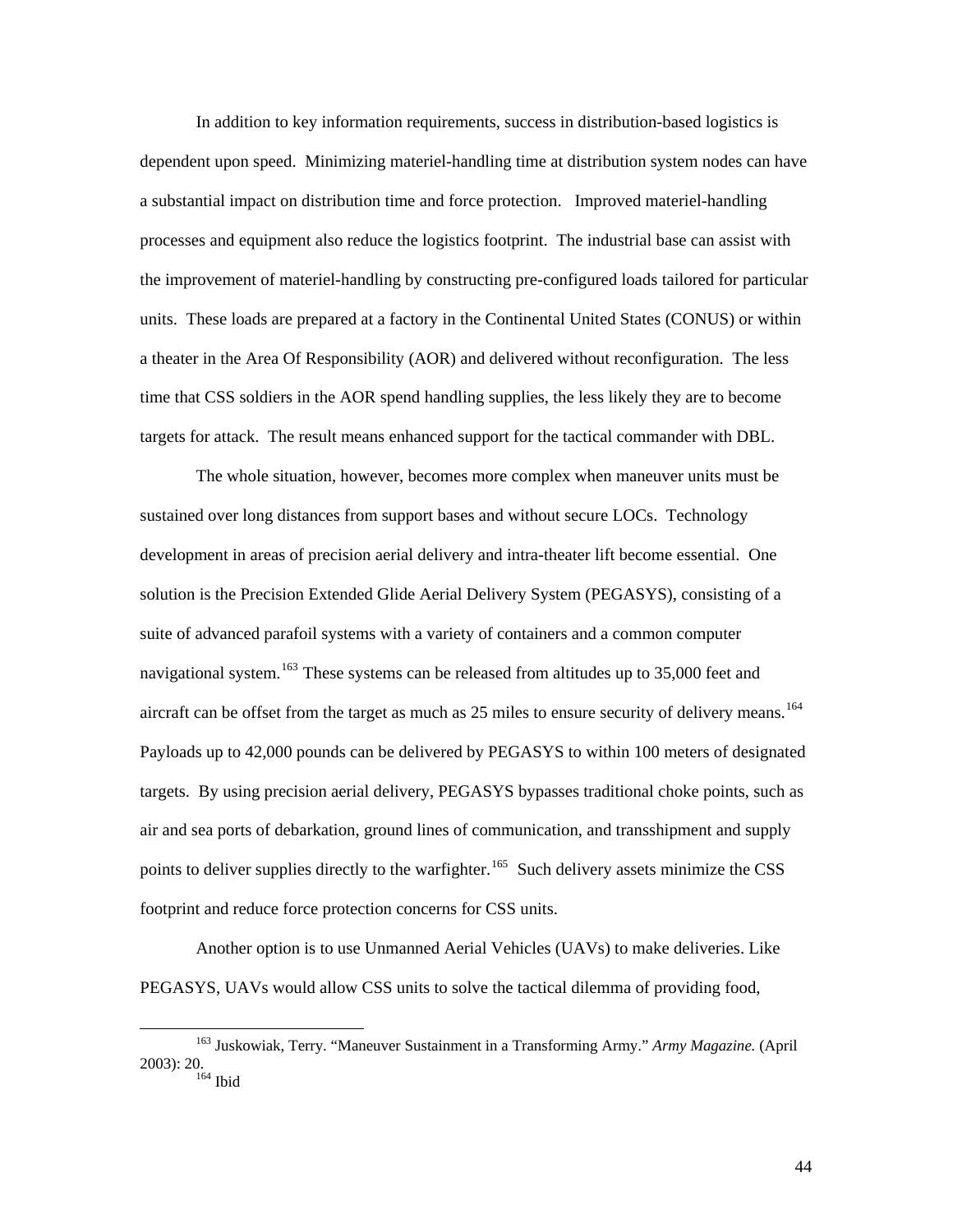In addition to key information requirements, success in distribution-based logistics is dependent upon speed. Minimizing materiel-handling time at distribution system nodes can have a substantial impact on distribution time and force protection. Improved materiel-handling processes and equipment also reduce the logistics footprint. The industrial base can assist with the improvement of materiel-handling by constructing pre-configured loads tailored for particular units. These loads are prepared at a factory in the Continental United States (CONUS) or within a theater in the Area Of Responsibility (AOR) and delivered without reconfiguration. The less time that CSS soldiers in the AOR spend handling supplies, the less likely they are to become targets for attack. The result means enhanced support for the tactical commander with DBL.

The whole situation, however, becomes more complex when maneuver units must be sustained over long distances from support bases and without secure LOCs. Technology development in areas of precision aerial delivery and intra-theater lift become essential. One solution is the Precision Extended Glide Aerial Delivery System (PEGASYS), consisting of a suite of advanced parafoil systems with a variety of containers and a common computer navigational system.[163] These systems can be released from altitudes up to 35,000 feet and aircraft can be offset from the target as much as 25 miles to ensure security of delivery means.[164] Payloads up to 42,000 pounds can be delivered by PEGASYS to within 100 meters of designated targets. By using precision aerial delivery, PEGASYS bypasses traditional choke points, such as air and sea ports of debarkation, ground lines of communication, and transshipment and supply points to deliver supplies directly to the warfighter.[165] Such delivery assets minimize the CSS footprint and reduce force protection concerns for CSS units.

Another option is to use Unmanned Aerial Vehicles (UAVs) to make deliveries. Like PEGASYS, UAVs would allow CSS units to solve the tactical dilemma of providing food,

---

[163] Juskowiak, Terry. "Maneuver Sustainment in a Transforming Army." *Army Magazine.* (April 2003): 20.

[164] Ibid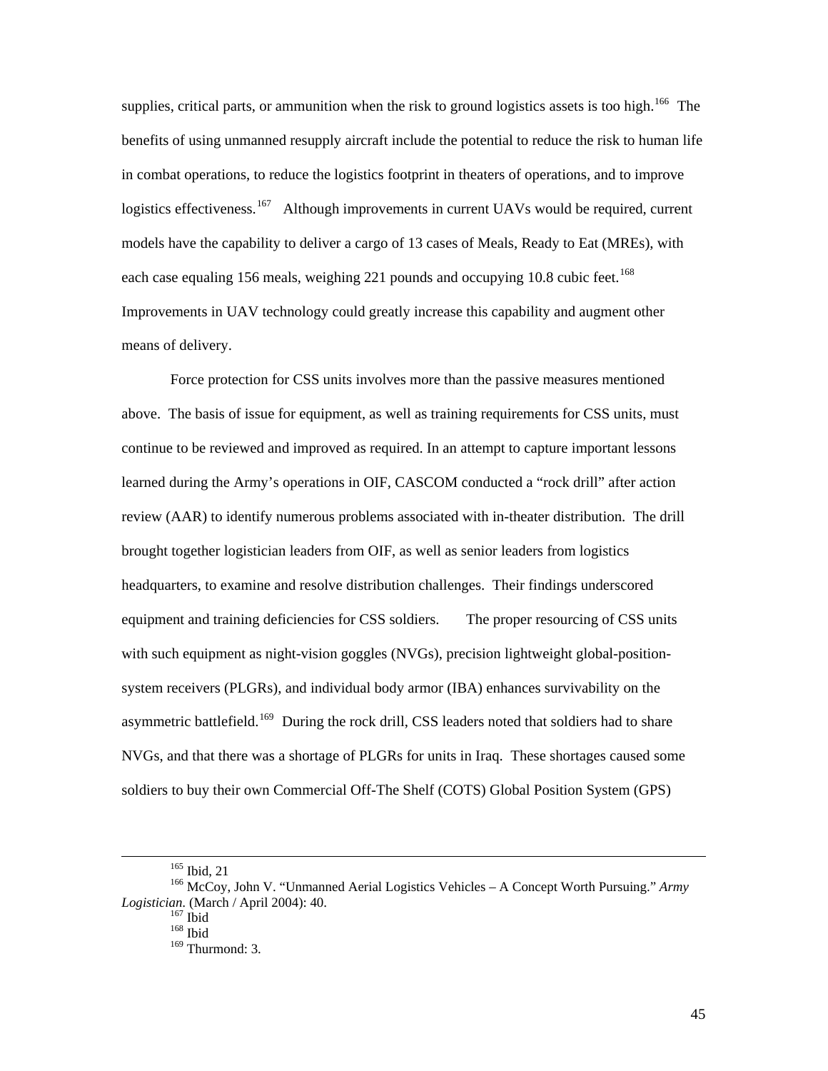supplies, critical parts, or ammunition when the risk to ground logistics assets is too high.[166] The benefits of using unmanned resupply aircraft include the potential to reduce the risk to human life in combat operations, to reduce the logistics footprint in theaters of operations, and to improve logistics effectiveness.[167] Although improvements in current UAVs would be required, current models have the capability to deliver a cargo of 13 cases of Meals, Ready to Eat (MREs), with each case equaling 156 meals, weighing 221 pounds and occupying 10.8 cubic feet.[168] Improvements in UAV technology could greatly increase this capability and augment other means of delivery.

Force protection for CSS units involves more than the passive measures mentioned above. The basis of issue for equipment, as well as training requirements for CSS units, must continue to be reviewed and improved as required. In an attempt to capture important lessons learned during the Army's operations in OIF, CASCOM conducted a "rock drill" after action review (AAR) to identify numerous problems associated with in-theater distribution. The drill brought together logistician leaders from OIF, as well as senior leaders from logistics headquarters, to examine and resolve distribution challenges. Their findings underscored equipment and training deficiencies for CSS soldiers. The proper resourcing of CSS units with such equipment as night-vision goggles (NVGs), precision lightweight global-position-system receivers (PLGRs), and individual body armor (IBA) enhances survivability on the asymmetric battlefield.[169] During the rock drill, CSS leaders noted that soldiers had to share NVGs, and that there was a shortage of PLGRs for units in Iraq. These shortages caused some soldiers to buy their own Commercial Off-The Shelf (COTS) Global Position System (GPS)

---

[165] Ibid, 21

[166] McCoy, John V. "Unmanned Aerial Logistics Vehicles – A Concept Worth Pursuing." *Army Logistician.* (March / April 2004): 40.

[167] Ibid

[168] Ibid

[169] Thurmond: 3.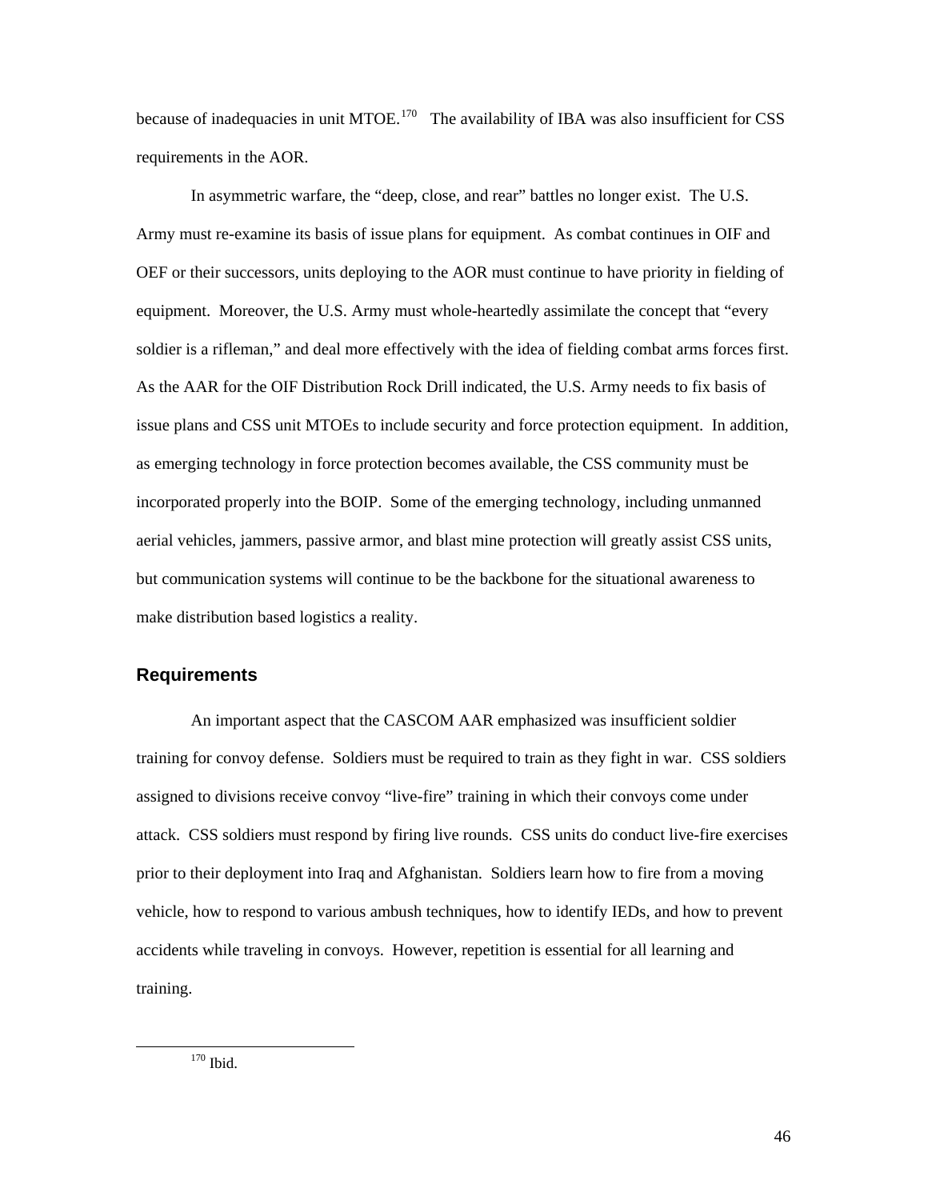because of inadequacies in unit MTOE.[170] The availability of IBA was also insufficient for CSS requirements in the AOR.

In asymmetric warfare, the "deep, close, and rear" battles no longer exist. The U.S. Army must re-examine its basis of issue plans for equipment. As combat continues in OIF and OEF or their successors, units deploying to the AOR must continue to have priority in fielding of equipment. Moreover, the U.S. Army must whole-heartedly assimilate the concept that "every soldier is a rifleman," and deal more effectively with the idea of fielding combat arms forces first. As the AAR for the OIF Distribution Rock Drill indicated, the U.S. Army needs to fix basis of issue plans and CSS unit MTOEs to include security and force protection equipment. In addition, as emerging technology in force protection becomes available, the CSS community must be incorporated properly into the BOIP. Some of the emerging technology, including unmanned aerial vehicles, jammers, passive armor, and blast mine protection will greatly assist CSS units, but communication systems will continue to be the backbone for the situational awareness to make distribution based logistics a reality.

## Requirements

An important aspect that the CASCOM AAR emphasized was insufficient soldier training for convoy defense. Soldiers must be required to train as they fight in war. CSS soldiers assigned to divisions receive convoy "live-fire" training in which their convoys come under attack. CSS soldiers must respond by firing live rounds. CSS units do conduct live-fire exercises prior to their deployment into Iraq and Afghanistan. Soldiers learn how to fire from a moving vehicle, how to respond to various ambush techniques, how to identify IEDs, and how to prevent accidents while traveling in convoys. However, repetition is essential for all learning and training.

---

[170] Ibid.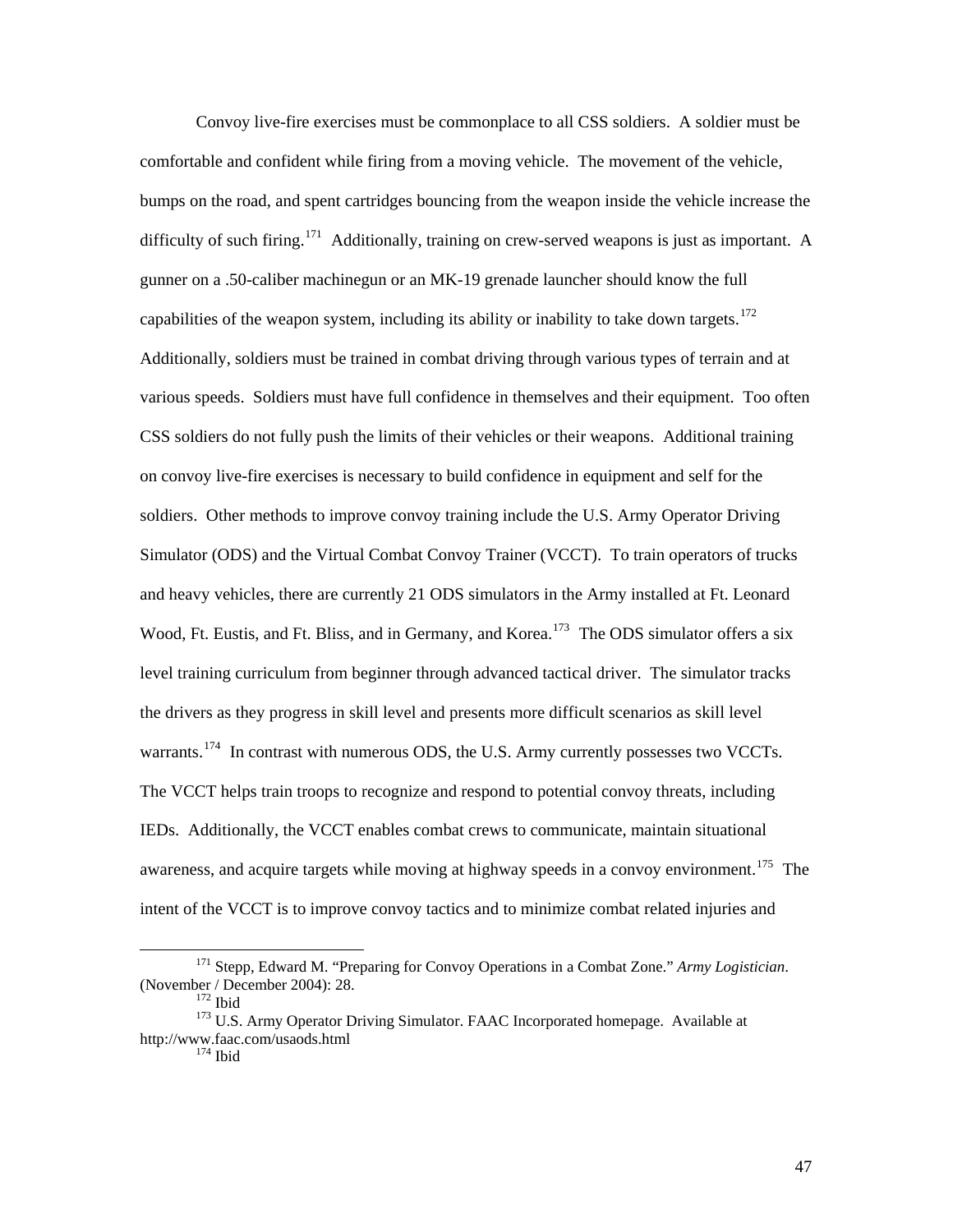Convoy live-fire exercises must be commonplace to all CSS soldiers. A soldier must be comfortable and confident while firing from a moving vehicle. The movement of the vehicle, bumps on the road, and spent cartridges bouncing from the weapon inside the vehicle increase the difficulty of such firing.[171] Additionally, training on crew-served weapons is just as important. A gunner on a .50-caliber machinegun or an MK-19 grenade launcher should know the full capabilities of the weapon system, including its ability or inability to take down targets.[172] Additionally, soldiers must be trained in combat driving through various types of terrain and at various speeds. Soldiers must have full confidence in themselves and their equipment. Too often CSS soldiers do not fully push the limits of their vehicles or their weapons. Additional training on convoy live-fire exercises is necessary to build confidence in equipment and self for the soldiers. Other methods to improve convoy training include the U.S. Army Operator Driving Simulator (ODS) and the Virtual Combat Convoy Trainer (VCCT). To train operators of trucks and heavy vehicles, there are currently 21 ODS simulators in the Army installed at Ft. Leonard Wood, Ft. Eustis, and Ft. Bliss, and in Germany, and Korea.[173] The ODS simulator offers a six level training curriculum from beginner through advanced tactical driver. The simulator tracks the drivers as they progress in skill level and presents more difficult scenarios as skill level warrants.[174] In contrast with numerous ODS, the U.S. Army currently possesses two VCCTs. The VCCT helps train troops to recognize and respond to potential convoy threats, including IEDs. Additionally, the VCCT enables combat crews to communicate, maintain situational awareness, and acquire targets while moving at highway speeds in a convoy environment.[175] The intent of the VCCT is to improve convoy tactics and to minimize combat related injuries and

---

[171] Stepp, Edward M. "Preparing for Convoy Operations in a Combat Zone." *Army Logistician*. (November / December 2004): 28.

[172] Ibid

[173] U.S. Army Operator Driving Simulator. FAAC Incorporated homepage. Available at http://www.faac.com/usaods.html

[174] Ibid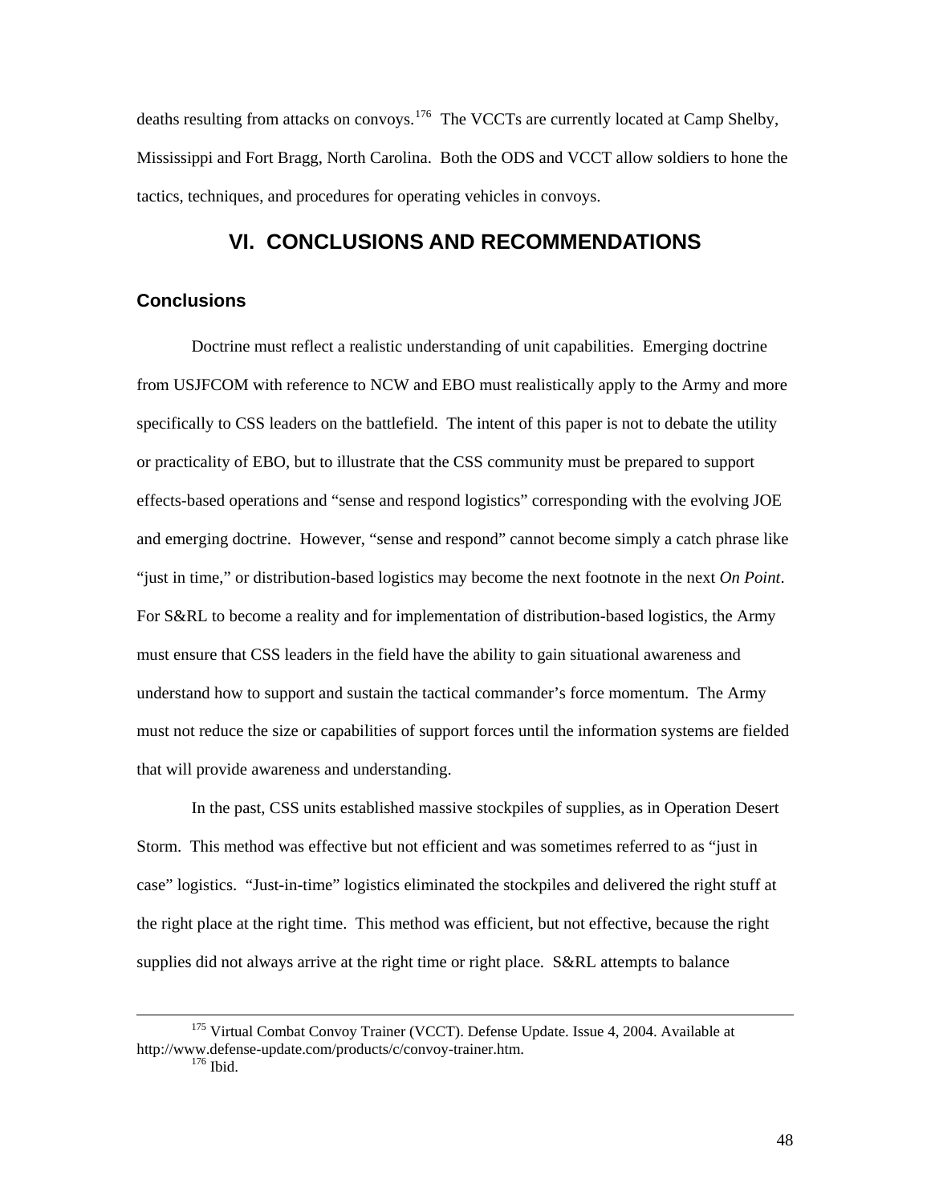deaths resulting from attacks on convoys.[176] The VCCTs are currently located at Camp Shelby, Mississippi and Fort Bragg, North Carolina. Both the ODS and VCCT allow soldiers to hone the tactics, techniques, and procedures for operating vehicles in convoys.

# VI. CONCLUSIONS AND RECOMMENDATIONS

## Conclusions

Doctrine must reflect a realistic understanding of unit capabilities. Emerging doctrine from USJFCOM with reference to NCW and EBO must realistically apply to the Army and more specifically to CSS leaders on the battlefield. The intent of this paper is not to debate the utility or practicality of EBO, but to illustrate that the CSS community must be prepared to support effects-based operations and "sense and respond logistics" corresponding with the evolving JOE and emerging doctrine. However, "sense and respond" cannot become simply a catch phrase like "just in time," or distribution-based logistics may become the next footnote in the next *On Point*. For S&RL to become a reality and for implementation of distribution-based logistics, the Army must ensure that CSS leaders in the field have the ability to gain situational awareness and understand how to support and sustain the tactical commander's force momentum. The Army must not reduce the size or capabilities of support forces until the information systems are fielded that will provide awareness and understanding.

In the past, CSS units established massive stockpiles of supplies, as in Operation Desert Storm. This method was effective but not efficient and was sometimes referred to as "just in case" logistics. "Just-in-time" logistics eliminated the stockpiles and delivered the right stuff at the right place at the right time. This method was efficient, but not effective, because the right supplies did not always arrive at the right time or right place. S&RL attempts to balance

---

[175] Virtual Combat Convoy Trainer (VCCT). Defense Update. Issue 4, 2004. Available at http://www.defense-update.com/products/c/convoy-trainer.htm.

[176] Ibid.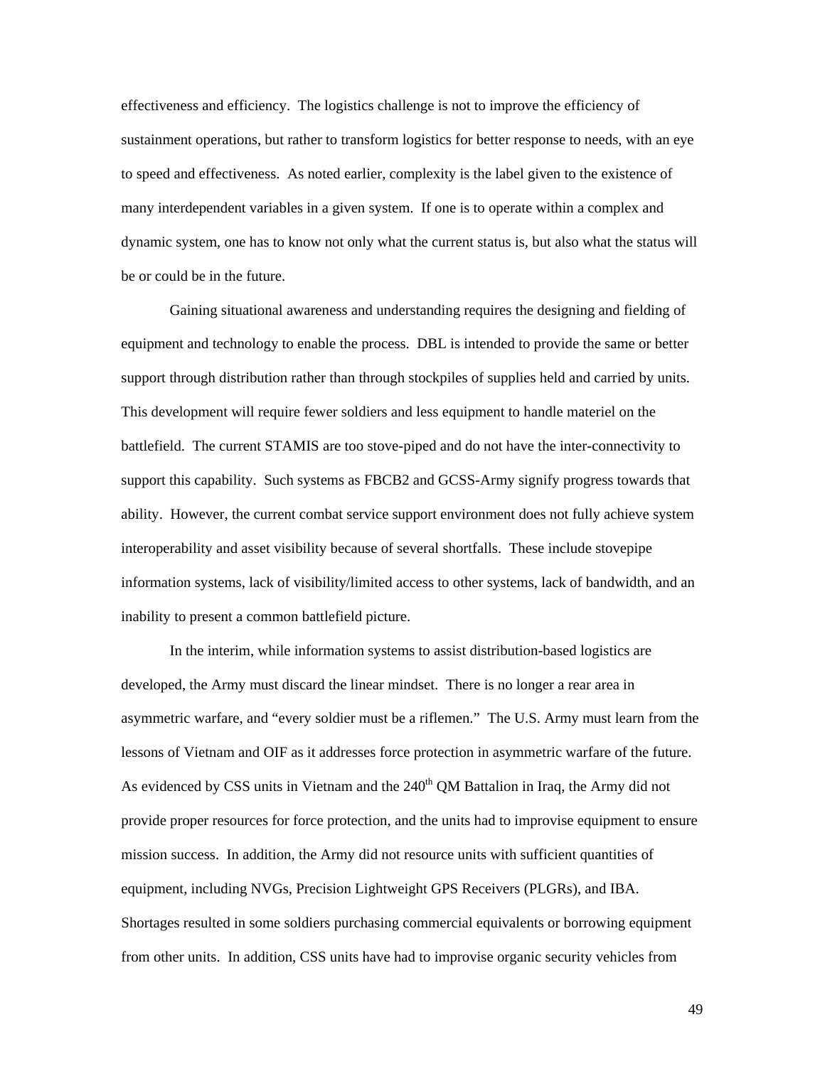effectiveness and efficiency. The logistics challenge is not to improve the efficiency of sustainment operations, but rather to transform logistics for better response to needs, with an eye to speed and effectiveness. As noted earlier, complexity is the label given to the existence of many interdependent variables in a given system. If one is to operate within a complex and dynamic system, one has to know not only what the current status is, but also what the status will be or could be in the future.

Gaining situational awareness and understanding requires the designing and fielding of equipment and technology to enable the process. DBL is intended to provide the same or better support through distribution rather than through stockpiles of supplies held and carried by units. This development will require fewer soldiers and less equipment to handle materiel on the battlefield. The current STAMIS are too stove-piped and do not have the inter-connectivity to support this capability. Such systems as FBCB2 and GCSS-Army signify progress towards that ability. However, the current combat service support environment does not fully achieve system interoperability and asset visibility because of several shortfalls. These include stovepipe information systems, lack of visibility/limited access to other systems, lack of bandwidth, and an inability to present a common battlefield picture.

In the interim, while information systems to assist distribution-based logistics are developed, the Army must discard the linear mindset. There is no longer a rear area in asymmetric warfare, and "every soldier must be a riflemen." The U.S. Army must learn from the lessons of Vietnam and OIF as it addresses force protection in asymmetric warfare of the future. As evidenced by CSS units in Vietnam and the 240th QM Battalion in Iraq, the Army did not provide proper resources for force protection, and the units had to improvise equipment to ensure mission success. In addition, the Army did not resource units with sufficient quantities of equipment, including NVGs, Precision Lightweight GPS Receivers (PLGRs), and IBA. Shortages resulted in some soldiers purchasing commercial equivalents or borrowing equipment from other units. In addition, CSS units have had to improvise organic security vehicles from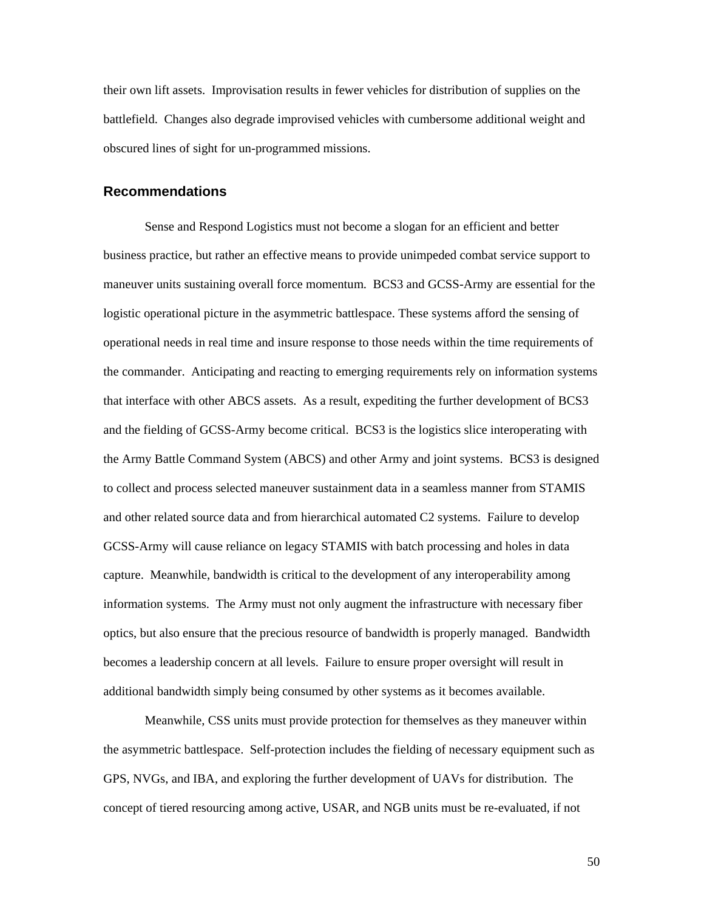their own lift assets. Improvisation results in fewer vehicles for distribution of supplies on the battlefield. Changes also degrade improvised vehicles with cumbersome additional weight and obscured lines of sight for un-programmed missions.

## Recommendations

Sense and Respond Logistics must not become a slogan for an efficient and better business practice, but rather an effective means to provide unimpeded combat service support to maneuver units sustaining overall force momentum. BCS3 and GCSS-Army are essential for the logistic operational picture in the asymmetric battlespace. These systems afford the sensing of operational needs in real time and insure response to those needs within the time requirements of the commander. Anticipating and reacting to emerging requirements rely on information systems that interface with other ABCS assets. As a result, expediting the further development of BCS3 and the fielding of GCSS-Army become critical. BCS3 is the logistics slice interoperating with the Army Battle Command System (ABCS) and other Army and joint systems. BCS3 is designed to collect and process selected maneuver sustainment data in a seamless manner from STAMIS and other related source data and from hierarchical automated C2 systems. Failure to develop GCSS-Army will cause reliance on legacy STAMIS with batch processing and holes in data capture. Meanwhile, bandwidth is critical to the development of any interoperability among information systems. The Army must not only augment the infrastructure with necessary fiber optics, but also ensure that the precious resource of bandwidth is properly managed. Bandwidth becomes a leadership concern at all levels. Failure to ensure proper oversight will result in additional bandwidth simply being consumed by other systems as it becomes available.

Meanwhile, CSS units must provide protection for themselves as they maneuver within the asymmetric battlespace. Self-protection includes the fielding of necessary equipment such as GPS, NVGs, and IBA, and exploring the further development of UAVs for distribution. The concept of tiered resourcing among active, USAR, and NGB units must be re-evaluated, if not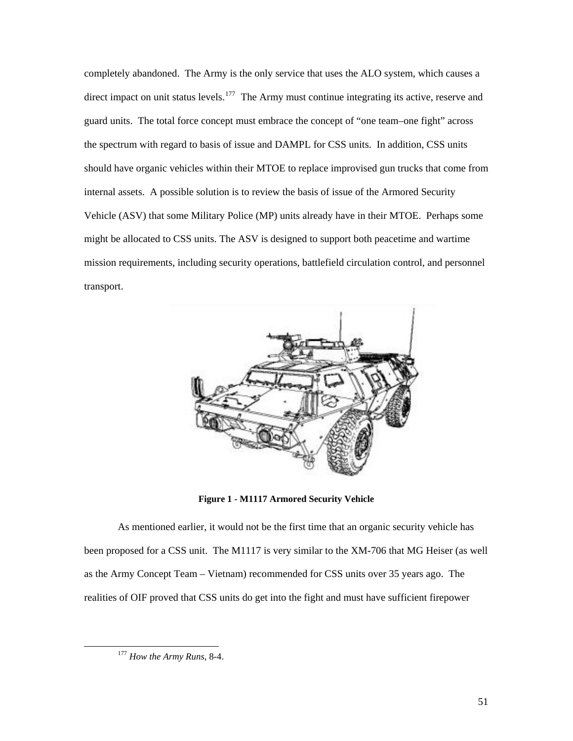completely abandoned. The Army is the only service that uses the ALO system, which causes a direct impact on unit status levels.[177] The Army must continue integrating its active, reserve and guard units. The total force concept must embrace the concept of "one team–one fight" across the spectrum with regard to basis of issue and DAMPL for CSS units. In addition, CSS units should have organic vehicles within their MTOE to replace improvised gun trucks that come from internal assets. A possible solution is to review the basis of issue of the Armored Security Vehicle (ASV) that some Military Police (MP) units already have in their MTOE. Perhaps some might be allocated to CSS units. The ASV is designed to support both peacetime and wartime mission requirements, including security operations, battlefield circulation control, and personnel transport.

**Figure 1 - M1117 Armored Security Vehicle**

As mentioned earlier, it would not be the first time that an organic security vehicle has been proposed for a CSS unit. The M1117 is very similar to the XM-706 that MG Heiser (as well as the Army Concept Team – Vietnam) recommended for CSS units over 35 years ago. The realities of OIF proved that CSS units do get into the fight and must have sufficient firepower

---

[177] *How the Army Runs*, 8-4.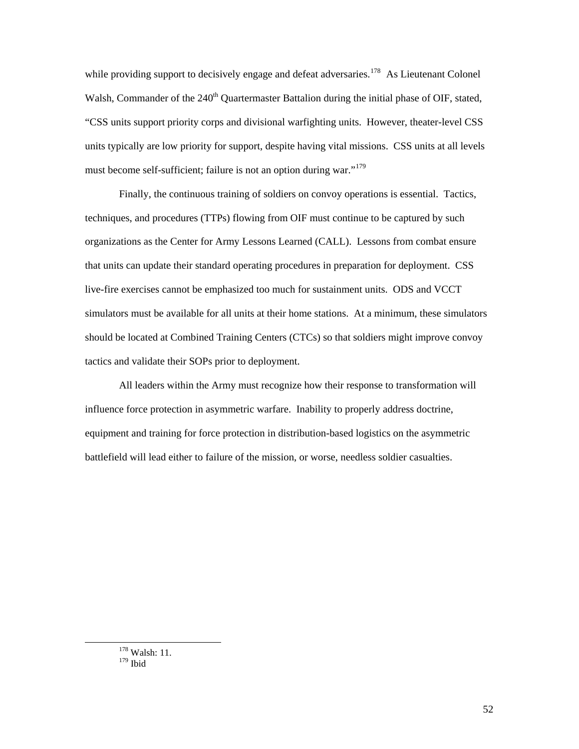while providing support to decisively engage and defeat adversaries.[178] As Lieutenant Colonel Walsh, Commander of the 240th Quartermaster Battalion during the initial phase of OIF, stated, "CSS units support priority corps and divisional warfighting units. However, theater-level CSS units typically are low priority for support, despite having vital missions. CSS units at all levels must become self-sufficient; failure is not an option during war."[179]

Finally, the continuous training of soldiers on convoy operations is essential. Tactics, techniques, and procedures (TTPs) flowing from OIF must continue to be captured by such organizations as the Center for Army Lessons Learned (CALL). Lessons from combat ensure that units can update their standard operating procedures in preparation for deployment. CSS live-fire exercises cannot be emphasized too much for sustainment units. ODS and VCCT simulators must be available for all units at their home stations. At a minimum, these simulators should be located at Combined Training Centers (CTCs) so that soldiers might improve convoy tactics and validate their SOPs prior to deployment.

All leaders within the Army must recognize how their response to transformation will influence force protection in asymmetric warfare. Inability to properly address doctrine, equipment and training for force protection in distribution-based logistics on the asymmetric battlefield will lead either to failure of the mission, or worse, needless soldier casualties.

---

[178] Walsh: 11.

[179] Ibid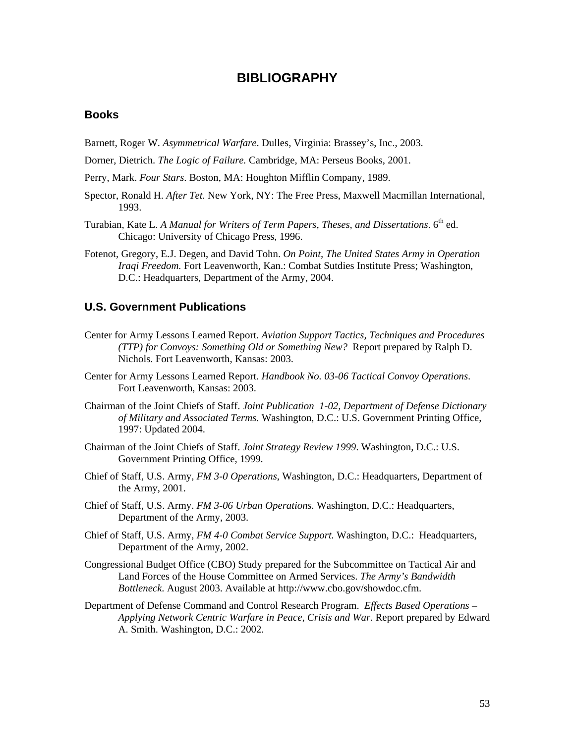# BIBLIOGRAPHY

## Books

Barnett, Roger W. *Asymmetrical Warfare*. Dulles, Virginia: Brassey's, Inc., 2003.

Dorner, Dietrich. *The Logic of Failure.* Cambridge, MA: Perseus Books, 2001.

Perry, Mark. *Four Stars*. Boston, MA: Houghton Mifflin Company, 1989.

Spector, Ronald H. *After Tet.* New York, NY: The Free Press, Maxwell Macmillan International, 1993.

Turabian, Kate L. *A Manual for Writers of Term Papers, Theses, and Dissertations*. 6th ed. Chicago: University of Chicago Press, 1996.

Fotenot, Gregory, E.J. Degen, and David Tohn. *On Point, The United States Army in Operation Iraqi Freedom.* Fort Leavenworth, Kan.: Combat Sutdies Institute Press; Washington, D.C.: Headquarters, Department of the Army, 2004.

## U.S. Government Publications

Center for Army Lessons Learned Report. *Aviation Support Tactics, Techniques and Procedures (TTP) for Convoys: Something Old or Something New?* Report prepared by Ralph D. Nichols. Fort Leavenworth, Kansas: 2003.

Center for Army Lessons Learned Report. *Handbook No. 03-06 Tactical Convoy Operations*. Fort Leavenworth, Kansas: 2003.

Chairman of the Joint Chiefs of Staff. *Joint Publication 1-02, Department of Defense Dictionary of Military and Associated Terms.* Washington, D.C.: U.S. Government Printing Office, 1997: Updated 2004.

Chairman of the Joint Chiefs of Staff. *Joint Strategy Review 1999*. Washington, D.C.: U.S. Government Printing Office, 1999.

Chief of Staff, U.S. Army, *FM 3-0 Operations*, Washington, D.C.: Headquarters, Department of the Army, 2001.

Chief of Staff, U.S. Army. *FM 3-06 Urban Operations.* Washington, D.C.: Headquarters, Department of the Army, 2003.

Chief of Staff, U.S. Army, *FM 4-0 Combat Service Support.* Washington, D.C.: Headquarters, Department of the Army, 2002.

Congressional Budget Office (CBO) Study prepared for the Subcommittee on Tactical Air and Land Forces of the House Committee on Armed Services. *The Army's Bandwidth Bottleneck.* August 2003. Available at http://www.cbo.gov/showdoc.cfm.

Department of Defense Command and Control Research Program. *Effects Based Operations – Applying Network Centric Warfare in Peace, Crisis and War.* Report prepared by Edward A. Smith. Washington, D.C.: 2002.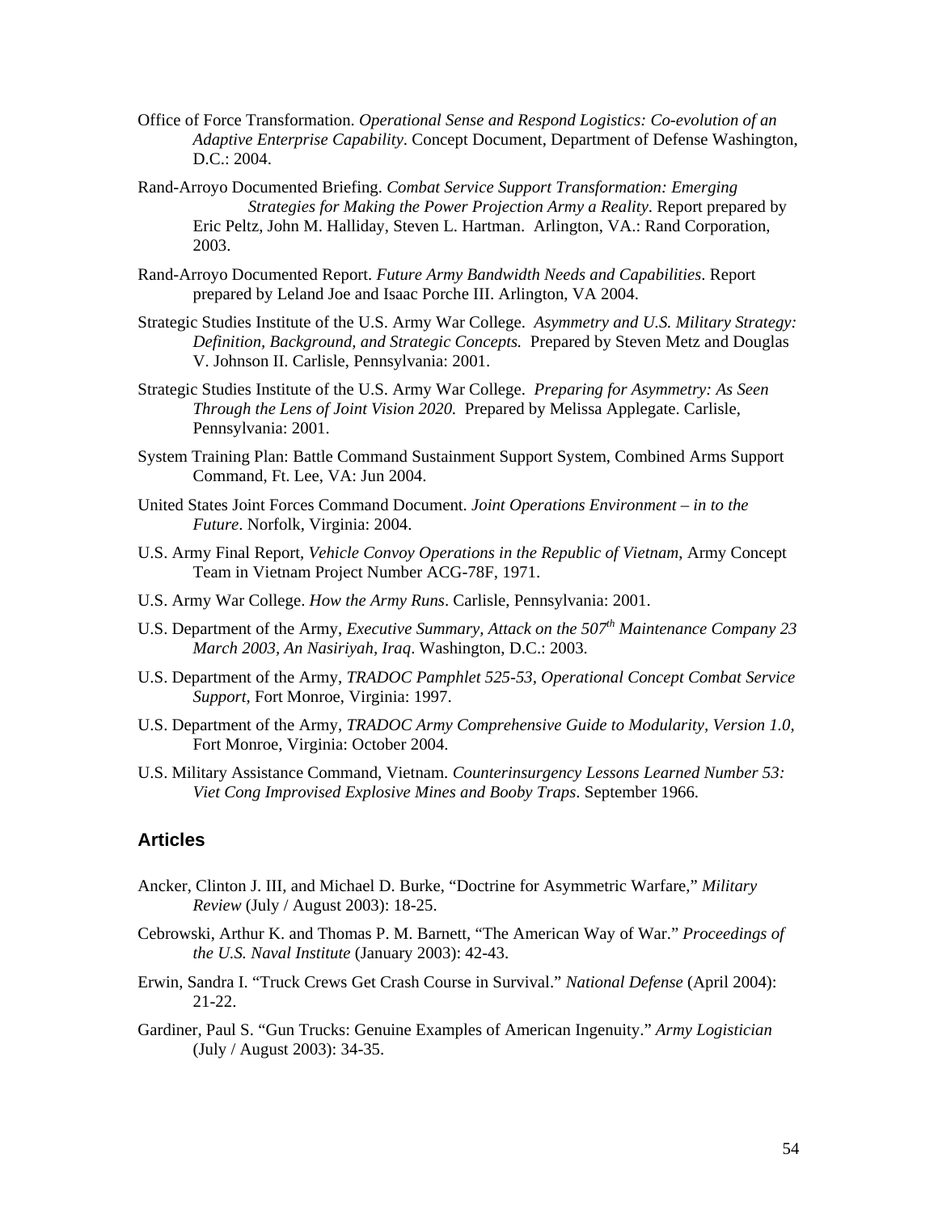Office of Force Transformation. *Operational Sense and Respond Logistics: Co-evolution of an Adaptive Enterprise Capability*. Concept Document, Department of Defense Washington, D.C.: 2004.

Rand-Arroyo Documented Briefing. *Combat Service Support Transformation: Emerging Strategies for Making the Power Projection Army a Reality*. Report prepared by Eric Peltz, John M. Halliday, Steven L. Hartman. Arlington, VA.: Rand Corporation, 2003.

Rand-Arroyo Documented Report. *Future Army Bandwidth Needs and Capabilities*. Report prepared by Leland Joe and Isaac Porche III. Arlington, VA 2004.

Strategic Studies Institute of the U.S. Army War College. *Asymmetry and U.S. Military Strategy: Definition, Background, and Strategic Concepts.* Prepared by Steven Metz and Douglas V. Johnson II. Carlisle, Pennsylvania: 2001.

Strategic Studies Institute of the U.S. Army War College. *Preparing for Asymmetry: As Seen Through the Lens of Joint Vision 2020.* Prepared by Melissa Applegate. Carlisle, Pennsylvania: 2001.

System Training Plan: Battle Command Sustainment Support System, Combined Arms Support Command, Ft. Lee, VA: Jun 2004.

United States Joint Forces Command Document. *Joint Operations Environment – in to the Future*. Norfolk, Virginia: 2004.

U.S. Army Final Report, *Vehicle Convoy Operations in the Republic of Vietnam*, Army Concept Team in Vietnam Project Number ACG-78F, 1971.

U.S. Army War College. *How the Army Runs*. Carlisle, Pennsylvania: 2001.

U.S. Department of the Army, *Executive Summary, Attack on the 507th Maintenance Company 23 March 2003, An Nasiriyah, Iraq*. Washington, D.C.: 2003.

U.S. Department of the Army, *TRADOC Pamphlet 525-53, Operational Concept Combat Service Support*, Fort Monroe, Virginia: 1997.

U.S. Department of the Army, *TRADOC Army Comprehensive Guide to Modularity, Version 1.0*, Fort Monroe, Virginia: October 2004.

U.S. Military Assistance Command, Vietnam. *Counterinsurgency Lessons Learned Number 53: Viet Cong Improvised Explosive Mines and Booby Traps*. September 1966.

## Articles

Ancker, Clinton J. III, and Michael D. Burke, "Doctrine for Asymmetric Warfare," *Military Review* (July / August 2003): 18-25.

Cebrowski, Arthur K. and Thomas P. M. Barnett, "The American Way of War." *Proceedings of the U.S. Naval Institute* (January 2003): 42-43.

Erwin, Sandra I. "Truck Crews Get Crash Course in Survival." *National Defense* (April 2004): 21-22.

Gardiner, Paul S. "Gun Trucks: Genuine Examples of American Ingenuity." *Army Logistician* (July / August 2003): 34-35.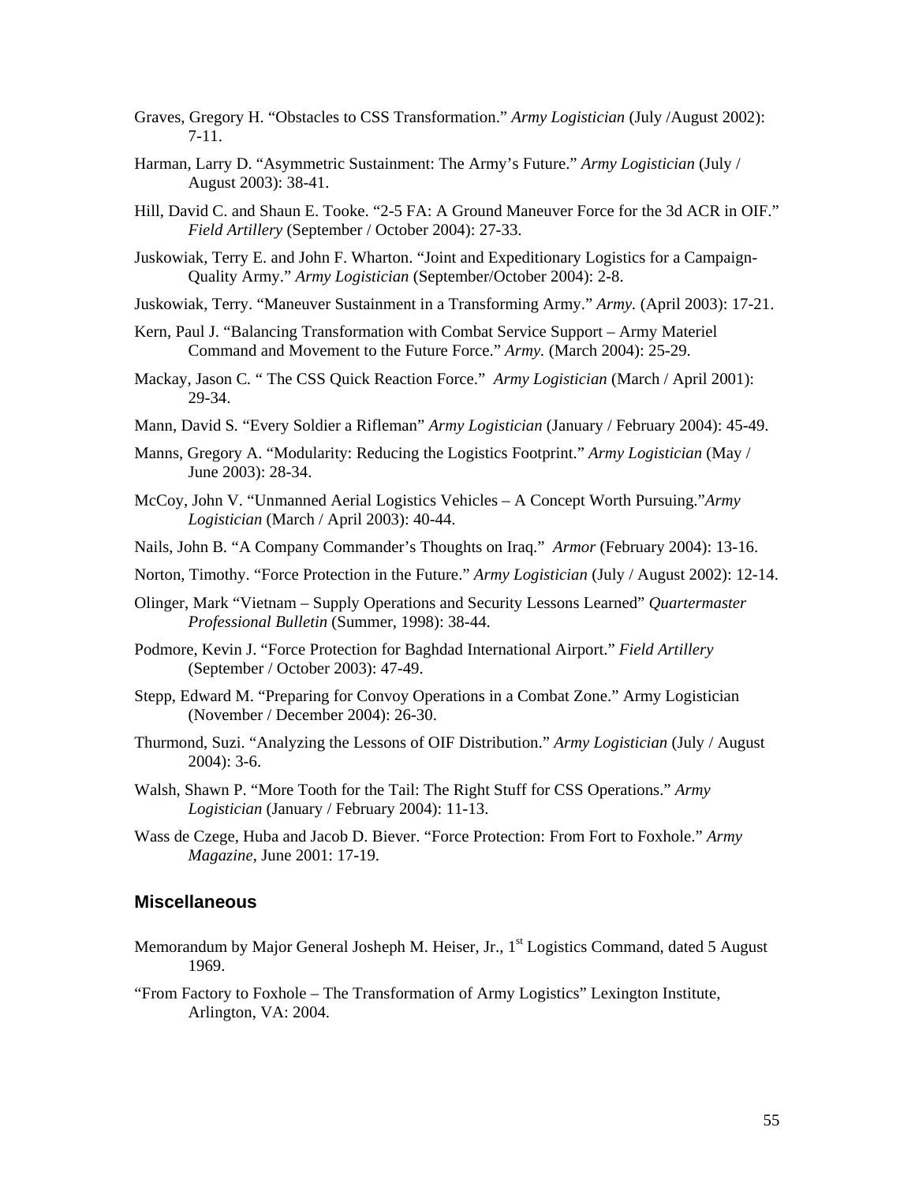Graves, Gregory H. "Obstacles to CSS Transformation." *Army Logistician* (July /August 2002): 7-11.

Harman, Larry D. "Asymmetric Sustainment: The Army's Future." *Army Logistician* (July / August 2003): 38-41.

Hill, David C. and Shaun E. Tooke. "2-5 FA: A Ground Maneuver Force for the 3d ACR in OIF." *Field Artillery* (September / October 2004): 27-33.

Juskowiak, Terry E. and John F. Wharton. "Joint and Expeditionary Logistics for a Campaign-Quality Army." *Army Logistician* (September/October 2004): 2-8.

Juskowiak, Terry. "Maneuver Sustainment in a Transforming Army." *Army.* (April 2003): 17-21.

Kern, Paul J. "Balancing Transformation with Combat Service Support – Army Materiel Command and Movement to the Future Force." *Army.* (March 2004): 25-29.

Mackay, Jason C. " The CSS Quick Reaction Force." *Army Logistician* (March / April 2001): 29-34.

Mann, David S. "Every Soldier a Rifleman" *Army Logistician* (January / February 2004): 45-49.

Manns, Gregory A. "Modularity: Reducing the Logistics Footprint." *Army Logistician* (May / June 2003): 28-34.

McCoy, John V. "Unmanned Aerial Logistics Vehicles – A Concept Worth Pursuing."*Army Logistician* (March / April 2003): 40-44.

Nails, John B. "A Company Commander's Thoughts on Iraq." *Armor* (February 2004): 13-16.

Norton, Timothy. "Force Protection in the Future." *Army Logistician* (July / August 2002): 12-14.

Olinger, Mark "Vietnam – Supply Operations and Security Lessons Learned" *Quartermaster Professional Bulletin* (Summer, 1998): 38-44.

Podmore, Kevin J. "Force Protection for Baghdad International Airport." *Field Artillery* (September / October 2003): 47-49.

Stepp, Edward M. "Preparing for Convoy Operations in a Combat Zone." Army Logistician (November / December 2004): 26-30.

Thurmond, Suzi. "Analyzing the Lessons of OIF Distribution." *Army Logistician* (July / August 2004): 3-6.

Walsh, Shawn P. "More Tooth for the Tail: The Right Stuff for CSS Operations." *Army Logistician* (January / February 2004): 11-13.

Wass de Czege, Huba and Jacob D. Biever. "Force Protection: From Fort to Foxhole." *Army Magazine*, June 2001: 17-19.

## Miscellaneous

Memorandum by Major General Josheph M. Heiser, Jr., 1st Logistics Command, dated 5 August 1969.

"From Factory to Foxhole – The Transformation of Army Logistics" Lexington Institute, Arlington, VA: 2004.